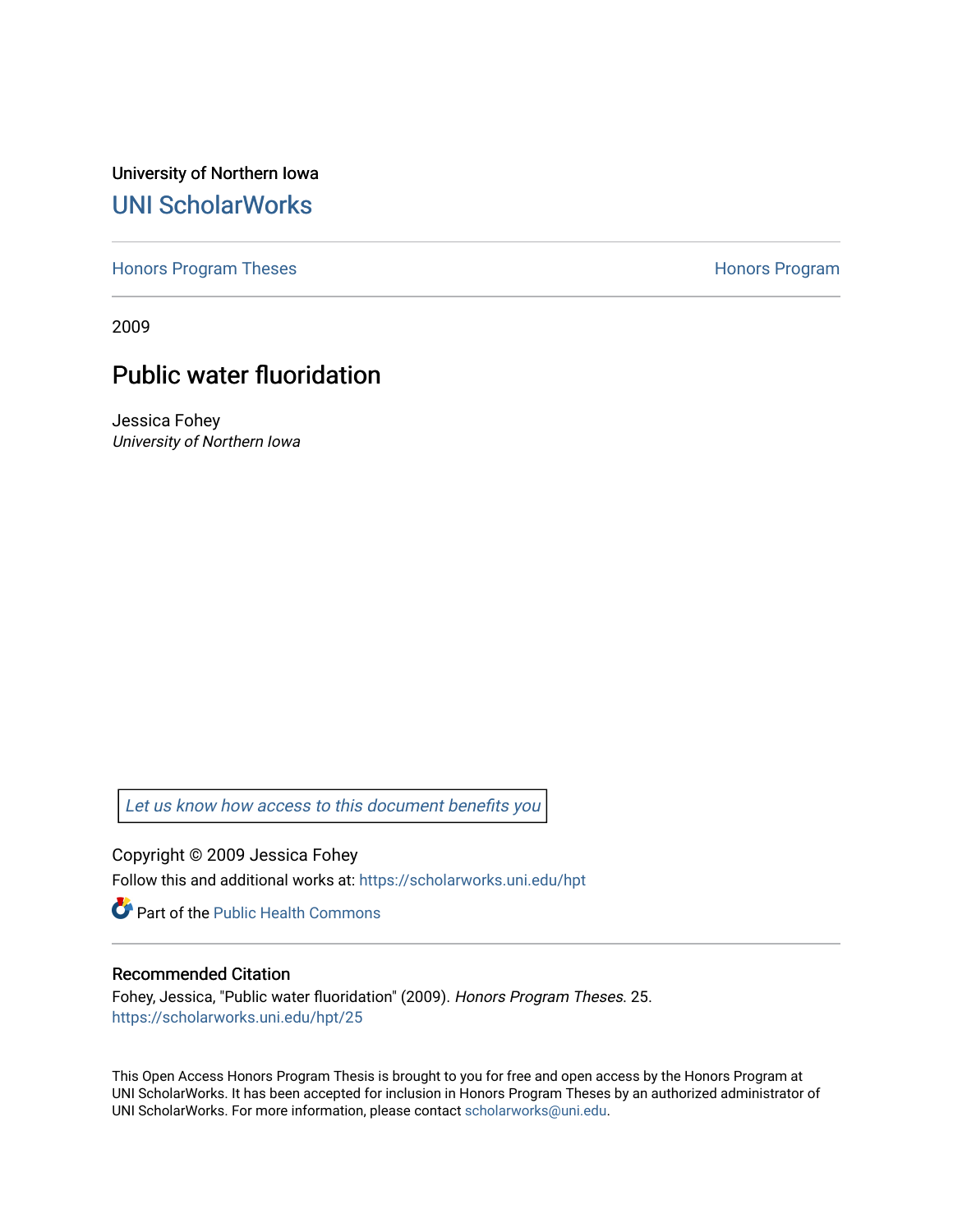University of Northern Iowa

# UNI ScholarWorks

Honors Program Theses

Honors Program

2009

## Public water fluoridation

Jessica Fohey

*University of Northern Iowa*

*Let us know how access to this document benefits you*

Copyright © 2009 Jessica Fohey

Follow this and additional works at: https://scholarworks.uni.edu/hpt

Part of the Public Health Commons

### Recommended Citation

Fohey, Jessica, "Public water fluoridation" (2009). *Honors Program Theses*. 25.
https://scholarworks.uni.edu/hpt/25

This Open Access Honors Program Thesis is brought to you for free and open access by the Honors Program at UNI ScholarWorks. It has been accepted for inclusion in Honors Program Theses by an authorized administrator of UNI ScholarWorks. For more information, please contact scholarworks@uni.edu.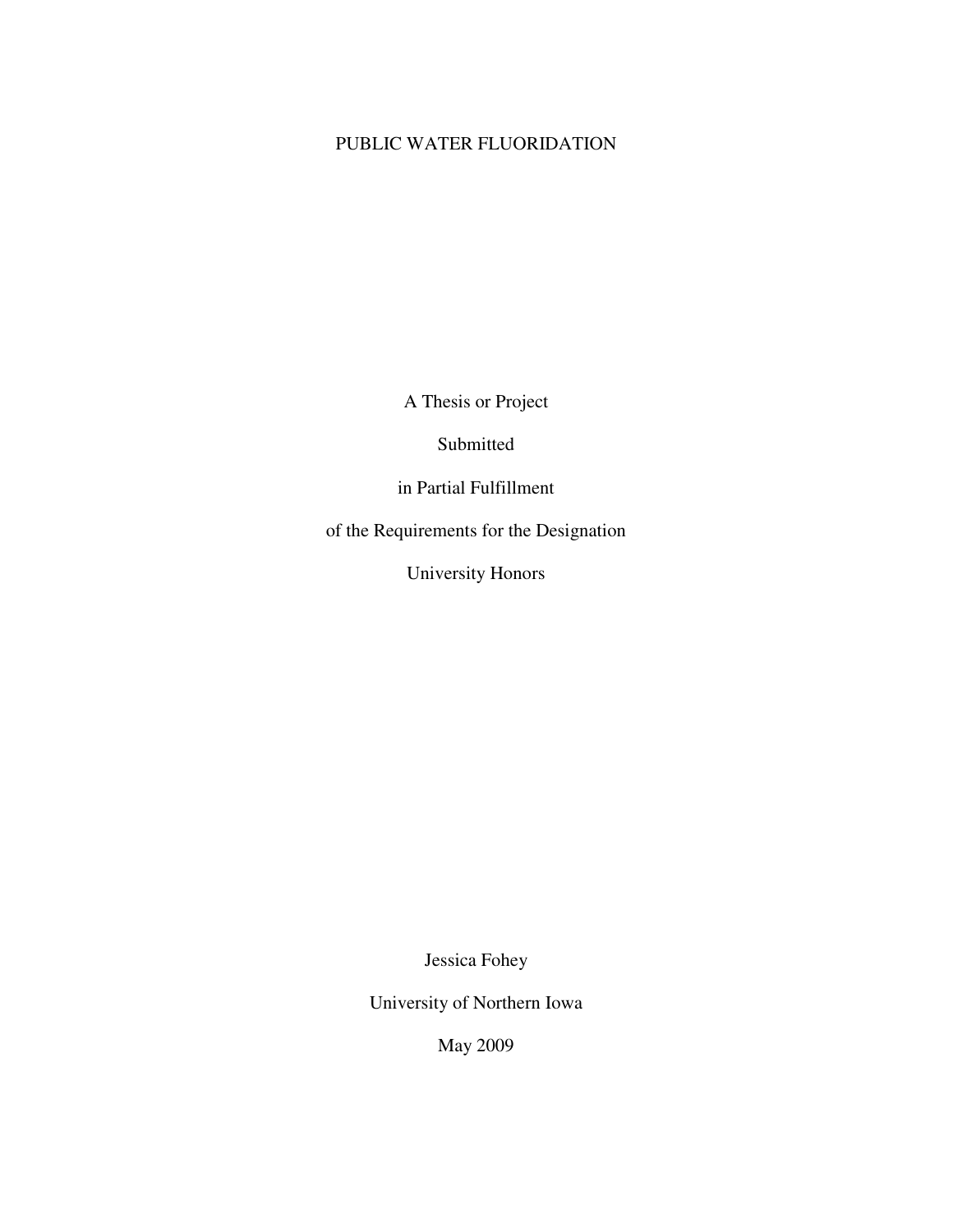# PUBLIC WATER FLUORIDATION

A Thesis or Project

Submitted

in Partial Fulfillment

of the Requirements for the Designation

University Honors

Jessica Fohey

University of Northern Iowa

May 2009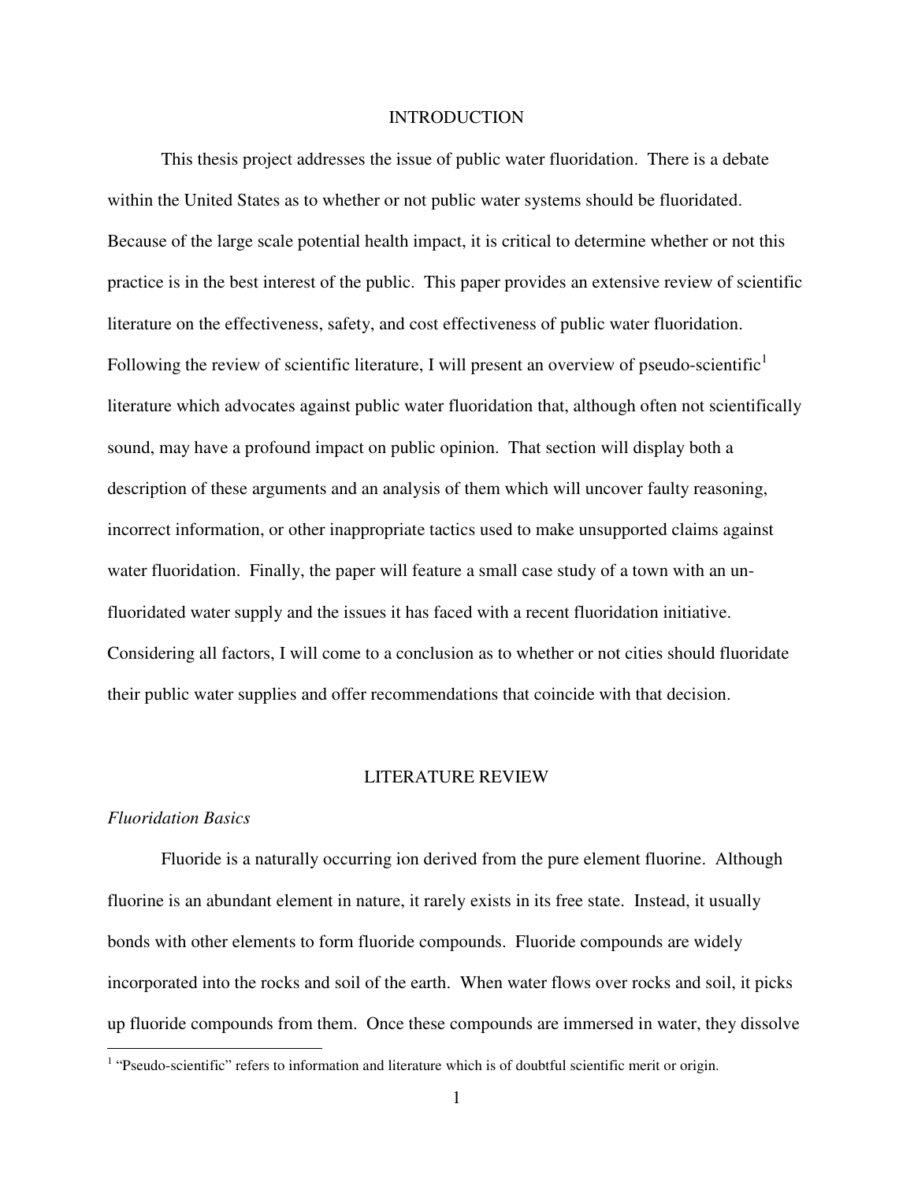# INTRODUCTION

This thesis project addresses the issue of public water fluoridation. There is a debate within the United States as to whether or not public water systems should be fluoridated. Because of the large scale potential health impact, it is critical to determine whether or not this practice is in the best interest of the public. This paper provides an extensive review of scientific literature on the effectiveness, safety, and cost effectiveness of public water fluoridation. Following the review of scientific literature, I will present an overview of pseudo-scientific[1] literature which advocates against public water fluoridation that, although often not scientifically sound, may have a profound impact on public opinion. That section will display both a description of these arguments and an analysis of them which will uncover faulty reasoning, incorrect information, or other inappropriate tactics used to make unsupported claims against water fluoridation. Finally, the paper will feature a small case study of a town with an un-fluoridated water supply and the issues it has faced with a recent fluoridation initiative. Considering all factors, I will come to a conclusion as to whether or not cities should fluoridate their public water supplies and offer recommendations that coincide with that decision.

# LITERATURE REVIEW

## *Fluoridation Basics*

Fluoride is a naturally occurring ion derived from the pure element fluorine. Although fluorine is an abundant element in nature, it rarely exists in its free state. Instead, it usually bonds with other elements to form fluoride compounds. Fluoride compounds are widely incorporated into the rocks and soil of the earth. When water flows over rocks and soil, it picks up fluoride compounds from them. Once these compounds are immersed in water, they dissolve

---

[1] "Pseudo-scientific" refers to information and literature which is of doubtful scientific merit or origin.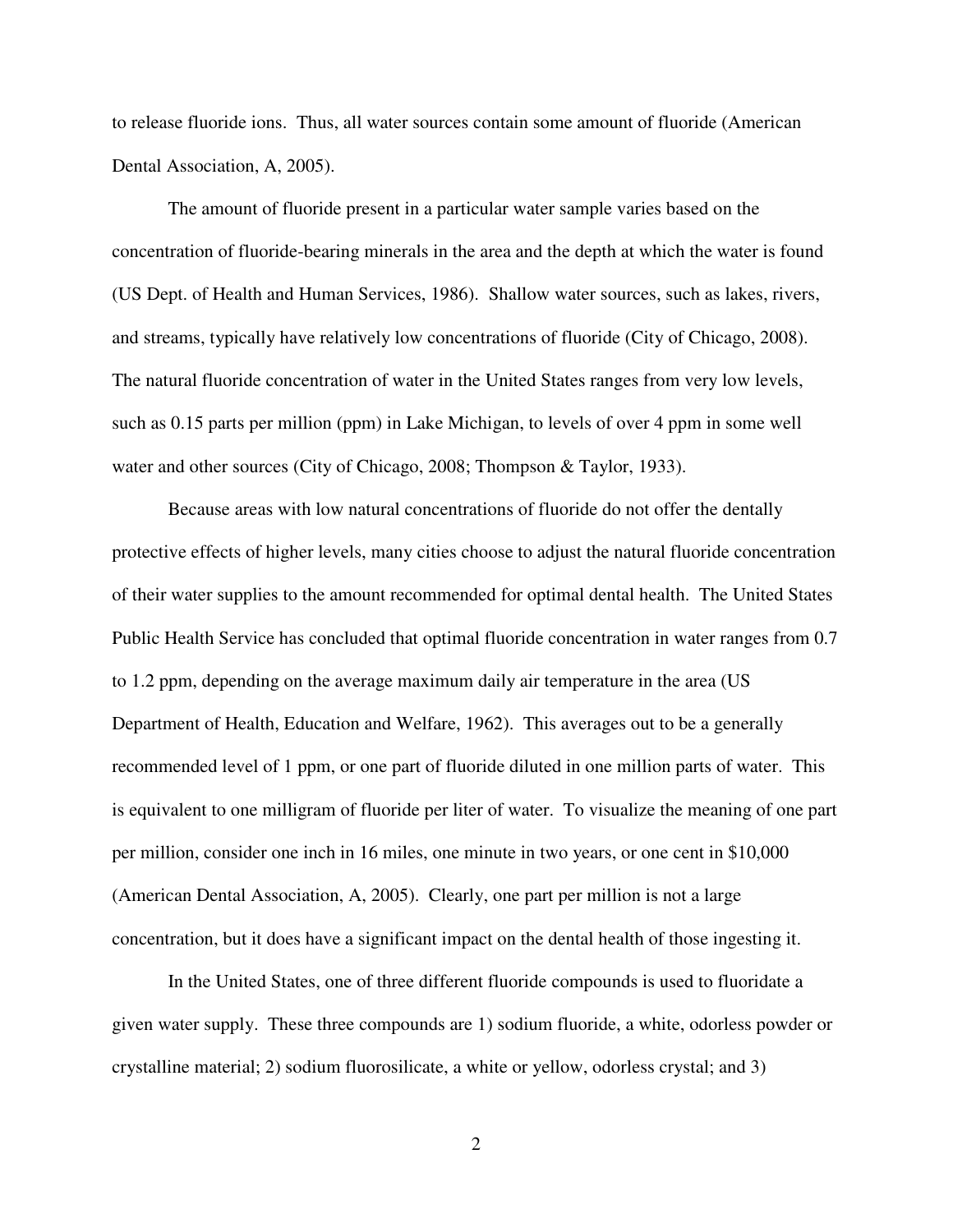to release fluoride ions. Thus, all water sources contain some amount of fluoride (American Dental Association, A, 2005).

The amount of fluoride present in a particular water sample varies based on the concentration of fluoride-bearing minerals in the area and the depth at which the water is found (US Dept. of Health and Human Services, 1986). Shallow water sources, such as lakes, rivers, and streams, typically have relatively low concentrations of fluoride (City of Chicago, 2008). The natural fluoride concentration of water in the United States ranges from very low levels, such as 0.15 parts per million (ppm) in Lake Michigan, to levels of over 4 ppm in some well water and other sources (City of Chicago, 2008; Thompson & Taylor, 1933).

Because areas with low natural concentrations of fluoride do not offer the dentally protective effects of higher levels, many cities choose to adjust the natural fluoride concentration of their water supplies to the amount recommended for optimal dental health. The United States Public Health Service has concluded that optimal fluoride concentration in water ranges from 0.7 to 1.2 ppm, depending on the average maximum daily air temperature in the area (US Department of Health, Education and Welfare, 1962). This averages out to be a generally recommended level of 1 ppm, or one part of fluoride diluted in one million parts of water. This is equivalent to one milligram of fluoride per liter of water. To visualize the meaning of one part per million, consider one inch in 16 miles, one minute in two years, or one cent in $10,000 (American Dental Association, A, 2005). Clearly, one part per million is not a large concentration, but it does have a significant impact on the dental health of those ingesting it.

In the United States, one of three different fluoride compounds is used to fluoridate a given water supply. These three compounds are 1) sodium fluoride, a white, odorless powder or crystalline material; 2) sodium fluorosilicate, a white or yellow, odorless crystal; and 3)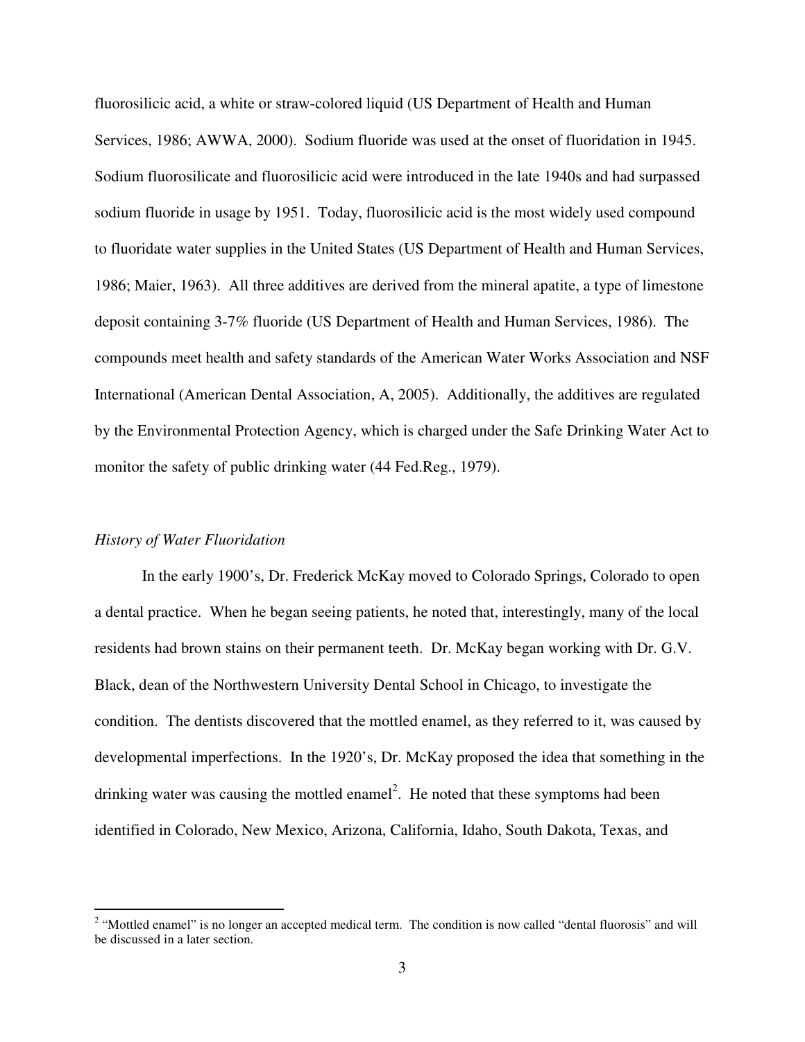fluorosilicic acid, a white or straw-colored liquid (US Department of Health and Human Services, 1986; AWWA, 2000). Sodium fluoride was used at the onset of fluoridation in 1945. Sodium fluorosilicate and fluorosilicic acid were introduced in the late 1940s and had surpassed sodium fluoride in usage by 1951. Today, fluorosilicic acid is the most widely used compound to fluoridate water supplies in the United States (US Department of Health and Human Services, 1986; Maier, 1963). All three additives are derived from the mineral apatite, a type of limestone deposit containing 3-7% fluoride (US Department of Health and Human Services, 1986). The compounds meet health and safety standards of the American Water Works Association and NSF International (American Dental Association, A, 2005). Additionally, the additives are regulated by the Environmental Protection Agency, which is charged under the Safe Drinking Water Act to monitor the safety of public drinking water (44 Fed.Reg., 1979).

*History of Water Fluoridation*

In the early 1900's, Dr. Frederick McKay moved to Colorado Springs, Colorado to open a dental practice. When he began seeing patients, he noted that, interestingly, many of the local residents had brown stains on their permanent teeth. Dr. McKay began working with Dr. G.V. Black, dean of the Northwestern University Dental School in Chicago, to investigate the condition. The dentists discovered that the mottled enamel, as they referred to it, was caused by developmental imperfections. In the 1920's, Dr. McKay proposed the idea that something in the drinking water was causing the mottled enamel[2]. He noted that these symptoms had been identified in Colorado, New Mexico, Arizona, California, Idaho, South Dakota, Texas, and

[2] "Mottled enamel" is no longer an accepted medical term. The condition is now called "dental fluorosis" and will be discussed in a later section.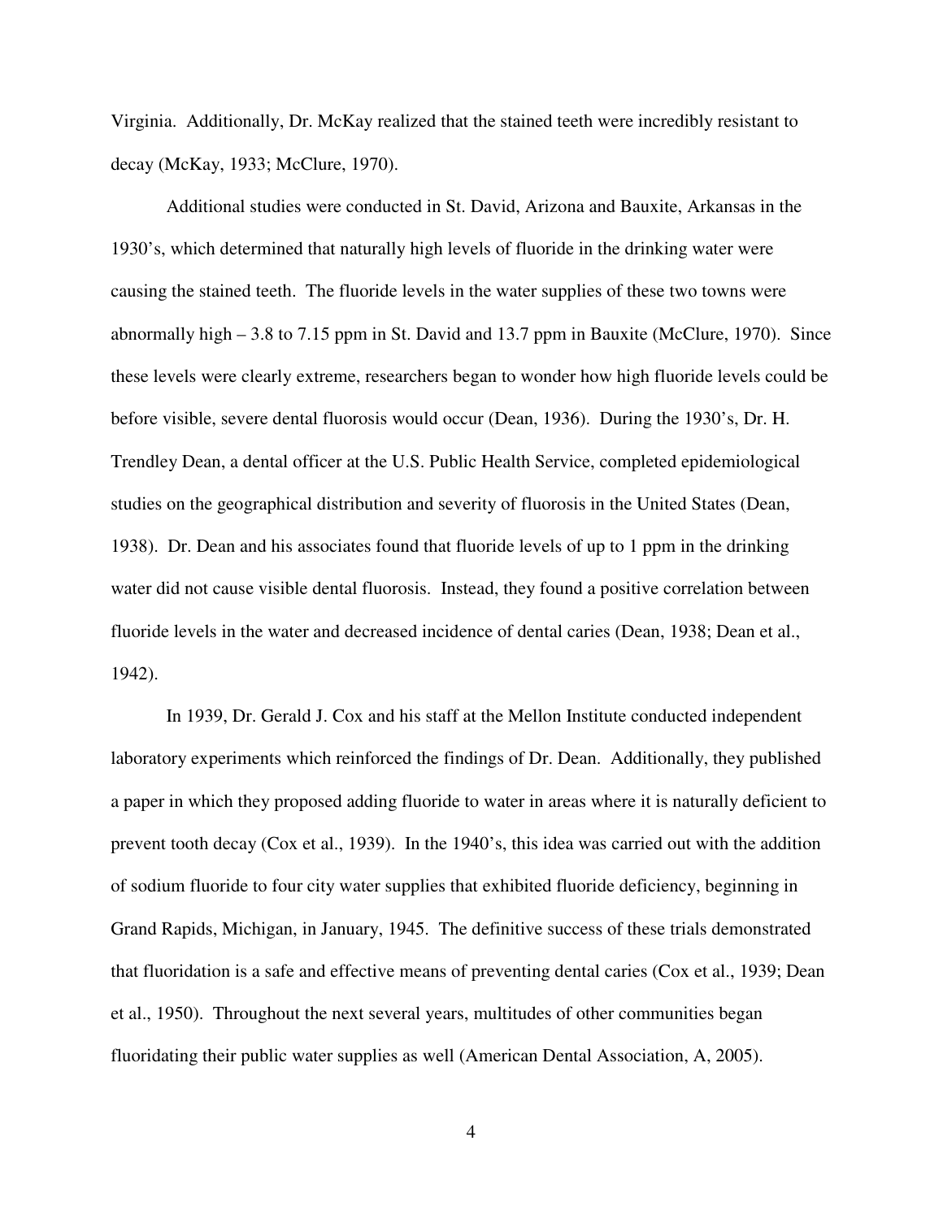Virginia. Additionally, Dr. McKay realized that the stained teeth were incredibly resistant to decay (McKay, 1933; McClure, 1970).

Additional studies were conducted in St. David, Arizona and Bauxite, Arkansas in the 1930's, which determined that naturally high levels of fluoride in the drinking water were causing the stained teeth. The fluoride levels in the water supplies of these two towns were abnormally high – 3.8 to 7.15 ppm in St. David and 13.7 ppm in Bauxite (McClure, 1970). Since these levels were clearly extreme, researchers began to wonder how high fluoride levels could be before visible, severe dental fluorosis would occur (Dean, 1936). During the 1930's, Dr. H. Trendley Dean, a dental officer at the U.S. Public Health Service, completed epidemiological studies on the geographical distribution and severity of fluorosis in the United States (Dean, 1938). Dr. Dean and his associates found that fluoride levels of up to 1 ppm in the drinking water did not cause visible dental fluorosis. Instead, they found a positive correlation between fluoride levels in the water and decreased incidence of dental caries (Dean, 1938; Dean et al., 1942).

In 1939, Dr. Gerald J. Cox and his staff at the Mellon Institute conducted independent laboratory experiments which reinforced the findings of Dr. Dean. Additionally, they published a paper in which they proposed adding fluoride to water in areas where it is naturally deficient to prevent tooth decay (Cox et al., 1939). In the 1940's, this idea was carried out with the addition of sodium fluoride to four city water supplies that exhibited fluoride deficiency, beginning in Grand Rapids, Michigan, in January, 1945. The definitive success of these trials demonstrated that fluoridation is a safe and effective means of preventing dental caries (Cox et al., 1939; Dean et al., 1950). Throughout the next several years, multitudes of other communities began fluoridating their public water supplies as well (American Dental Association, A, 2005).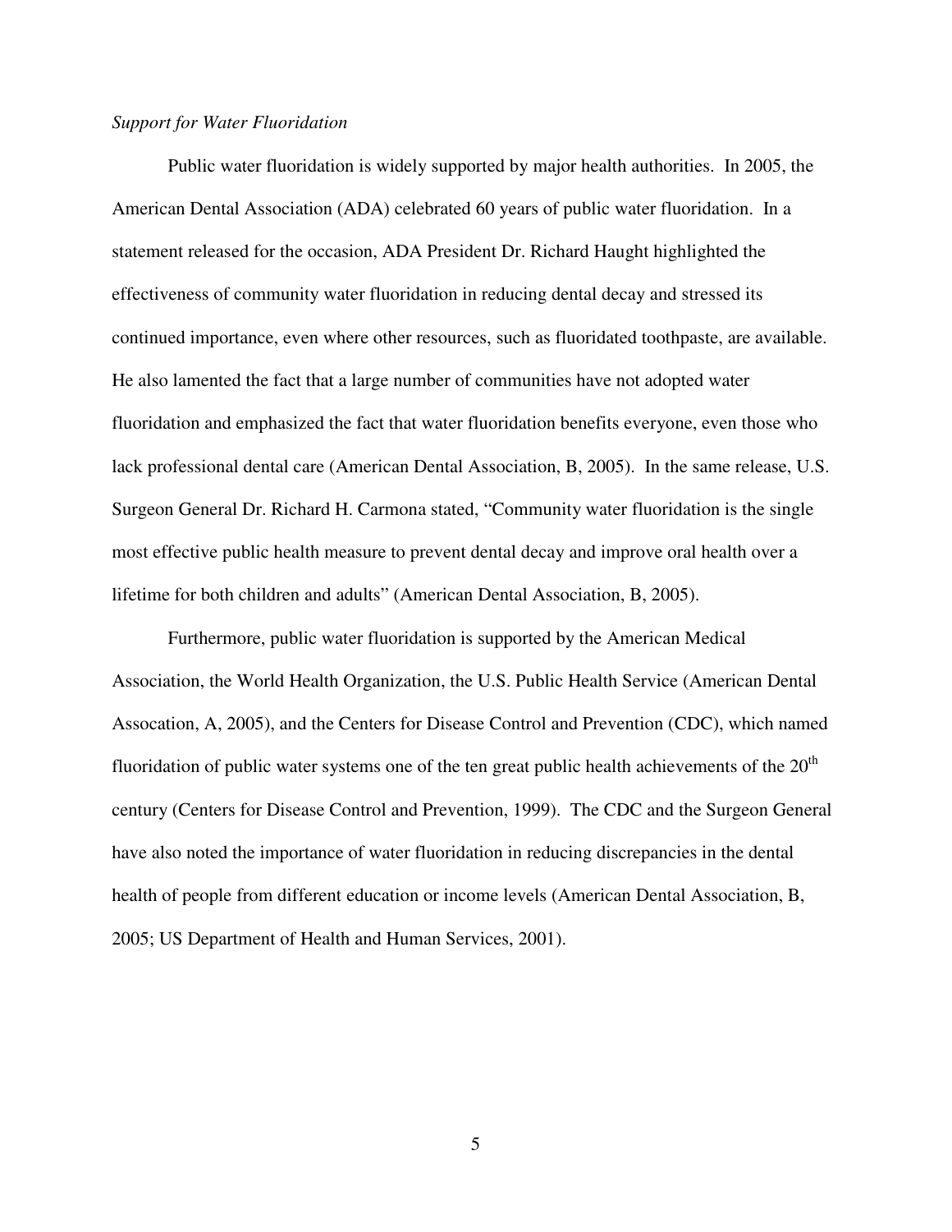*Support for Water Fluoridation*

Public water fluoridation is widely supported by major health authorities. In 2005, the American Dental Association (ADA) celebrated 60 years of public water fluoridation. In a statement released for the occasion, ADA President Dr. Richard Haught highlighted the effectiveness of community water fluoridation in reducing dental decay and stressed its continued importance, even where other resources, such as fluoridated toothpaste, are available. He also lamented the fact that a large number of communities have not adopted water fluoridation and emphasized the fact that water fluoridation benefits everyone, even those who lack professional dental care (American Dental Association, B, 2005). In the same release, U.S. Surgeon General Dr. Richard H. Carmona stated, "Community water fluoridation is the single most effective public health measure to prevent dental decay and improve oral health over a lifetime for both children and adults" (American Dental Association, B, 2005).

Furthermore, public water fluoridation is supported by the American Medical Association, the World Health Organization, the U.S. Public Health Service (American Dental Assocation, A, 2005), and the Centers for Disease Control and Prevention (CDC), which named fluoridation of public water systems one of the ten great public health achievements of the 20th century (Centers for Disease Control and Prevention, 1999). The CDC and the Surgeon General have also noted the importance of water fluoridation in reducing discrepancies in the dental health of people from different education or income levels (American Dental Association, B, 2005; US Department of Health and Human Services, 2001).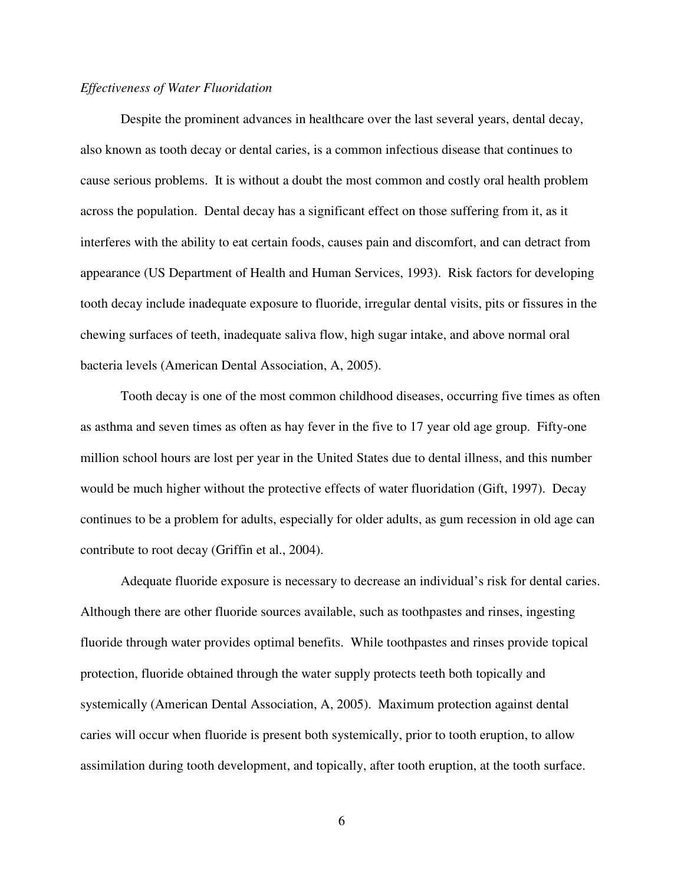*Effectiveness of Water Fluoridation*

Despite the prominent advances in healthcare over the last several years, dental decay, also known as tooth decay or dental caries, is a common infectious disease that continues to cause serious problems. It is without a doubt the most common and costly oral health problem across the population. Dental decay has a significant effect on those suffering from it, as it interferes with the ability to eat certain foods, causes pain and discomfort, and can detract from appearance (US Department of Health and Human Services, 1993). Risk factors for developing tooth decay include inadequate exposure to fluoride, irregular dental visits, pits or fissures in the chewing surfaces of teeth, inadequate saliva flow, high sugar intake, and above normal oral bacteria levels (American Dental Association, A, 2005).

Tooth decay is one of the most common childhood diseases, occurring five times as often as asthma and seven times as often as hay fever in the five to 17 year old age group. Fifty-one million school hours are lost per year in the United States due to dental illness, and this number would be much higher without the protective effects of water fluoridation (Gift, 1997). Decay continues to be a problem for adults, especially for older adults, as gum recession in old age can contribute to root decay (Griffin et al., 2004).

Adequate fluoride exposure is necessary to decrease an individual's risk for dental caries. Although there are other fluoride sources available, such as toothpastes and rinses, ingesting fluoride through water provides optimal benefits. While toothpastes and rinses provide topical protection, fluoride obtained through the water supply protects teeth both topically and systemically (American Dental Association, A, 2005). Maximum protection against dental caries will occur when fluoride is present both systemically, prior to tooth eruption, to allow assimilation during tooth development, and topically, after tooth eruption, at the tooth surface.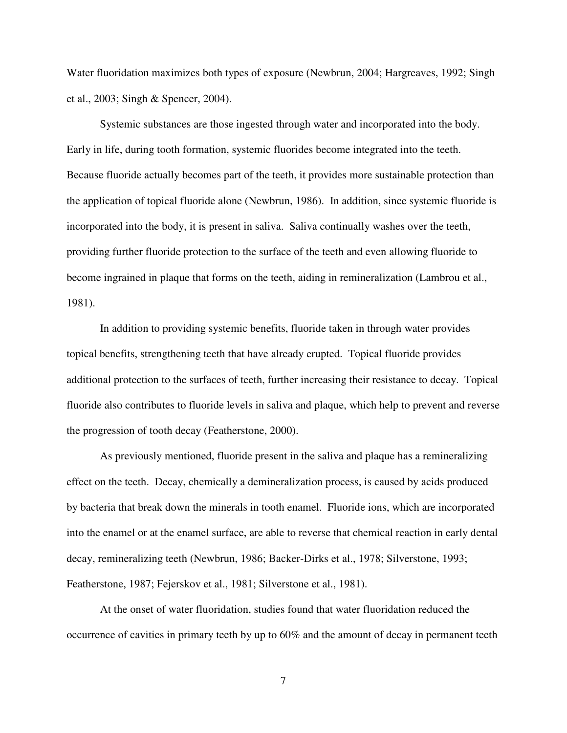Water fluoridation maximizes both types of exposure (Newbrun, 2004; Hargreaves, 1992; Singh et al., 2003; Singh & Spencer, 2004).

Systemic substances are those ingested through water and incorporated into the body. Early in life, during tooth formation, systemic fluorides become integrated into the teeth. Because fluoride actually becomes part of the teeth, it provides more sustainable protection than the application of topical fluoride alone (Newbrun, 1986). In addition, since systemic fluoride is incorporated into the body, it is present in saliva. Saliva continually washes over the teeth, providing further fluoride protection to the surface of the teeth and even allowing fluoride to become ingrained in plaque that forms on the teeth, aiding in remineralization (Lambrou et al., 1981).

In addition to providing systemic benefits, fluoride taken in through water provides topical benefits, strengthening teeth that have already erupted. Topical fluoride provides additional protection to the surfaces of teeth, further increasing their resistance to decay. Topical fluoride also contributes to fluoride levels in saliva and plaque, which help to prevent and reverse the progression of tooth decay (Featherstone, 2000).

As previously mentioned, fluoride present in the saliva and plaque has a remineralizing effect on the teeth. Decay, chemically a demineralization process, is caused by acids produced by bacteria that break down the minerals in tooth enamel. Fluoride ions, which are incorporated into the enamel or at the enamel surface, are able to reverse that chemical reaction in early dental decay, remineralizing teeth (Newbrun, 1986; Backer-Dirks et al., 1978; Silverstone, 1993; Featherstone, 1987; Fejerskov et al., 1981; Silverstone et al., 1981).

At the onset of water fluoridation, studies found that water fluoridation reduced the occurrence of cavities in primary teeth by up to 60% and the amount of decay in permanent teeth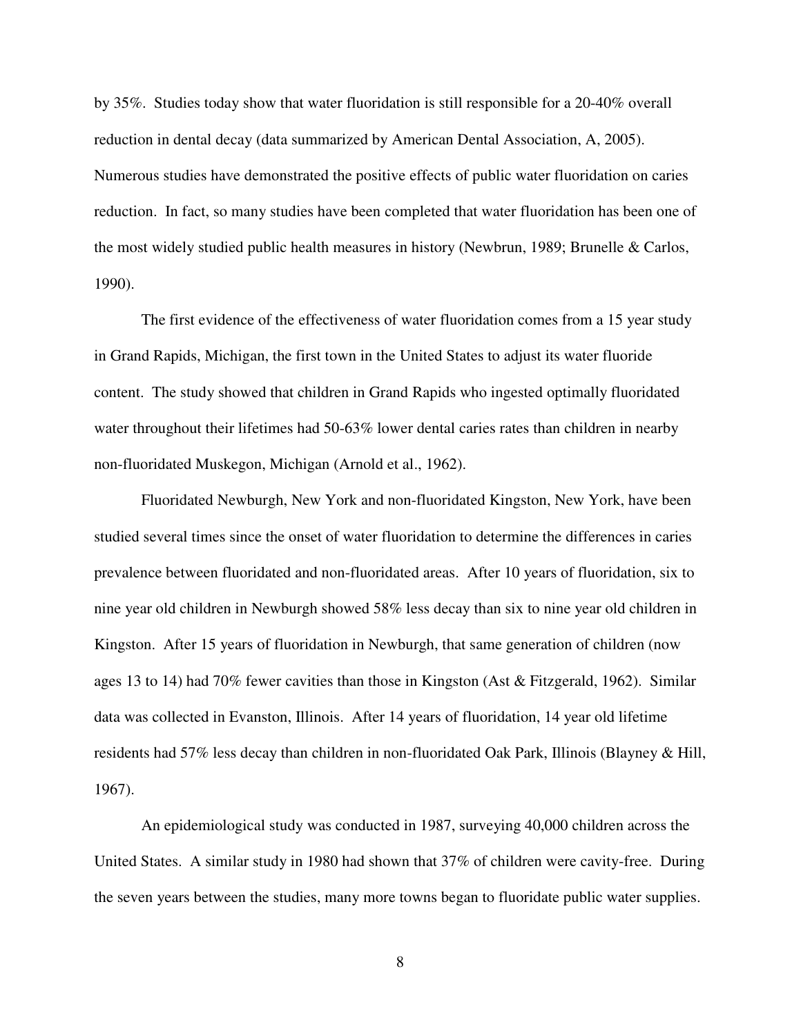by 35%. Studies today show that water fluoridation is still responsible for a 20-40% overall reduction in dental decay (data summarized by American Dental Association, A, 2005). Numerous studies have demonstrated the positive effects of public water fluoridation on caries reduction. In fact, so many studies have been completed that water fluoridation has been one of the most widely studied public health measures in history (Newbrun, 1989; Brunelle & Carlos, 1990).

The first evidence of the effectiveness of water fluoridation comes from a 15 year study in Grand Rapids, Michigan, the first town in the United States to adjust its water fluoride content. The study showed that children in Grand Rapids who ingested optimally fluoridated water throughout their lifetimes had 50-63% lower dental caries rates than children in nearby non-fluoridated Muskegon, Michigan (Arnold et al., 1962).

Fluoridated Newburgh, New York and non-fluoridated Kingston, New York, have been studied several times since the onset of water fluoridation to determine the differences in caries prevalence between fluoridated and non-fluoridated areas. After 10 years of fluoridation, six to nine year old children in Newburgh showed 58% less decay than six to nine year old children in Kingston. After 15 years of fluoridation in Newburgh, that same generation of children (now ages 13 to 14) had 70% fewer cavities than those in Kingston (Ast & Fitzgerald, 1962). Similar data was collected in Evanston, Illinois. After 14 years of fluoridation, 14 year old lifetime residents had 57% less decay than children in non-fluoridated Oak Park, Illinois (Blayney & Hill, 1967).

An epidemiological study was conducted in 1987, surveying 40,000 children across the United States. A similar study in 1980 had shown that 37% of children were cavity-free. During the seven years between the studies, many more towns began to fluoridate public water supplies.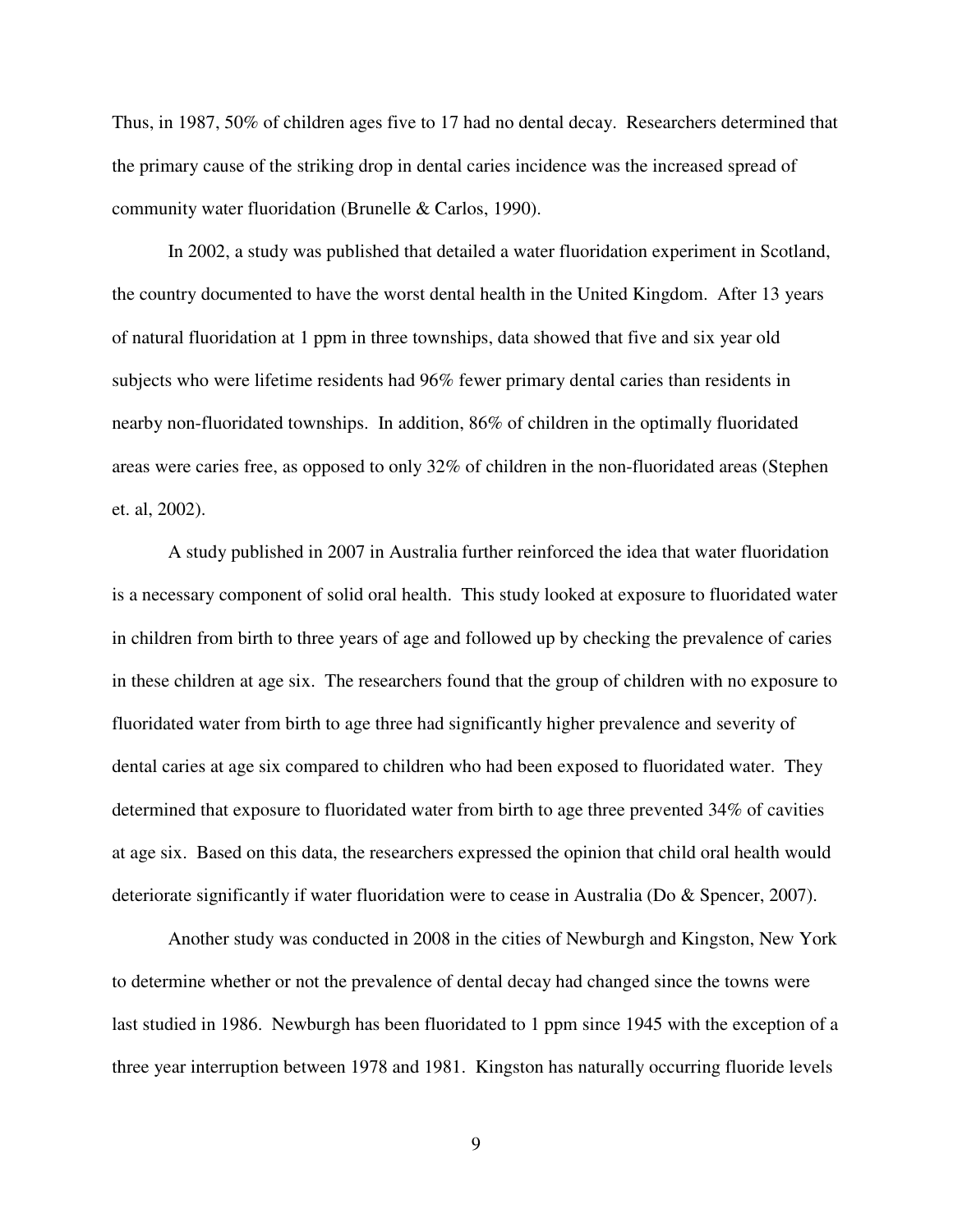Thus, in 1987, 50% of children ages five to 17 had no dental decay. Researchers determined that the primary cause of the striking drop in dental caries incidence was the increased spread of community water fluoridation (Brunelle & Carlos, 1990).

In 2002, a study was published that detailed a water fluoridation experiment in Scotland, the country documented to have the worst dental health in the United Kingdom. After 13 years of natural fluoridation at 1 ppm in three townships, data showed that five and six year old subjects who were lifetime residents had 96% fewer primary dental caries than residents in nearby non-fluoridated townships. In addition, 86% of children in the optimally fluoridated areas were caries free, as opposed to only 32% of children in the non-fluoridated areas (Stephen et. al, 2002).

A study published in 2007 in Australia further reinforced the idea that water fluoridation is a necessary component of solid oral health. This study looked at exposure to fluoridated water in children from birth to three years of age and followed up by checking the prevalence of caries in these children at age six. The researchers found that the group of children with no exposure to fluoridated water from birth to age three had significantly higher prevalence and severity of dental caries at age six compared to children who had been exposed to fluoridated water. They determined that exposure to fluoridated water from birth to age three prevented 34% of cavities at age six. Based on this data, the researchers expressed the opinion that child oral health would deteriorate significantly if water fluoridation were to cease in Australia (Do & Spencer, 2007).

Another study was conducted in 2008 in the cities of Newburgh and Kingston, New York to determine whether or not the prevalence of dental decay had changed since the towns were last studied in 1986. Newburgh has been fluoridated to 1 ppm since 1945 with the exception of a three year interruption between 1978 and 1981. Kingston has naturally occurring fluoride levels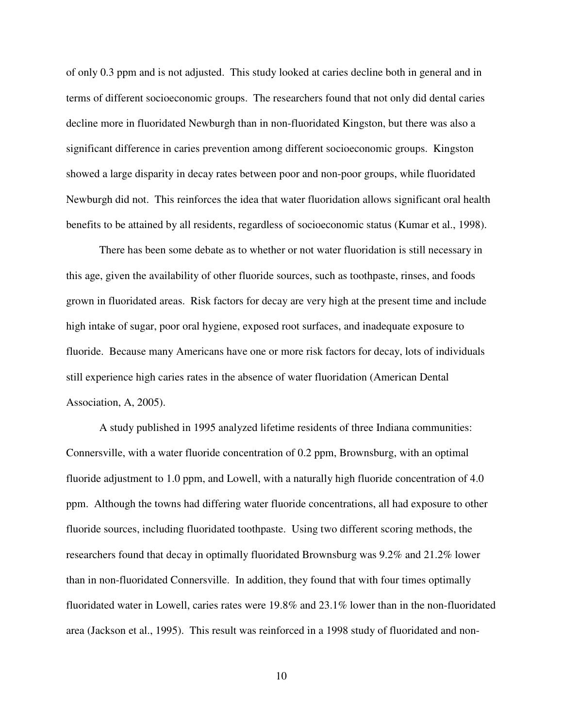of only 0.3 ppm and is not adjusted. This study looked at caries decline both in general and in terms of different socioeconomic groups. The researchers found that not only did dental caries decline more in fluoridated Newburgh than in non-fluoridated Kingston, but there was also a significant difference in caries prevention among different socioeconomic groups. Kingston showed a large disparity in decay rates between poor and non-poor groups, while fluoridated Newburgh did not. This reinforces the idea that water fluoridation allows significant oral health benefits to be attained by all residents, regardless of socioeconomic status (Kumar et al., 1998).

There has been some debate as to whether or not water fluoridation is still necessary in this age, given the availability of other fluoride sources, such as toothpaste, rinses, and foods grown in fluoridated areas. Risk factors for decay are very high at the present time and include high intake of sugar, poor oral hygiene, exposed root surfaces, and inadequate exposure to fluoride. Because many Americans have one or more risk factors for decay, lots of individuals still experience high caries rates in the absence of water fluoridation (American Dental Association, A, 2005).

A study published in 1995 analyzed lifetime residents of three Indiana communities: Connersville, with a water fluoride concentration of 0.2 ppm, Brownsburg, with an optimal fluoride adjustment to 1.0 ppm, and Lowell, with a naturally high fluoride concentration of 4.0 ppm. Although the towns had differing water fluoride concentrations, all had exposure to other fluoride sources, including fluoridated toothpaste. Using two different scoring methods, the researchers found that decay in optimally fluoridated Brownsburg was 9.2% and 21.2% lower than in non-fluoridated Connersville. In addition, they found that with four times optimally fluoridated water in Lowell, caries rates were 19.8% and 23.1% lower than in the non-fluoridated area (Jackson et al., 1995). This result was reinforced in a 1998 study of fluoridated and non-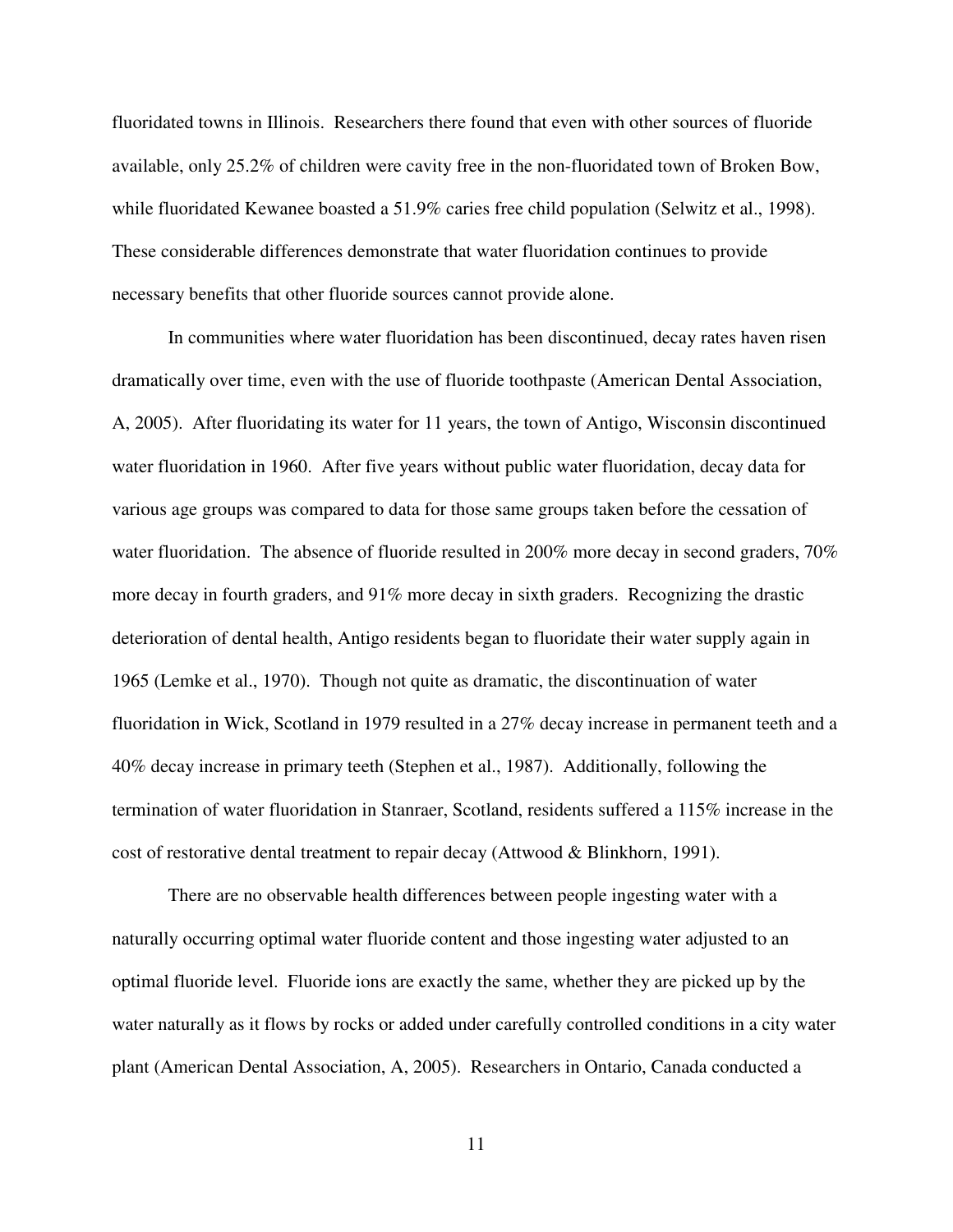fluoridated towns in Illinois. Researchers there found that even with other sources of fluoride available, only 25.2% of children were cavity free in the non-fluoridated town of Broken Bow, while fluoridated Kewanee boasted a 51.9% caries free child population (Selwitz et al., 1998). These considerable differences demonstrate that water fluoridation continues to provide necessary benefits that other fluoride sources cannot provide alone.

In communities where water fluoridation has been discontinued, decay rates haven risen dramatically over time, even with the use of fluoride toothpaste (American Dental Association, A, 2005). After fluoridating its water for 11 years, the town of Antigo, Wisconsin discontinued water fluoridation in 1960. After five years without public water fluoridation, decay data for various age groups was compared to data for those same groups taken before the cessation of water fluoridation. The absence of fluoride resulted in 200% more decay in second graders, 70% more decay in fourth graders, and 91% more decay in sixth graders. Recognizing the drastic deterioration of dental health, Antigo residents began to fluoridate their water supply again in 1965 (Lemke et al., 1970). Though not quite as dramatic, the discontinuation of water fluoridation in Wick, Scotland in 1979 resulted in a 27% decay increase in permanent teeth and a 40% decay increase in primary teeth (Stephen et al., 1987). Additionally, following the termination of water fluoridation in Stanraer, Scotland, residents suffered a 115% increase in the cost of restorative dental treatment to repair decay (Attwood & Blinkhorn, 1991).

There are no observable health differences between people ingesting water with a naturally occurring optimal water fluoride content and those ingesting water adjusted to an optimal fluoride level. Fluoride ions are exactly the same, whether they are picked up by the water naturally as it flows by rocks or added under carefully controlled conditions in a city water plant (American Dental Association, A, 2005). Researchers in Ontario, Canada conducted a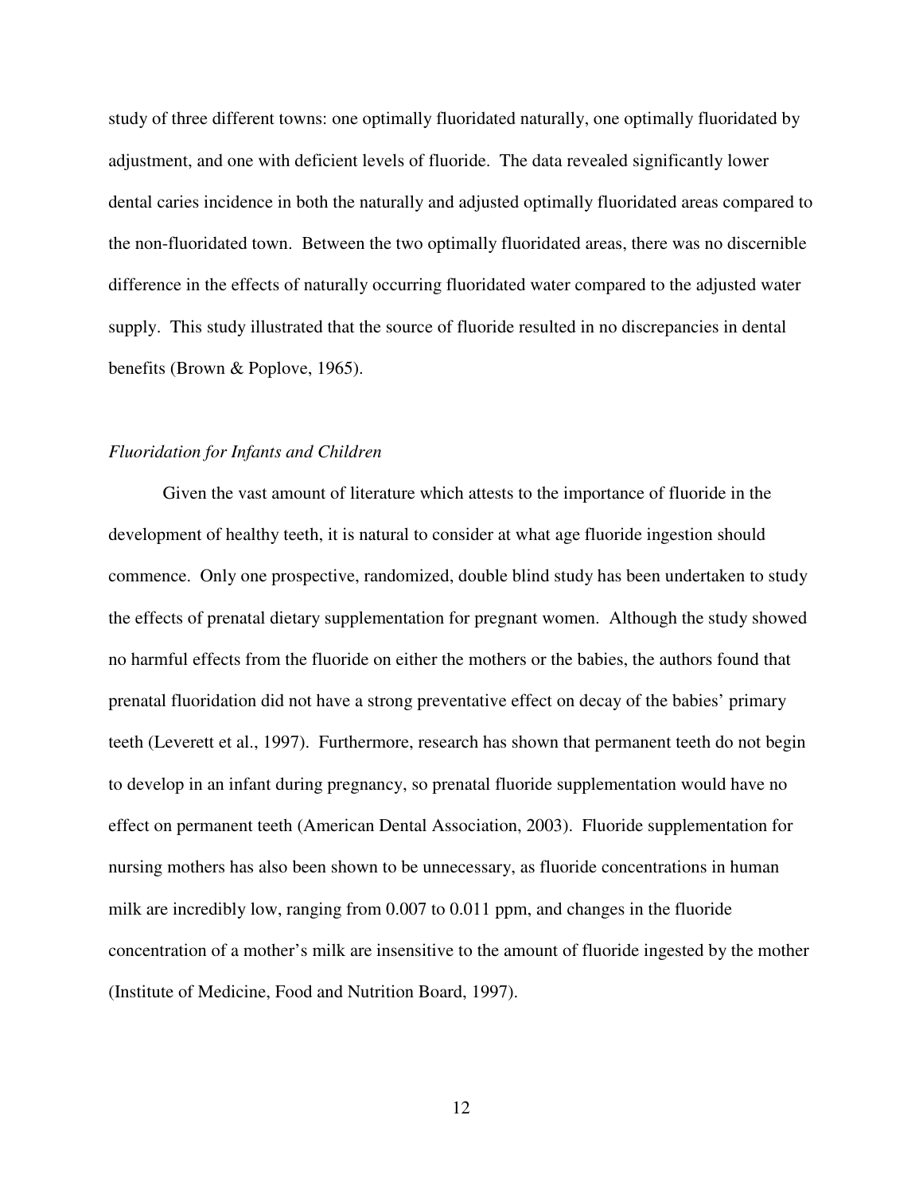study of three different towns: one optimally fluoridated naturally, one optimally fluoridated by adjustment, and one with deficient levels of fluoride. The data revealed significantly lower dental caries incidence in both the naturally and adjusted optimally fluoridated areas compared to the non-fluoridated town. Between the two optimally fluoridated areas, there was no discernible difference in the effects of naturally occurring fluoridated water compared to the adjusted water supply. This study illustrated that the source of fluoride resulted in no discrepancies in dental benefits (Brown & Poplove, 1965).

*Fluoridation for Infants and Children*

Given the vast amount of literature which attests to the importance of fluoride in the development of healthy teeth, it is natural to consider at what age fluoride ingestion should commence. Only one prospective, randomized, double blind study has been undertaken to study the effects of prenatal dietary supplementation for pregnant women. Although the study showed no harmful effects from the fluoride on either the mothers or the babies, the authors found that prenatal fluoridation did not have a strong preventative effect on decay of the babies' primary teeth (Leverett et al., 1997). Furthermore, research has shown that permanent teeth do not begin to develop in an infant during pregnancy, so prenatal fluoride supplementation would have no effect on permanent teeth (American Dental Association, 2003). Fluoride supplementation for nursing mothers has also been shown to be unnecessary, as fluoride concentrations in human milk are incredibly low, ranging from 0.007 to 0.011 ppm, and changes in the fluoride concentration of a mother's milk are insensitive to the amount of fluoride ingested by the mother (Institute of Medicine, Food and Nutrition Board, 1997).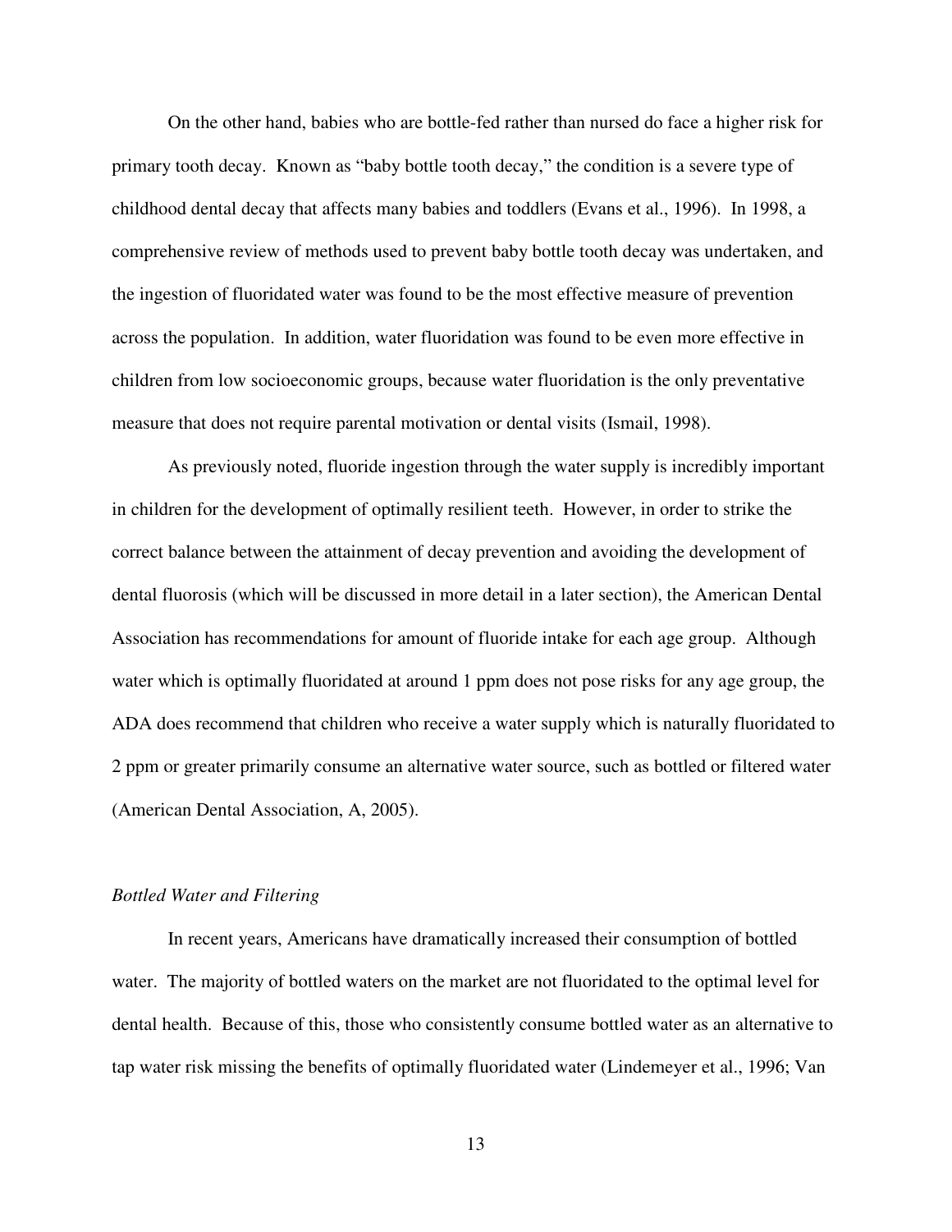On the other hand, babies who are bottle-fed rather than nursed do face a higher risk for primary tooth decay. Known as "baby bottle tooth decay," the condition is a severe type of childhood dental decay that affects many babies and toddlers (Evans et al., 1996). In 1998, a comprehensive review of methods used to prevent baby bottle tooth decay was undertaken, and the ingestion of fluoridated water was found to be the most effective measure of prevention across the population. In addition, water fluoridation was found to be even more effective in children from low socioeconomic groups, because water fluoridation is the only preventative measure that does not require parental motivation or dental visits (Ismail, 1998).

As previously noted, fluoride ingestion through the water supply is incredibly important in children for the development of optimally resilient teeth. However, in order to strike the correct balance between the attainment of decay prevention and avoiding the development of dental fluorosis (which will be discussed in more detail in a later section), the American Dental Association has recommendations for amount of fluoride intake for each age group. Although water which is optimally fluoridated at around 1 ppm does not pose risks for any age group, the ADA does recommend that children who receive a water supply which is naturally fluoridated to 2 ppm or greater primarily consume an alternative water source, such as bottled or filtered water (American Dental Association, A, 2005).

*Bottled Water and Filtering*

In recent years, Americans have dramatically increased their consumption of bottled water. The majority of bottled waters on the market are not fluoridated to the optimal level for dental health. Because of this, those who consistently consume bottled water as an alternative to tap water risk missing the benefits of optimally fluoridated water (Lindemeyer et al., 1996; Van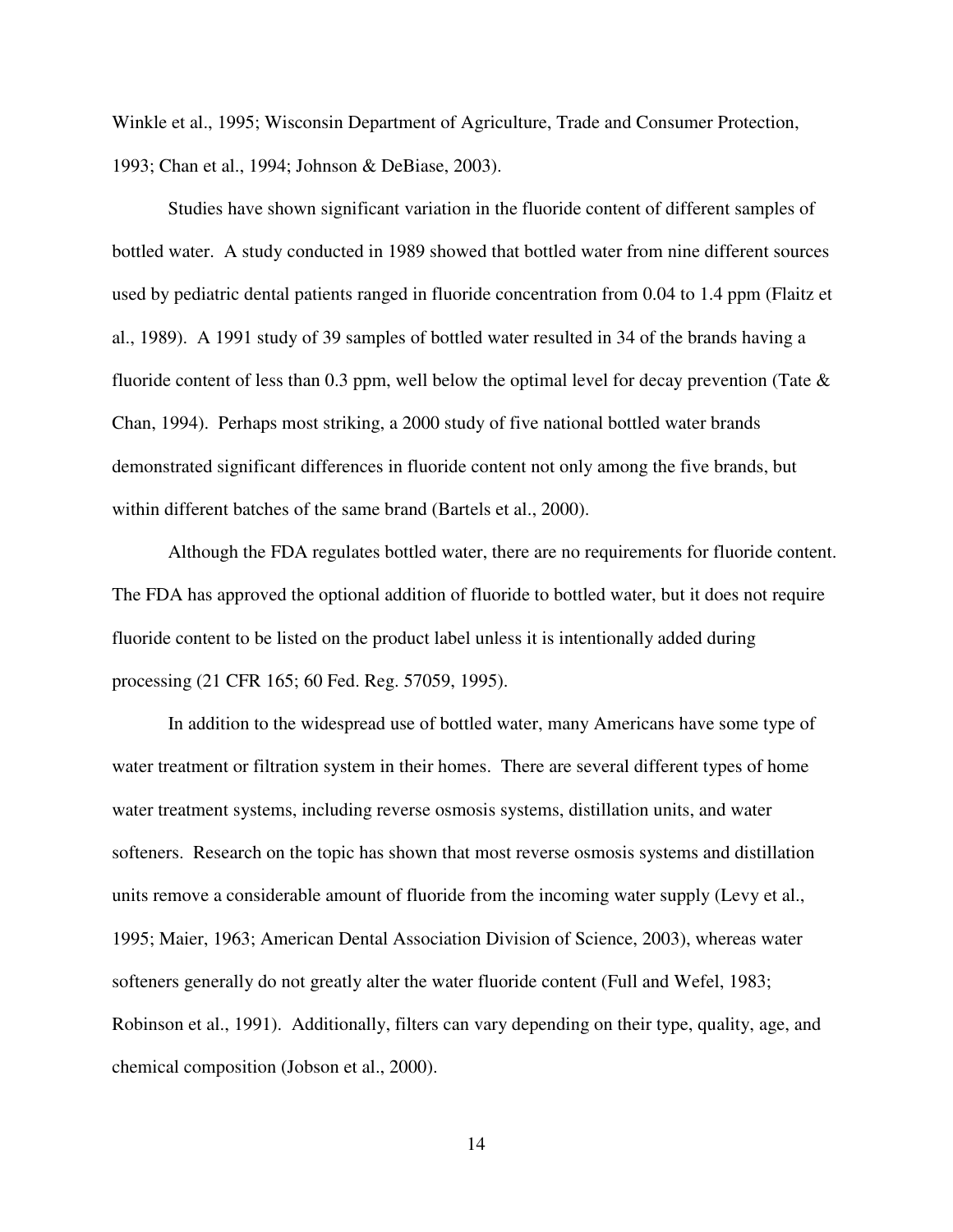Winkle et al., 1995; Wisconsin Department of Agriculture, Trade and Consumer Protection, 1993; Chan et al., 1994; Johnson & DeBiase, 2003).

Studies have shown significant variation in the fluoride content of different samples of bottled water. A study conducted in 1989 showed that bottled water from nine different sources used by pediatric dental patients ranged in fluoride concentration from 0.04 to 1.4 ppm (Flaitz et al., 1989). A 1991 study of 39 samples of bottled water resulted in 34 of the brands having a fluoride content of less than 0.3 ppm, well below the optimal level for decay prevention (Tate & Chan, 1994). Perhaps most striking, a 2000 study of five national bottled water brands demonstrated significant differences in fluoride content not only among the five brands, but within different batches of the same brand (Bartels et al., 2000).

Although the FDA regulates bottled water, there are no requirements for fluoride content. The FDA has approved the optional addition of fluoride to bottled water, but it does not require fluoride content to be listed on the product label unless it is intentionally added during processing (21 CFR 165; 60 Fed. Reg. 57059, 1995).

In addition to the widespread use of bottled water, many Americans have some type of water treatment or filtration system in their homes. There are several different types of home water treatment systems, including reverse osmosis systems, distillation units, and water softeners. Research on the topic has shown that most reverse osmosis systems and distillation units remove a considerable amount of fluoride from the incoming water supply (Levy et al., 1995; Maier, 1963; American Dental Association Division of Science, 2003), whereas water softeners generally do not greatly alter the water fluoride content (Full and Wefel, 1983; Robinson et al., 1991). Additionally, filters can vary depending on their type, quality, age, and chemical composition (Jobson et al., 2000).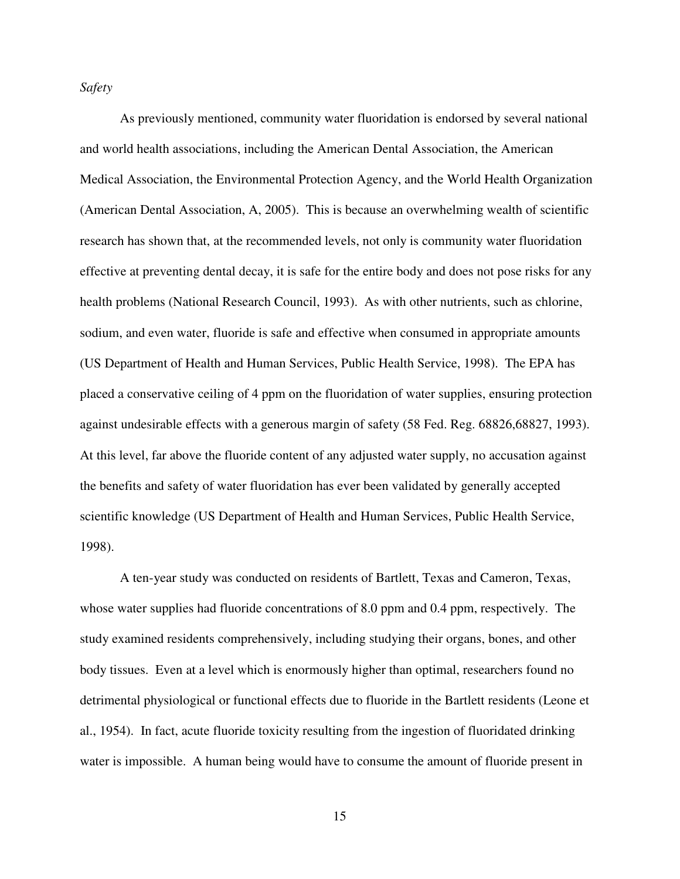*Safety*

As previously mentioned, community water fluoridation is endorsed by several national and world health associations, including the American Dental Association, the American Medical Association, the Environmental Protection Agency, and the World Health Organization (American Dental Association, A, 2005). This is because an overwhelming wealth of scientific research has shown that, at the recommended levels, not only is community water fluoridation effective at preventing dental decay, it is safe for the entire body and does not pose risks for any health problems (National Research Council, 1993). As with other nutrients, such as chlorine, sodium, and even water, fluoride is safe and effective when consumed in appropriate amounts (US Department of Health and Human Services, Public Health Service, 1998). The EPA has placed a conservative ceiling of 4 ppm on the fluoridation of water supplies, ensuring protection against undesirable effects with a generous margin of safety (58 Fed. Reg. 68826,68827, 1993). At this level, far above the fluoride content of any adjusted water supply, no accusation against the benefits and safety of water fluoridation has ever been validated by generally accepted scientific knowledge (US Department of Health and Human Services, Public Health Service, 1998).

A ten-year study was conducted on residents of Bartlett, Texas and Cameron, Texas, whose water supplies had fluoride concentrations of 8.0 ppm and 0.4 ppm, respectively. The study examined residents comprehensively, including studying their organs, bones, and other body tissues. Even at a level which is enormously higher than optimal, researchers found no detrimental physiological or functional effects due to fluoride in the Bartlett residents (Leone et al., 1954). In fact, acute fluoride toxicity resulting from the ingestion of fluoridated drinking water is impossible. A human being would have to consume the amount of fluoride present in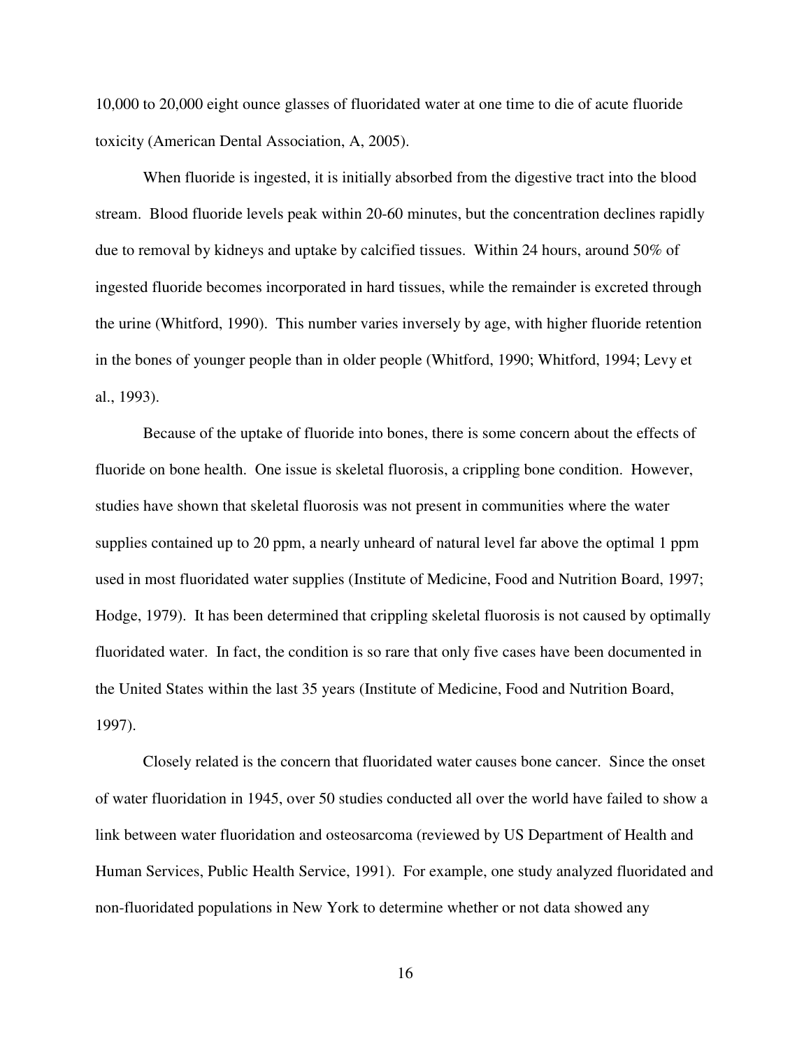10,000 to 20,000 eight ounce glasses of fluoridated water at one time to die of acute fluoride toxicity (American Dental Association, A, 2005).

When fluoride is ingested, it is initially absorbed from the digestive tract into the blood stream. Blood fluoride levels peak within 20-60 minutes, but the concentration declines rapidly due to removal by kidneys and uptake by calcified tissues. Within 24 hours, around 50% of ingested fluoride becomes incorporated in hard tissues, while the remainder is excreted through the urine (Whitford, 1990). This number varies inversely by age, with higher fluoride retention in the bones of younger people than in older people (Whitford, 1990; Whitford, 1994; Levy et al., 1993).

Because of the uptake of fluoride into bones, there is some concern about the effects of fluoride on bone health. One issue is skeletal fluorosis, a crippling bone condition. However, studies have shown that skeletal fluorosis was not present in communities where the water supplies contained up to 20 ppm, a nearly unheard of natural level far above the optimal 1 ppm used in most fluoridated water supplies (Institute of Medicine, Food and Nutrition Board, 1997; Hodge, 1979). It has been determined that crippling skeletal fluorosis is not caused by optimally fluoridated water. In fact, the condition is so rare that only five cases have been documented in the United States within the last 35 years (Institute of Medicine, Food and Nutrition Board, 1997).

Closely related is the concern that fluoridated water causes bone cancer. Since the onset of water fluoridation in 1945, over 50 studies conducted all over the world have failed to show a link between water fluoridation and osteosarcoma (reviewed by US Department of Health and Human Services, Public Health Service, 1991). For example, one study analyzed fluoridated and non-fluoridated populations in New York to determine whether or not data showed any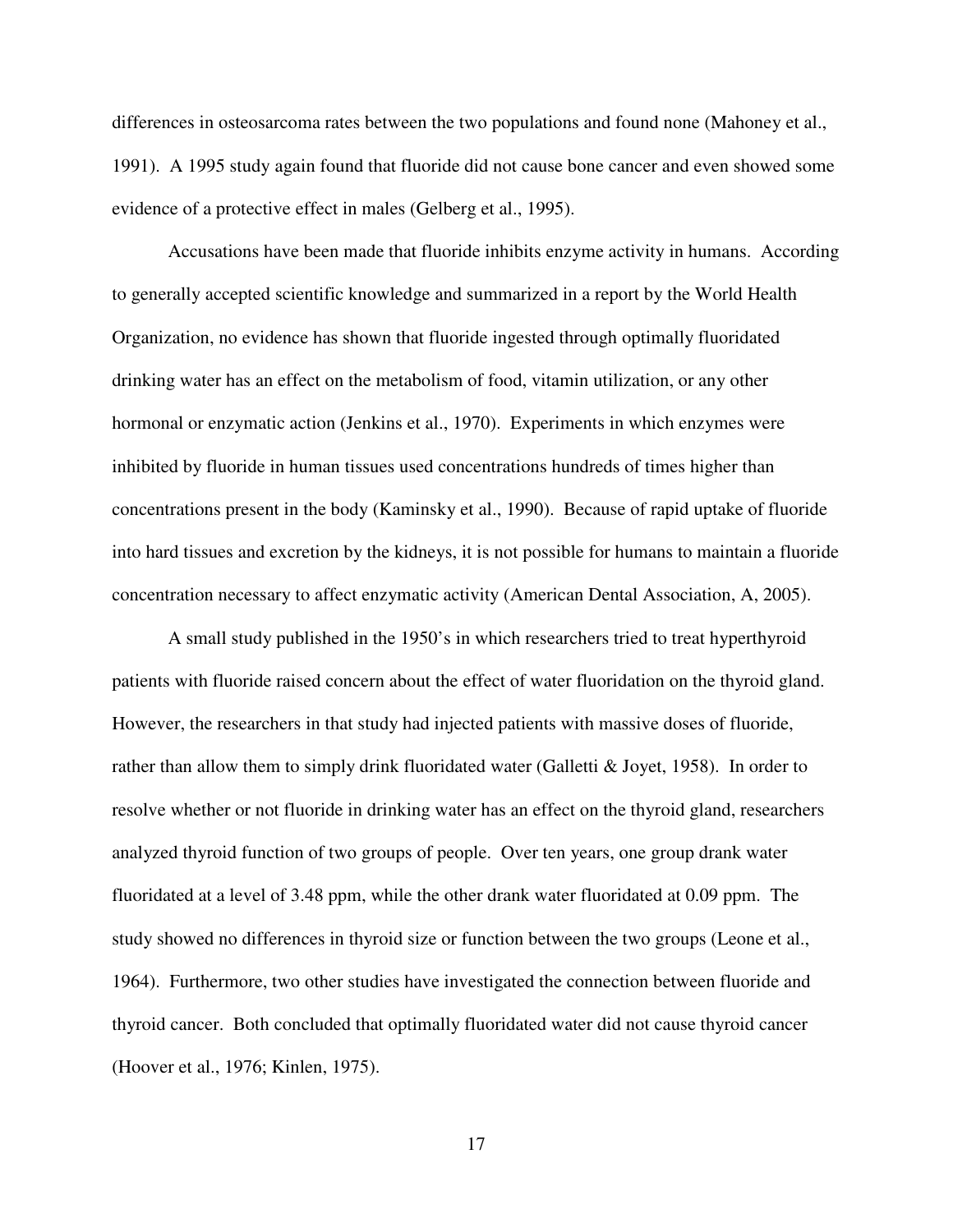differences in osteosarcoma rates between the two populations and found none (Mahoney et al., 1991). A 1995 study again found that fluoride did not cause bone cancer and even showed some evidence of a protective effect in males (Gelberg et al., 1995).

Accusations have been made that fluoride inhibits enzyme activity in humans. According to generally accepted scientific knowledge and summarized in a report by the World Health Organization, no evidence has shown that fluoride ingested through optimally fluoridated drinking water has an effect on the metabolism of food, vitamin utilization, or any other hormonal or enzymatic action (Jenkins et al., 1970). Experiments in which enzymes were inhibited by fluoride in human tissues used concentrations hundreds of times higher than concentrations present in the body (Kaminsky et al., 1990). Because of rapid uptake of fluoride into hard tissues and excretion by the kidneys, it is not possible for humans to maintain a fluoride concentration necessary to affect enzymatic activity (American Dental Association, A, 2005).

A small study published in the 1950's in which researchers tried to treat hyperthyroid patients with fluoride raised concern about the effect of water fluoridation on the thyroid gland. However, the researchers in that study had injected patients with massive doses of fluoride, rather than allow them to simply drink fluoridated water (Galletti & Joyet, 1958). In order to resolve whether or not fluoride in drinking water has an effect on the thyroid gland, researchers analyzed thyroid function of two groups of people. Over ten years, one group drank water fluoridated at a level of 3.48 ppm, while the other drank water fluoridated at 0.09 ppm. The study showed no differences in thyroid size or function between the two groups (Leone et al., 1964). Furthermore, two other studies have investigated the connection between fluoride and thyroid cancer. Both concluded that optimally fluoridated water did not cause thyroid cancer (Hoover et al., 1976; Kinlen, 1975).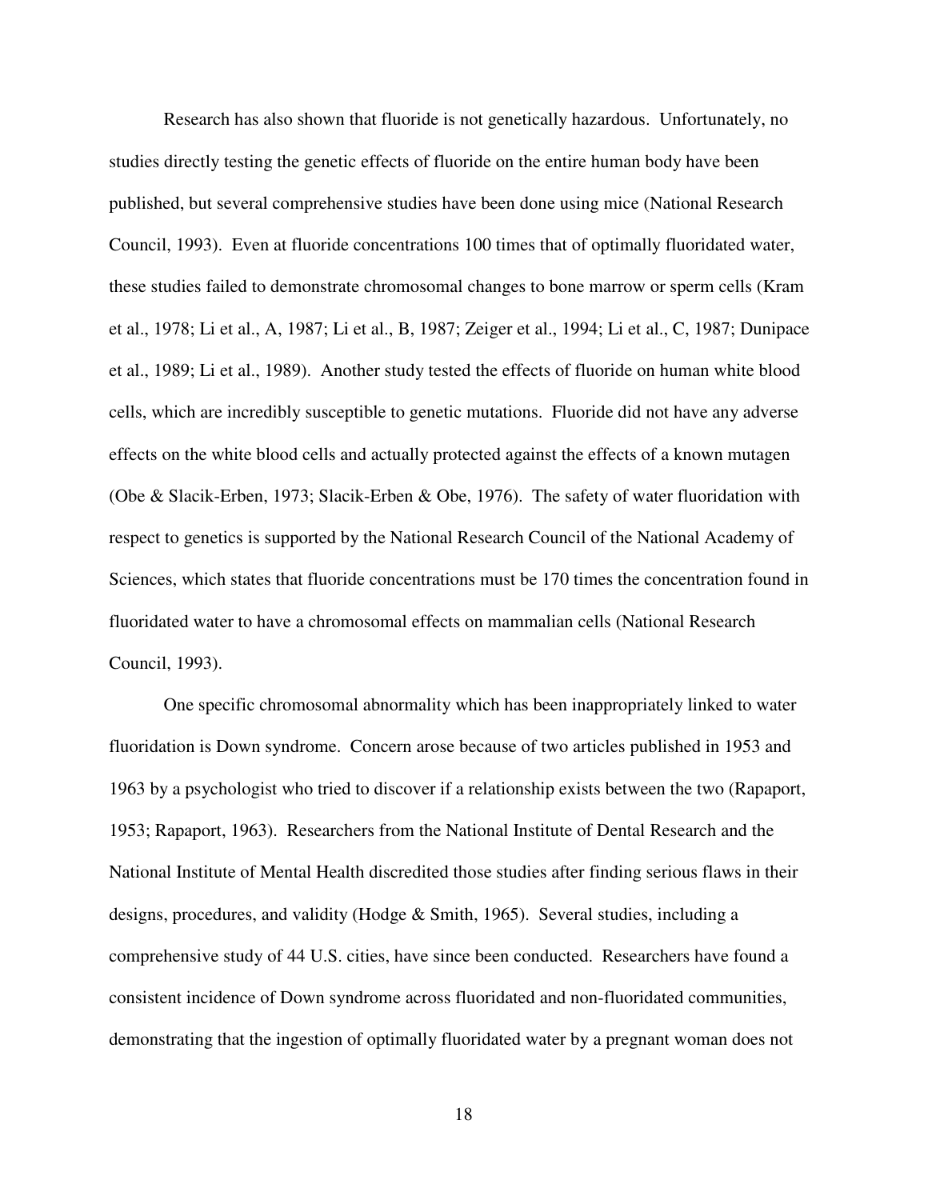Research has also shown that fluoride is not genetically hazardous. Unfortunately, no studies directly testing the genetic effects of fluoride on the entire human body have been published, but several comprehensive studies have been done using mice (National Research Council, 1993). Even at fluoride concentrations 100 times that of optimally fluoridated water, these studies failed to demonstrate chromosomal changes to bone marrow or sperm cells (Kram et al., 1978; Li et al., A, 1987; Li et al., B, 1987; Zeiger et al., 1994; Li et al., C, 1987; Dunipace et al., 1989; Li et al., 1989). Another study tested the effects of fluoride on human white blood cells, which are incredibly susceptible to genetic mutations. Fluoride did not have any adverse effects on the white blood cells and actually protected against the effects of a known mutagen (Obe & Slacik-Erben, 1973; Slacik-Erben & Obe, 1976). The safety of water fluoridation with respect to genetics is supported by the National Research Council of the National Academy of Sciences, which states that fluoride concentrations must be 170 times the concentration found in fluoridated water to have a chromosomal effects on mammalian cells (National Research Council, 1993).

One specific chromosomal abnormality which has been inappropriately linked to water fluoridation is Down syndrome. Concern arose because of two articles published in 1953 and 1963 by a psychologist who tried to discover if a relationship exists between the two (Rapaport, 1953; Rapaport, 1963). Researchers from the National Institute of Dental Research and the National Institute of Mental Health discredited those studies after finding serious flaws in their designs, procedures, and validity (Hodge & Smith, 1965). Several studies, including a comprehensive study of 44 U.S. cities, have since been conducted. Researchers have found a consistent incidence of Down syndrome across fluoridated and non-fluoridated communities, demonstrating that the ingestion of optimally fluoridated water by a pregnant woman does not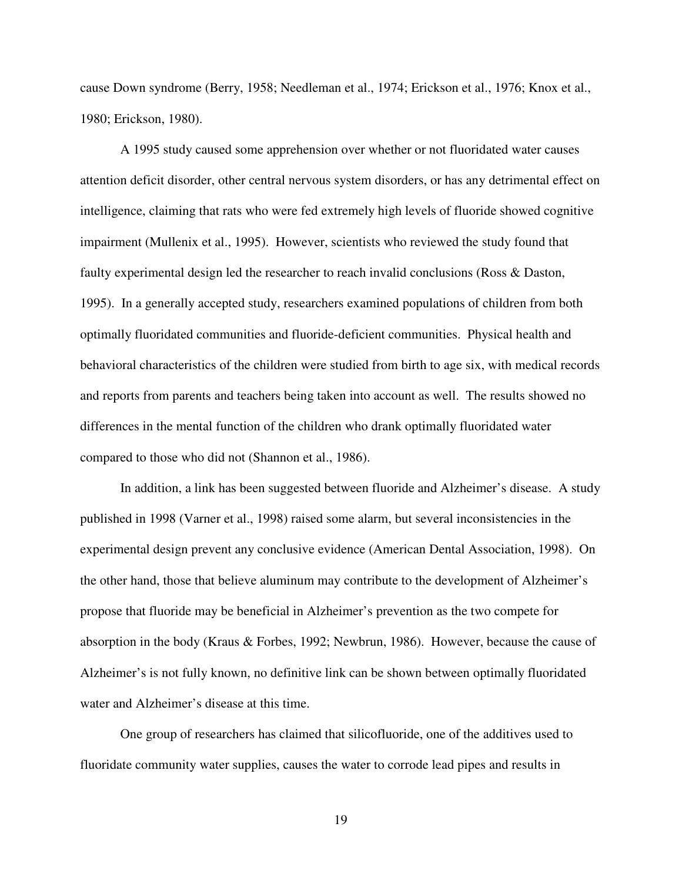cause Down syndrome (Berry, 1958; Needleman et al., 1974; Erickson et al., 1976; Knox et al., 1980; Erickson, 1980).

A 1995 study caused some apprehension over whether or not fluoridated water causes attention deficit disorder, other central nervous system disorders, or has any detrimental effect on intelligence, claiming that rats who were fed extremely high levels of fluoride showed cognitive impairment (Mullenix et al., 1995). However, scientists who reviewed the study found that faulty experimental design led the researcher to reach invalid conclusions (Ross & Daston, 1995). In a generally accepted study, researchers examined populations of children from both optimally fluoridated communities and fluoride-deficient communities. Physical health and behavioral characteristics of the children were studied from birth to age six, with medical records and reports from parents and teachers being taken into account as well. The results showed no differences in the mental function of the children who drank optimally fluoridated water compared to those who did not (Shannon et al., 1986).

In addition, a link has been suggested between fluoride and Alzheimer's disease. A study published in 1998 (Varner et al., 1998) raised some alarm, but several inconsistencies in the experimental design prevent any conclusive evidence (American Dental Association, 1998). On the other hand, those that believe aluminum may contribute to the development of Alzheimer's propose that fluoride may be beneficial in Alzheimer's prevention as the two compete for absorption in the body (Kraus & Forbes, 1992; Newbrun, 1986). However, because the cause of Alzheimer's is not fully known, no definitive link can be shown between optimally fluoridated water and Alzheimer's disease at this time.

One group of researchers has claimed that silicofluoride, one of the additives used to fluoridate community water supplies, causes the water to corrode lead pipes and results in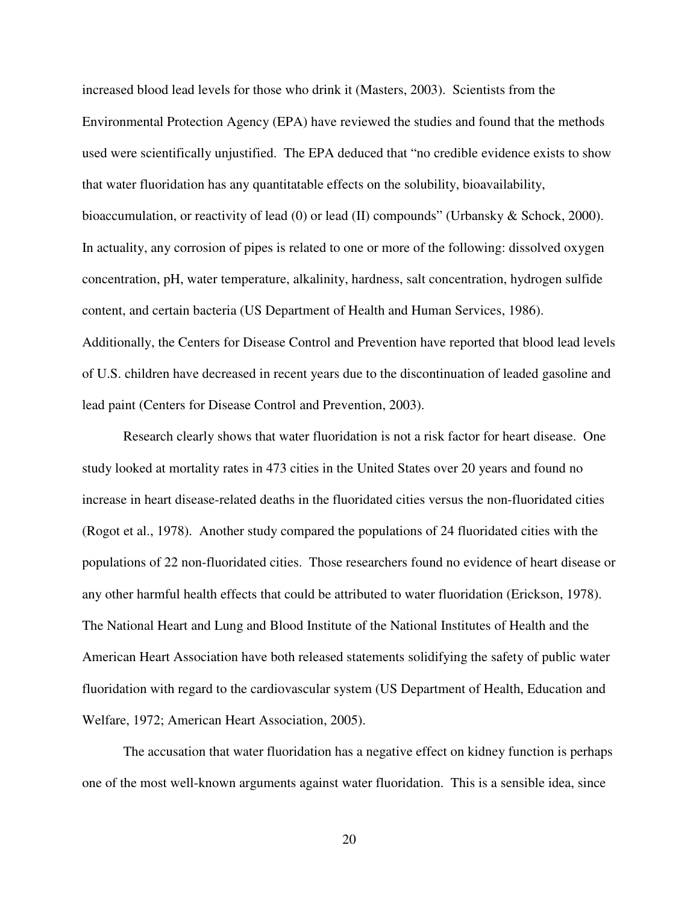increased blood lead levels for those who drink it (Masters, 2003). Scientists from the Environmental Protection Agency (EPA) have reviewed the studies and found that the methods used were scientifically unjustified. The EPA deduced that "no credible evidence exists to show that water fluoridation has any quantitatable effects on the solubility, bioavailability, bioaccumulation, or reactivity of lead (0) or lead (II) compounds" (Urbansky & Schock, 2000). In actuality, any corrosion of pipes is related to one or more of the following: dissolved oxygen concentration, pH, water temperature, alkalinity, hardness, salt concentration, hydrogen sulfide content, and certain bacteria (US Department of Health and Human Services, 1986). Additionally, the Centers for Disease Control and Prevention have reported that blood lead levels of U.S. children have decreased in recent years due to the discontinuation of leaded gasoline and lead paint (Centers for Disease Control and Prevention, 2003).

Research clearly shows that water fluoridation is not a risk factor for heart disease. One study looked at mortality rates in 473 cities in the United States over 20 years and found no increase in heart disease-related deaths in the fluoridated cities versus the non-fluoridated cities (Rogot et al., 1978). Another study compared the populations of 24 fluoridated cities with the populations of 22 non-fluoridated cities. Those researchers found no evidence of heart disease or any other harmful health effects that could be attributed to water fluoridation (Erickson, 1978). The National Heart and Lung and Blood Institute of the National Institutes of Health and the American Heart Association have both released statements solidifying the safety of public water fluoridation with regard to the cardiovascular system (US Department of Health, Education and Welfare, 1972; American Heart Association, 2005).

The accusation that water fluoridation has a negative effect on kidney function is perhaps one of the most well-known arguments against water fluoridation. This is a sensible idea, since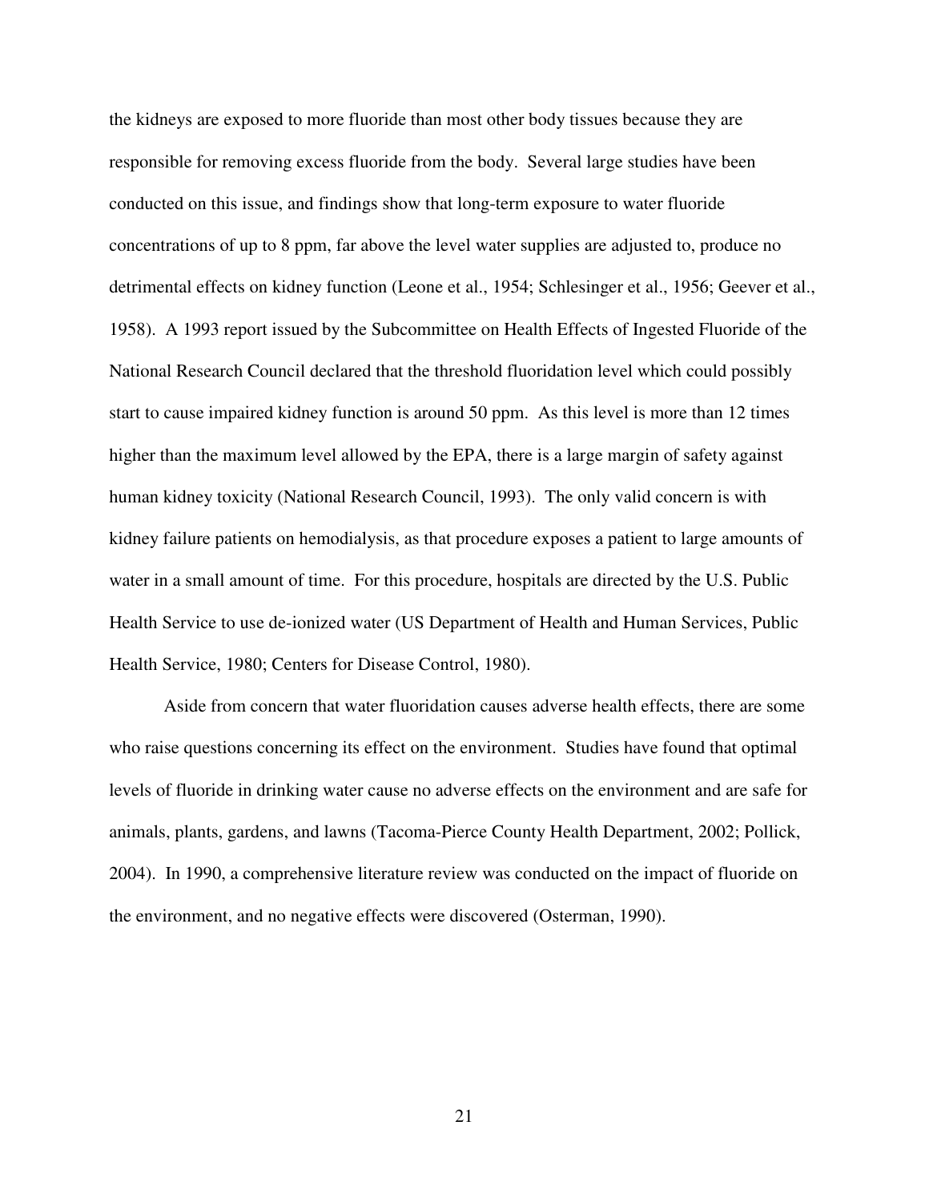the kidneys are exposed to more fluoride than most other body tissues because they are responsible for removing excess fluoride from the body. Several large studies have been conducted on this issue, and findings show that long-term exposure to water fluoride concentrations of up to 8 ppm, far above the level water supplies are adjusted to, produce no detrimental effects on kidney function (Leone et al., 1954; Schlesinger et al., 1956; Geever et al., 1958). A 1993 report issued by the Subcommittee on Health Effects of Ingested Fluoride of the National Research Council declared that the threshold fluoridation level which could possibly start to cause impaired kidney function is around 50 ppm. As this level is more than 12 times higher than the maximum level allowed by the EPA, there is a large margin of safety against human kidney toxicity (National Research Council, 1993). The only valid concern is with kidney failure patients on hemodialysis, as that procedure exposes a patient to large amounts of water in a small amount of time. For this procedure, hospitals are directed by the U.S. Public Health Service to use de-ionized water (US Department of Health and Human Services, Public Health Service, 1980; Centers for Disease Control, 1980).

Aside from concern that water fluoridation causes adverse health effects, there are some who raise questions concerning its effect on the environment. Studies have found that optimal levels of fluoride in drinking water cause no adverse effects on the environment and are safe for animals, plants, gardens, and lawns (Tacoma-Pierce County Health Department, 2002; Pollick, 2004). In 1990, a comprehensive literature review was conducted on the impact of fluoride on the environment, and no negative effects were discovered (Osterman, 1990).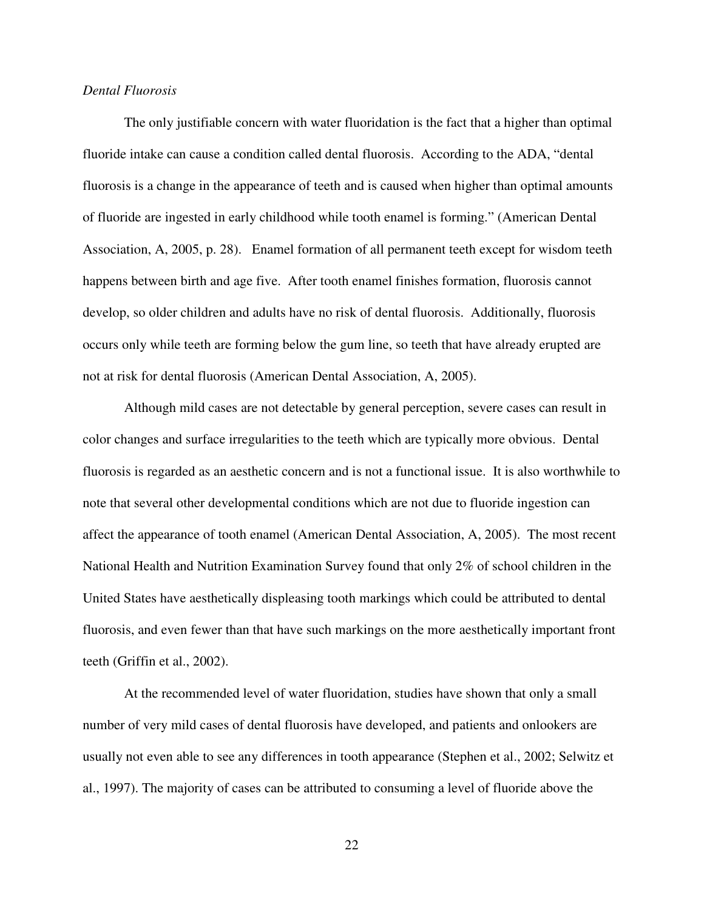*Dental Fluorosis*

The only justifiable concern with water fluoridation is the fact that a higher than optimal fluoride intake can cause a condition called dental fluorosis. According to the ADA, "dental fluorosis is a change in the appearance of teeth and is caused when higher than optimal amounts of fluoride are ingested in early childhood while tooth enamel is forming." (American Dental Association, A, 2005, p. 28). Enamel formation of all permanent teeth except for wisdom teeth happens between birth and age five. After tooth enamel finishes formation, fluorosis cannot develop, so older children and adults have no risk of dental fluorosis. Additionally, fluorosis occurs only while teeth are forming below the gum line, so teeth that have already erupted are not at risk for dental fluorosis (American Dental Association, A, 2005).

Although mild cases are not detectable by general perception, severe cases can result in color changes and surface irregularities to the teeth which are typically more obvious. Dental fluorosis is regarded as an aesthetic concern and is not a functional issue. It is also worthwhile to note that several other developmental conditions which are not due to fluoride ingestion can affect the appearance of tooth enamel (American Dental Association, A, 2005). The most recent National Health and Nutrition Examination Survey found that only 2% of school children in the United States have aesthetically displeasing tooth markings which could be attributed to dental fluorosis, and even fewer than that have such markings on the more aesthetically important front teeth (Griffin et al., 2002).

At the recommended level of water fluoridation, studies have shown that only a small number of very mild cases of dental fluorosis have developed, and patients and onlookers are usually not even able to see any differences in tooth appearance (Stephen et al., 2002; Selwitz et al., 1997). The majority of cases can be attributed to consuming a level of fluoride above the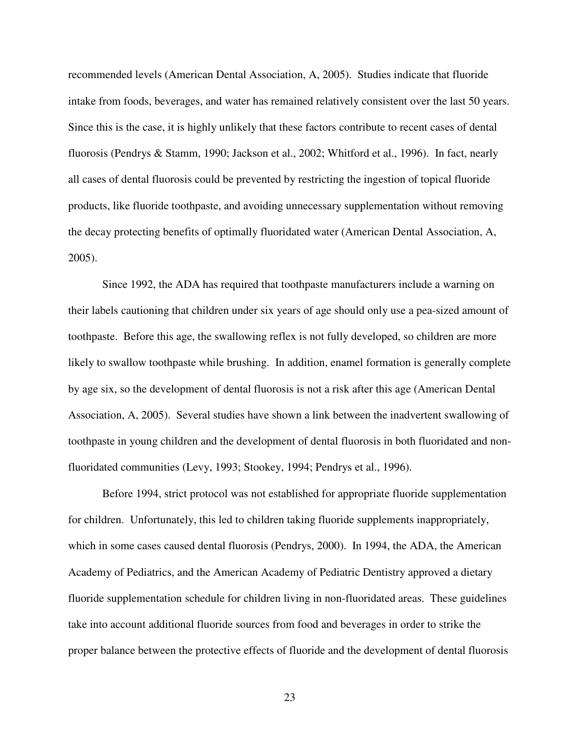recommended levels (American Dental Association, A, 2005). Studies indicate that fluoride intake from foods, beverages, and water has remained relatively consistent over the last 50 years. Since this is the case, it is highly unlikely that these factors contribute to recent cases of dental fluorosis (Pendrys & Stamm, 1990; Jackson et al., 2002; Whitford et al., 1996). In fact, nearly all cases of dental fluorosis could be prevented by restricting the ingestion of topical fluoride products, like fluoride toothpaste, and avoiding unnecessary supplementation without removing the decay protecting benefits of optimally fluoridated water (American Dental Association, A, 2005).

Since 1992, the ADA has required that toothpaste manufacturers include a warning on their labels cautioning that children under six years of age should only use a pea-sized amount of toothpaste. Before this age, the swallowing reflex is not fully developed, so children are more likely to swallow toothpaste while brushing. In addition, enamel formation is generally complete by age six, so the development of dental fluorosis is not a risk after this age (American Dental Association, A, 2005). Several studies have shown a link between the inadvertent swallowing of toothpaste in young children and the development of dental fluorosis in both fluoridated and non-fluoridated communities (Levy, 1993; Stookey, 1994; Pendrys et al., 1996).

Before 1994, strict protocol was not established for appropriate fluoride supplementation for children. Unfortunately, this led to children taking fluoride supplements inappropriately, which in some cases caused dental fluorosis (Pendrys, 2000). In 1994, the ADA, the American Academy of Pediatrics, and the American Academy of Pediatric Dentistry approved a dietary fluoride supplementation schedule for children living in non-fluoridated areas. These guidelines take into account additional fluoride sources from food and beverages in order to strike the proper balance between the protective effects of fluoride and the development of dental fluorosis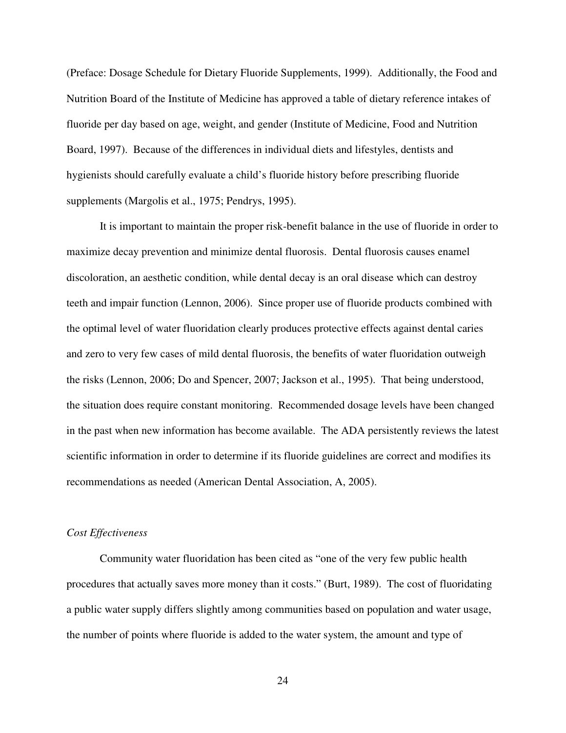(Preface: Dosage Schedule for Dietary Fluoride Supplements, 1999). Additionally, the Food and Nutrition Board of the Institute of Medicine has approved a table of dietary reference intakes of fluoride per day based on age, weight, and gender (Institute of Medicine, Food and Nutrition Board, 1997). Because of the differences in individual diets and lifestyles, dentists and hygienists should carefully evaluate a child's fluoride history before prescribing fluoride supplements (Margolis et al., 1975; Pendrys, 1995).

It is important to maintain the proper risk-benefit balance in the use of fluoride in order to maximize decay prevention and minimize dental fluorosis. Dental fluorosis causes enamel discoloration, an aesthetic condition, while dental decay is an oral disease which can destroy teeth and impair function (Lennon, 2006). Since proper use of fluoride products combined with the optimal level of water fluoridation clearly produces protective effects against dental caries and zero to very few cases of mild dental fluorosis, the benefits of water fluoridation outweigh the risks (Lennon, 2006; Do and Spencer, 2007; Jackson et al., 1995). That being understood, the situation does require constant monitoring. Recommended dosage levels have been changed in the past when new information has become available. The ADA persistently reviews the latest scientific information in order to determine if its fluoride guidelines are correct and modifies its recommendations as needed (American Dental Association, A, 2005).

*Cost Effectiveness*

Community water fluoridation has been cited as "one of the very few public health procedures that actually saves more money than it costs." (Burt, 1989). The cost of fluoridating a public water supply differs slightly among communities based on population and water usage, the number of points where fluoride is added to the water system, the amount and type of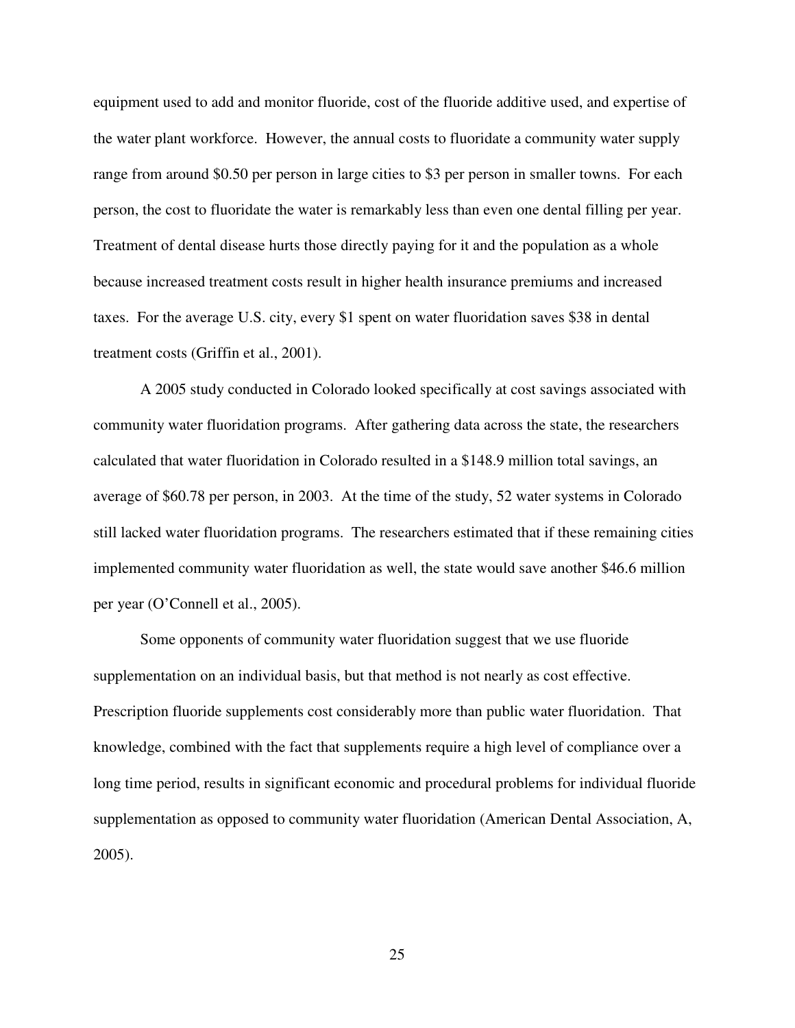equipment used to add and monitor fluoride, cost of the fluoride additive used, and expertise of the water plant workforce. However, the annual costs to fluoridate a community water supply range from around $0.50 per person in large cities to $3 per person in smaller towns. For each person, the cost to fluoridate the water is remarkably less than even one dental filling per year. Treatment of dental disease hurts those directly paying for it and the population as a whole because increased treatment costs result in higher health insurance premiums and increased taxes. For the average U.S. city, every $1 spent on water fluoridation saves $38 in dental treatment costs (Griffin et al., 2001).

A 2005 study conducted in Colorado looked specifically at cost savings associated with community water fluoridation programs. After gathering data across the state, the researchers calculated that water fluoridation in Colorado resulted in a $148.9 million total savings, an average of $60.78 per person, in 2003. At the time of the study, 52 water systems in Colorado still lacked water fluoridation programs. The researchers estimated that if these remaining cities implemented community water fluoridation as well, the state would save another $46.6 million per year (O'Connell et al., 2005).

Some opponents of community water fluoridation suggest that we use fluoride supplementation on an individual basis, but that method is not nearly as cost effective. Prescription fluoride supplements cost considerably more than public water fluoridation. That knowledge, combined with the fact that supplements require a high level of compliance over a long time period, results in significant economic and procedural problems for individual fluoride supplementation as opposed to community water fluoridation (American Dental Association, A, 2005).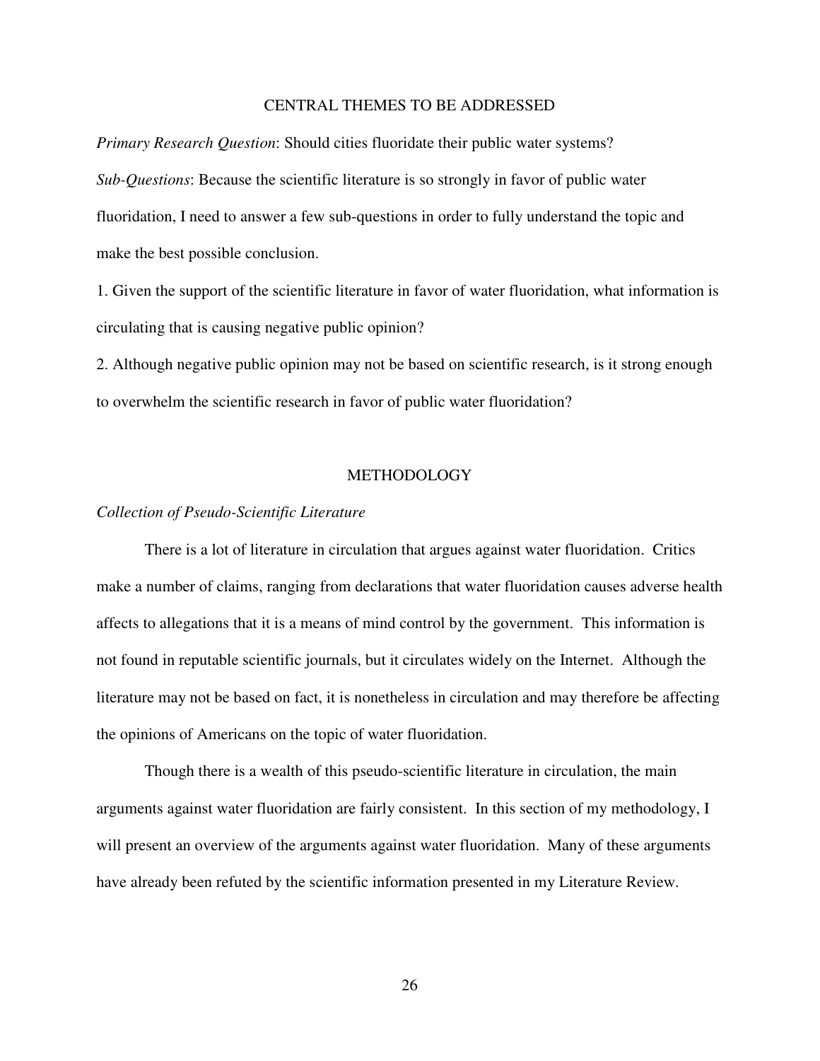## CENTRAL THEMES TO BE ADDRESSED

*Primary Research Question*: Should cities fluoridate their public water systems?

*Sub-Questions*: Because the scientific literature is so strongly in favor of public water fluoridation, I need to answer a few sub-questions in order to fully understand the topic and make the best possible conclusion.

1. Given the support of the scientific literature in favor of water fluoridation, what information is circulating that is causing negative public opinion?

2. Although negative public opinion may not be based on scientific research, is it strong enough to overwhelm the scientific research in favor of public water fluoridation?

## METHODOLOGY

*Collection of Pseudo-Scientific Literature*

There is a lot of literature in circulation that argues against water fluoridation. Critics make a number of claims, ranging from declarations that water fluoridation causes adverse health affects to allegations that it is a means of mind control by the government. This information is not found in reputable scientific journals, but it circulates widely on the Internet. Although the literature may not be based on fact, it is nonetheless in circulation and may therefore be affecting the opinions of Americans on the topic of water fluoridation.

Though there is a wealth of this pseudo-scientific literature in circulation, the main arguments against water fluoridation are fairly consistent. In this section of my methodology, I will present an overview of the arguments against water fluoridation. Many of these arguments have already been refuted by the scientific information presented in my Literature Review.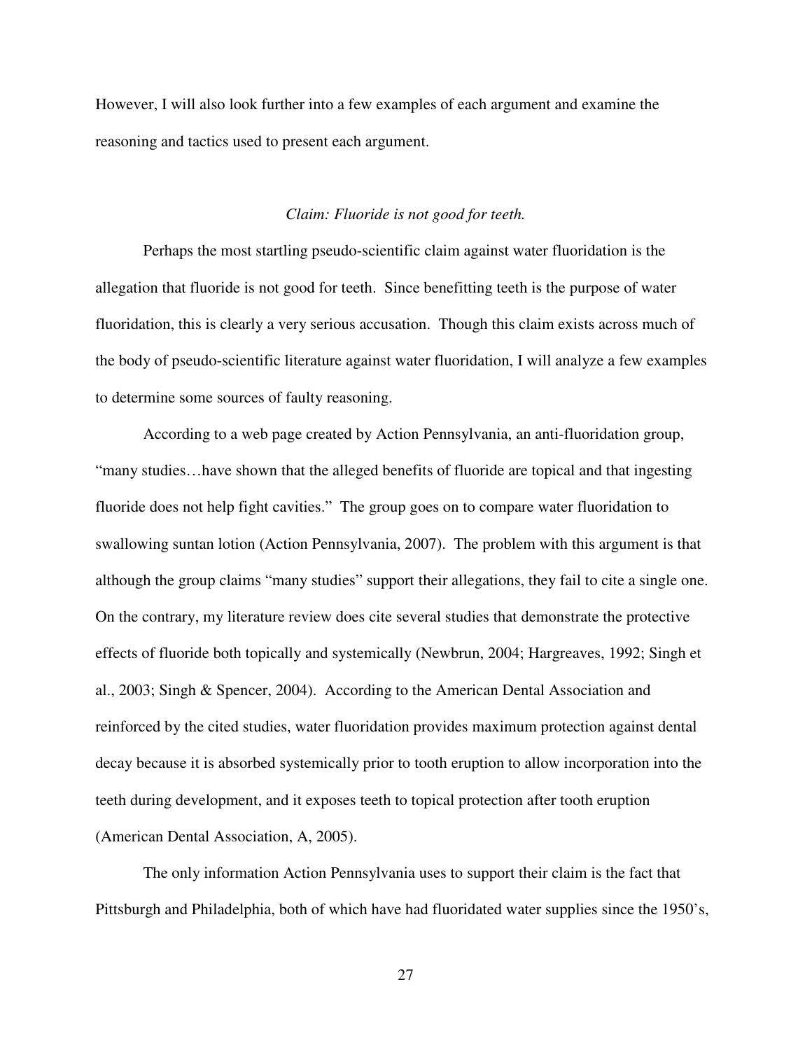However, I will also look further into a few examples of each argument and examine the reasoning and tactics used to present each argument.

*Claim: Fluoride is not good for teeth.*

Perhaps the most startling pseudo-scientific claim against water fluoridation is the allegation that fluoride is not good for teeth. Since benefitting teeth is the purpose of water fluoridation, this is clearly a very serious accusation. Though this claim exists across much of the body of pseudo-scientific literature against water fluoridation, I will analyze a few examples to determine some sources of faulty reasoning.

According to a web page created by Action Pennsylvania, an anti-fluoridation group, "many studies…have shown that the alleged benefits of fluoride are topical and that ingesting fluoride does not help fight cavities." The group goes on to compare water fluoridation to swallowing suntan lotion (Action Pennsylvania, 2007). The problem with this argument is that although the group claims "many studies" support their allegations, they fail to cite a single one. On the contrary, my literature review does cite several studies that demonstrate the protective effects of fluoride both topically and systemically (Newbrun, 2004; Hargreaves, 1992; Singh et al., 2003; Singh & Spencer, 2004). According to the American Dental Association and reinforced by the cited studies, water fluoridation provides maximum protection against dental decay because it is absorbed systemically prior to tooth eruption to allow incorporation into the teeth during development, and it exposes teeth to topical protection after tooth eruption (American Dental Association, A, 2005).

The only information Action Pennsylvania uses to support their claim is the fact that Pittsburgh and Philadelphia, both of which have had fluoridated water supplies since the 1950's,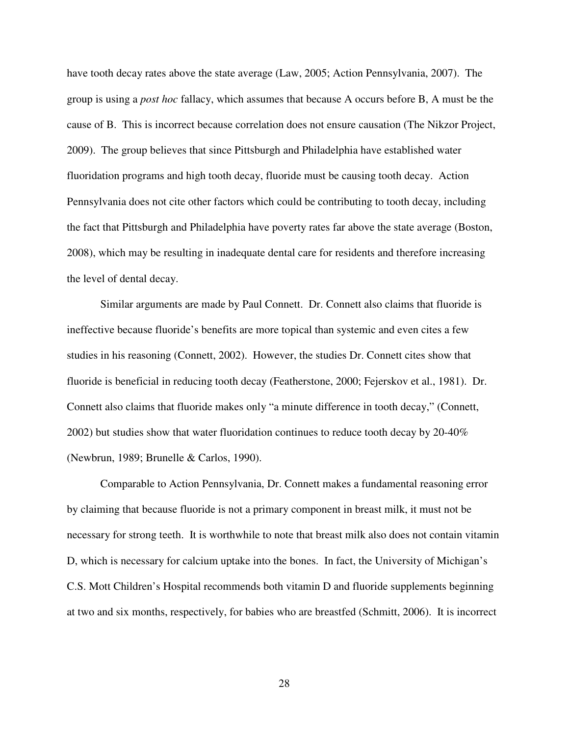have tooth decay rates above the state average (Law, 2005; Action Pennsylvania, 2007). The group is using a *post hoc* fallacy, which assumes that because A occurs before B, A must be the cause of B. This is incorrect because correlation does not ensure causation (The Nikzor Project, 2009). The group believes that since Pittsburgh and Philadelphia have established water fluoridation programs and high tooth decay, fluoride must be causing tooth decay. Action Pennsylvania does not cite other factors which could be contributing to tooth decay, including the fact that Pittsburgh and Philadelphia have poverty rates far above the state average (Boston, 2008), which may be resulting in inadequate dental care for residents and therefore increasing the level of dental decay.

Similar arguments are made by Paul Connett. Dr. Connett also claims that fluoride is ineffective because fluoride's benefits are more topical than systemic and even cites a few studies in his reasoning (Connett, 2002). However, the studies Dr. Connett cites show that fluoride is beneficial in reducing tooth decay (Featherstone, 2000; Fejerskov et al., 1981). Dr. Connett also claims that fluoride makes only "a minute difference in tooth decay," (Connett, 2002) but studies show that water fluoridation continues to reduce tooth decay by 20-40% (Newbrun, 1989; Brunelle & Carlos, 1990).

Comparable to Action Pennsylvania, Dr. Connett makes a fundamental reasoning error by claiming that because fluoride is not a primary component in breast milk, it must not be necessary for strong teeth. It is worthwhile to note that breast milk also does not contain vitamin D, which is necessary for calcium uptake into the bones. In fact, the University of Michigan's C.S. Mott Children's Hospital recommends both vitamin D and fluoride supplements beginning at two and six months, respectively, for babies who are breastfed (Schmitt, 2006). It is incorrect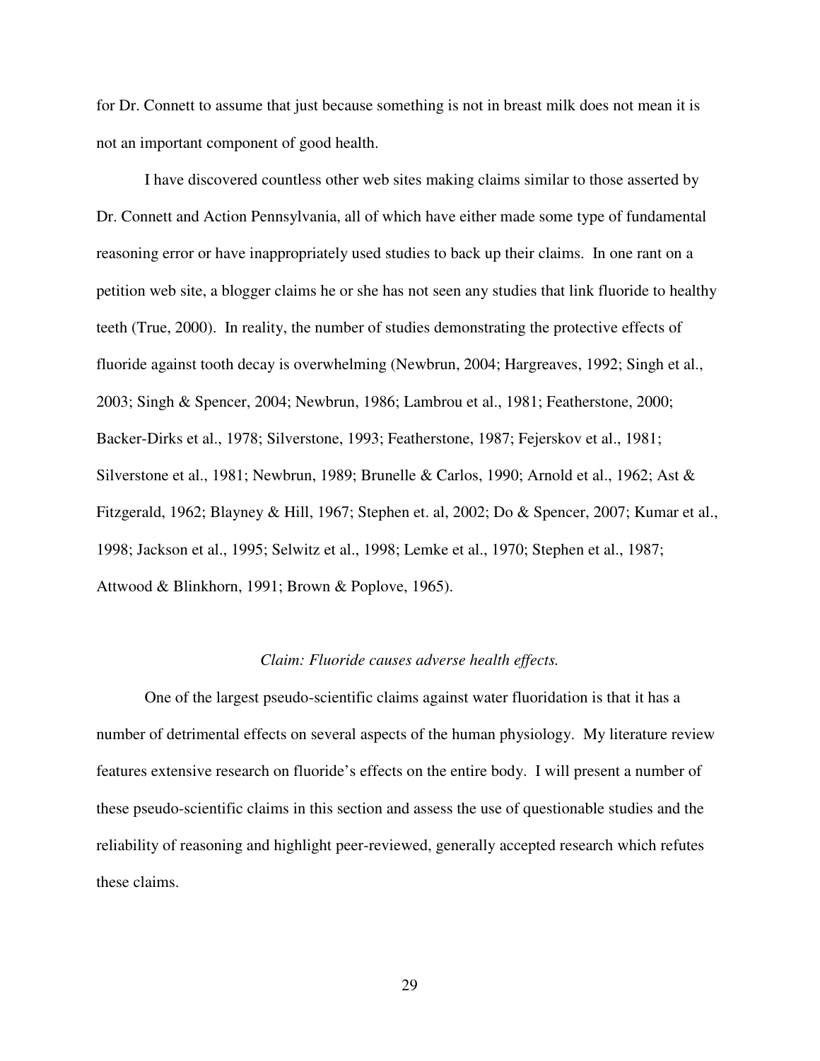for Dr. Connett to assume that just because something is not in breast milk does not mean it is not an important component of good health.

I have discovered countless other web sites making claims similar to those asserted by Dr. Connett and Action Pennsylvania, all of which have either made some type of fundamental reasoning error or have inappropriately used studies to back up their claims. In one rant on a petition web site, a blogger claims he or she has not seen any studies that link fluoride to healthy teeth (True, 2000). In reality, the number of studies demonstrating the protective effects of fluoride against tooth decay is overwhelming (Newbrun, 2004; Hargreaves, 1992; Singh et al., 2003; Singh & Spencer, 2004; Newbrun, 1986; Lambrou et al., 1981; Featherstone, 2000; Backer-Dirks et al., 1978; Silverstone, 1993; Featherstone, 1987; Fejerskov et al., 1981; Silverstone et al., 1981; Newbrun, 1989; Brunelle & Carlos, 1990; Arnold et al., 1962; Ast & Fitzgerald, 1962; Blayney & Hill, 1967; Stephen et. al, 2002; Do & Spencer, 2007; Kumar et al., 1998; Jackson et al., 1995; Selwitz et al., 1998; Lemke et al., 1970; Stephen et al., 1987; Attwood & Blinkhorn, 1991; Brown & Poplove, 1965).

*Claim: Fluoride causes adverse health effects.*

One of the largest pseudo-scientific claims against water fluoridation is that it has a number of detrimental effects on several aspects of the human physiology. My literature review features extensive research on fluoride's effects on the entire body. I will present a number of these pseudo-scientific claims in this section and assess the use of questionable studies and the reliability of reasoning and highlight peer-reviewed, generally accepted research which refutes these claims.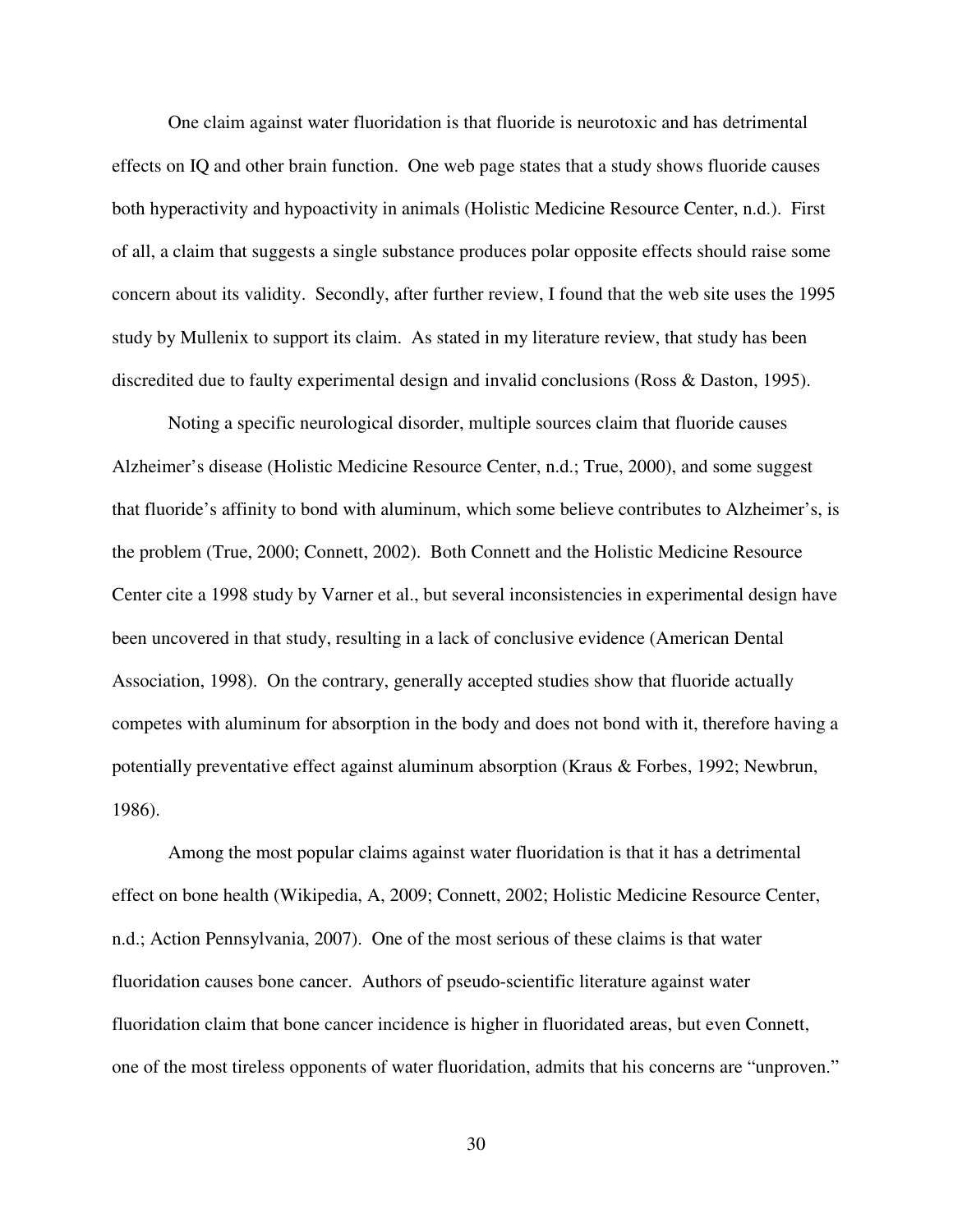One claim against water fluoridation is that fluoride is neurotoxic and has detrimental effects on IQ and other brain function. One web page states that a study shows fluoride causes both hyperactivity and hypoactivity in animals (Holistic Medicine Resource Center, n.d.). First of all, a claim that suggests a single substance produces polar opposite effects should raise some concern about its validity. Secondly, after further review, I found that the web site uses the 1995 study by Mullenix to support its claim. As stated in my literature review, that study has been discredited due to faulty experimental design and invalid conclusions (Ross & Daston, 1995).

Noting a specific neurological disorder, multiple sources claim that fluoride causes Alzheimer's disease (Holistic Medicine Resource Center, n.d.; True, 2000), and some suggest that fluoride's affinity to bond with aluminum, which some believe contributes to Alzheimer's, is the problem (True, 2000; Connett, 2002). Both Connett and the Holistic Medicine Resource Center cite a 1998 study by Varner et al., but several inconsistencies in experimental design have been uncovered in that study, resulting in a lack of conclusive evidence (American Dental Association, 1998). On the contrary, generally accepted studies show that fluoride actually competes with aluminum for absorption in the body and does not bond with it, therefore having a potentially preventative effect against aluminum absorption (Kraus & Forbes, 1992; Newbrun, 1986).

Among the most popular claims against water fluoridation is that it has a detrimental effect on bone health (Wikipedia, A, 2009; Connett, 2002; Holistic Medicine Resource Center, n.d.; Action Pennsylvania, 2007). One of the most serious of these claims is that water fluoridation causes bone cancer. Authors of pseudo-scientific literature against water fluoridation claim that bone cancer incidence is higher in fluoridated areas, but even Connett, one of the most tireless opponents of water fluoridation, admits that his concerns are "unproven."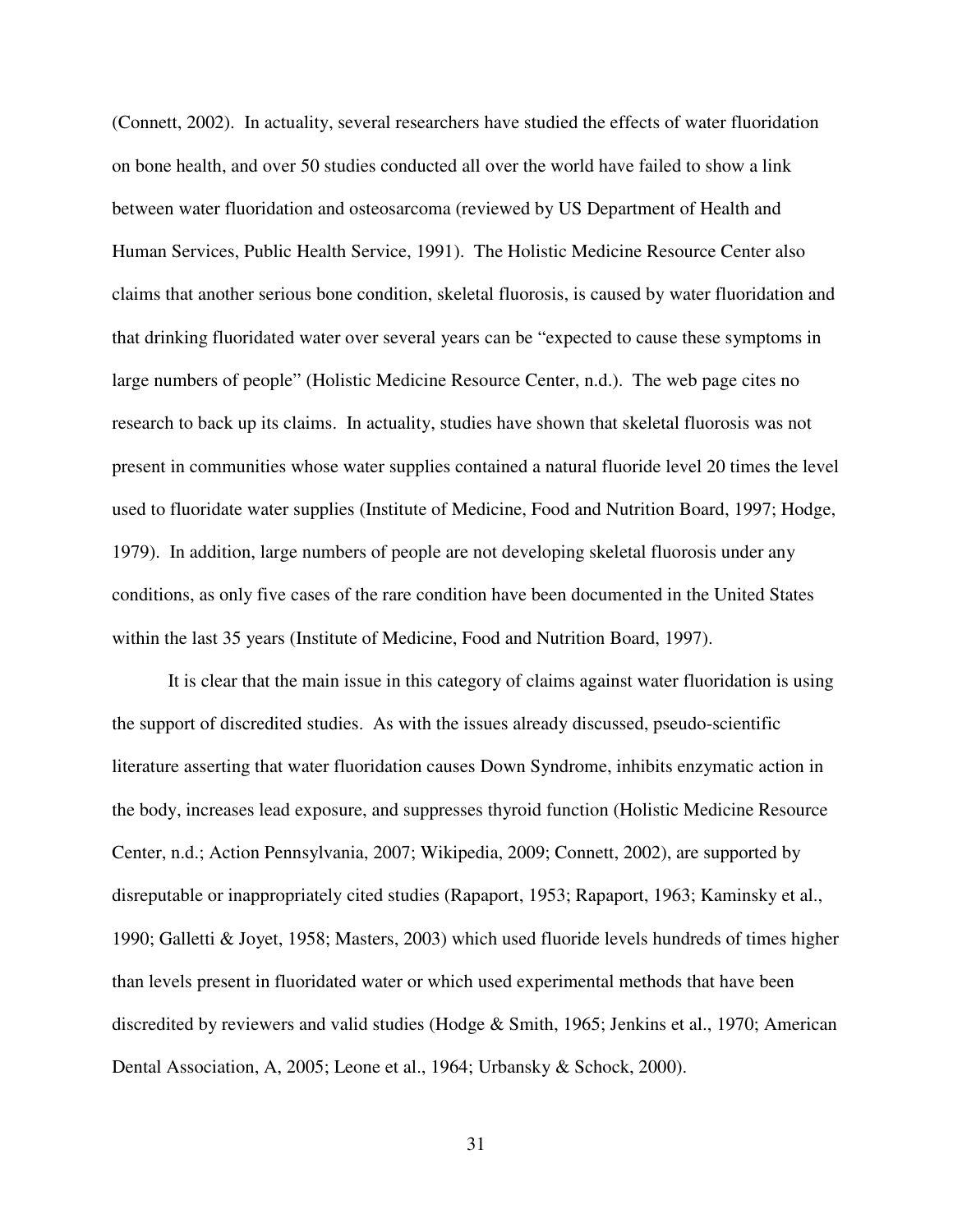(Connett, 2002). In actuality, several researchers have studied the effects of water fluoridation on bone health, and over 50 studies conducted all over the world have failed to show a link between water fluoridation and osteosarcoma (reviewed by US Department of Health and Human Services, Public Health Service, 1991). The Holistic Medicine Resource Center also claims that another serious bone condition, skeletal fluorosis, is caused by water fluoridation and that drinking fluoridated water over several years can be "expected to cause these symptoms in large numbers of people" (Holistic Medicine Resource Center, n.d.). The web page cites no research to back up its claims. In actuality, studies have shown that skeletal fluorosis was not present in communities whose water supplies contained a natural fluoride level 20 times the level used to fluoridate water supplies (Institute of Medicine, Food and Nutrition Board, 1997; Hodge, 1979). In addition, large numbers of people are not developing skeletal fluorosis under any conditions, as only five cases of the rare condition have been documented in the United States within the last 35 years (Institute of Medicine, Food and Nutrition Board, 1997).

It is clear that the main issue in this category of claims against water fluoridation is using the support of discredited studies. As with the issues already discussed, pseudo-scientific literature asserting that water fluoridation causes Down Syndrome, inhibits enzymatic action in the body, increases lead exposure, and suppresses thyroid function (Holistic Medicine Resource Center, n.d.; Action Pennsylvania, 2007; Wikipedia, 2009; Connett, 2002), are supported by disreputable or inappropriately cited studies (Rapaport, 1953; Rapaport, 1963; Kaminsky et al., 1990; Galletti & Joyet, 1958; Masters, 2003) which used fluoride levels hundreds of times higher than levels present in fluoridated water or which used experimental methods that have been discredited by reviewers and valid studies (Hodge & Smith, 1965; Jenkins et al., 1970; American Dental Association, A, 2005; Leone et al., 1964; Urbansky & Schock, 2000).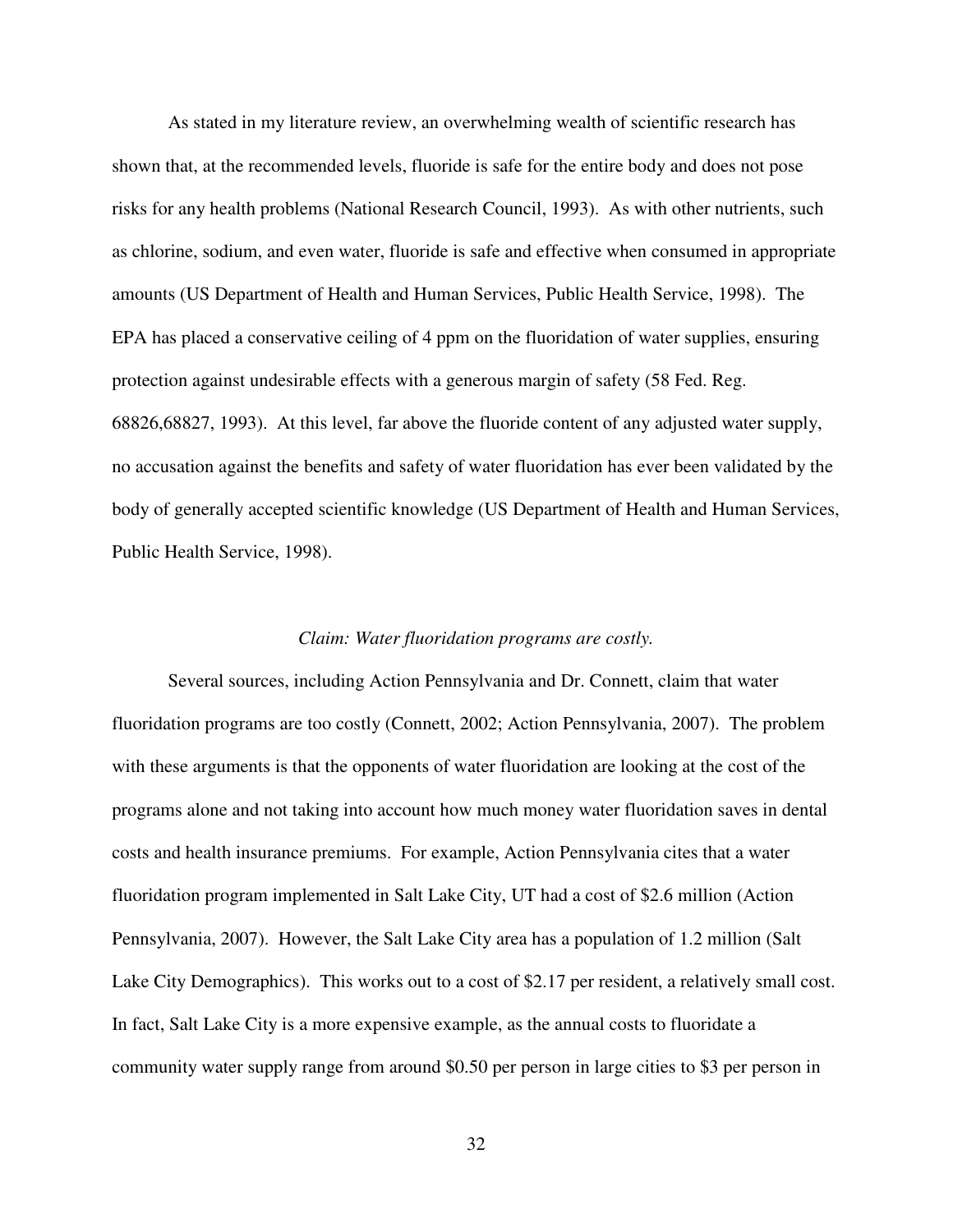As stated in my literature review, an overwhelming wealth of scientific research has shown that, at the recommended levels, fluoride is safe for the entire body and does not pose risks for any health problems (National Research Council, 1993). As with other nutrients, such as chlorine, sodium, and even water, fluoride is safe and effective when consumed in appropriate amounts (US Department of Health and Human Services, Public Health Service, 1998). The EPA has placed a conservative ceiling of 4 ppm on the fluoridation of water supplies, ensuring protection against undesirable effects with a generous margin of safety (58 Fed. Reg. 68826,68827, 1993). At this level, far above the fluoride content of any adjusted water supply, no accusation against the benefits and safety of water fluoridation has ever been validated by the body of generally accepted scientific knowledge (US Department of Health and Human Services, Public Health Service, 1998).

*Claim: Water fluoridation programs are costly.*

Several sources, including Action Pennsylvania and Dr. Connett, claim that water fluoridation programs are too costly (Connett, 2002; Action Pennsylvania, 2007). The problem with these arguments is that the opponents of water fluoridation are looking at the cost of the programs alone and not taking into account how much money water fluoridation saves in dental costs and health insurance premiums. For example, Action Pennsylvania cites that a water fluoridation program implemented in Salt Lake City, UT had a cost of $2.6 million (Action Pennsylvania, 2007). However, the Salt Lake City area has a population of 1.2 million (Salt Lake City Demographics). This works out to a cost of $2.17 per resident, a relatively small cost. In fact, Salt Lake City is a more expensive example, as the annual costs to fluoridate a community water supply range from around $0.50 per person in large cities to $3 per person in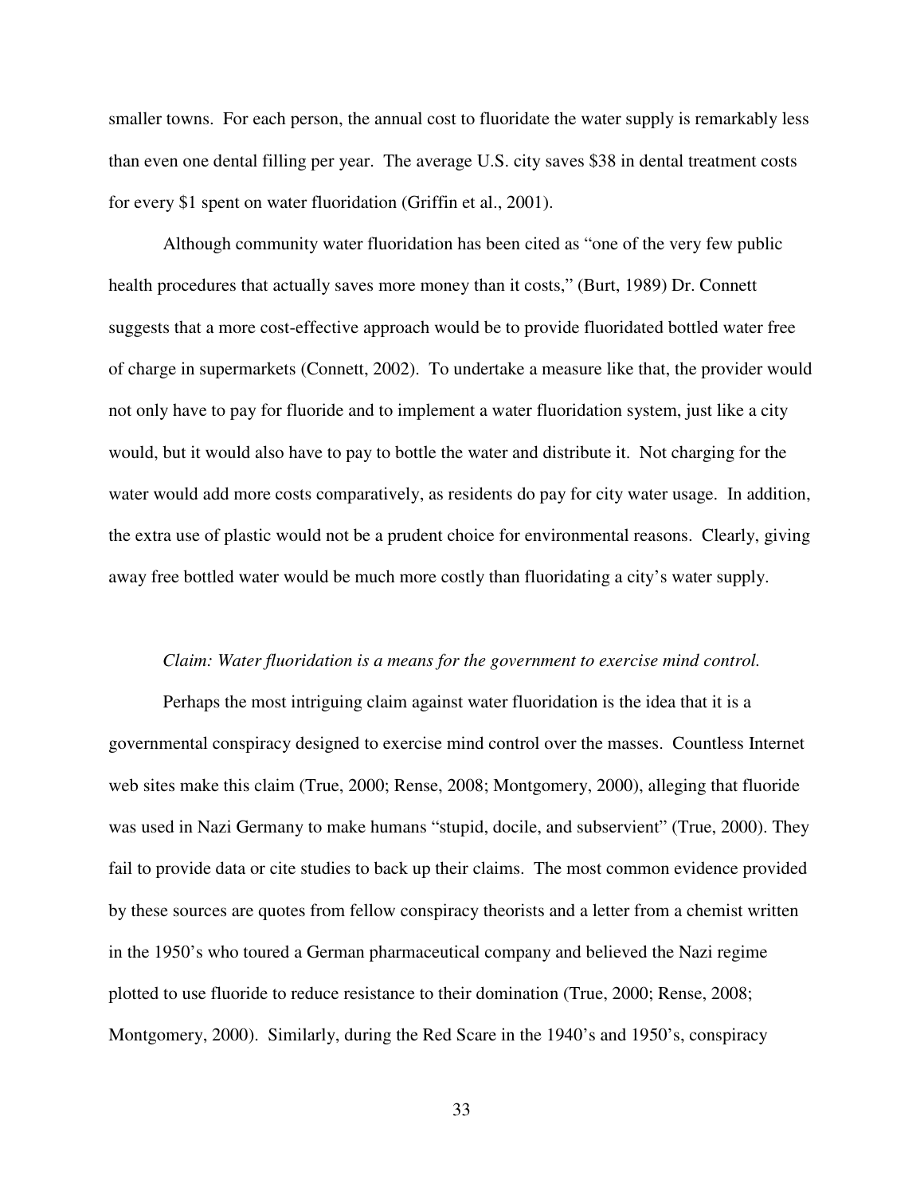smaller towns. For each person, the annual cost to fluoridate the water supply is remarkably less than even one dental filling per year. The average U.S. city saves $38 in dental treatment costs for every $1 spent on water fluoridation (Griffin et al., 2001).

Although community water fluoridation has been cited as "one of the very few public health procedures that actually saves more money than it costs," (Burt, 1989) Dr. Connett suggests that a more cost-effective approach would be to provide fluoridated bottled water free of charge in supermarkets (Connett, 2002). To undertake a measure like that, the provider would not only have to pay for fluoride and to implement a water fluoridation system, just like a city would, but it would also have to pay to bottle the water and distribute it. Not charging for the water would add more costs comparatively, as residents do pay for city water usage. In addition, the extra use of plastic would not be a prudent choice for environmental reasons. Clearly, giving away free bottled water would be much more costly than fluoridating a city's water supply.

*Claim: Water fluoridation is a means for the government to exercise mind control.*

Perhaps the most intriguing claim against water fluoridation is the idea that it is a governmental conspiracy designed to exercise mind control over the masses. Countless Internet web sites make this claim (True, 2000; Rense, 2008; Montgomery, 2000), alleging that fluoride was used in Nazi Germany to make humans "stupid, docile, and subservient" (True, 2000). They fail to provide data or cite studies to back up their claims. The most common evidence provided by these sources are quotes from fellow conspiracy theorists and a letter from a chemist written in the 1950's who toured a German pharmaceutical company and believed the Nazi regime plotted to use fluoride to reduce resistance to their domination (True, 2000; Rense, 2008; Montgomery, 2000). Similarly, during the Red Scare in the 1940's and 1950's, conspiracy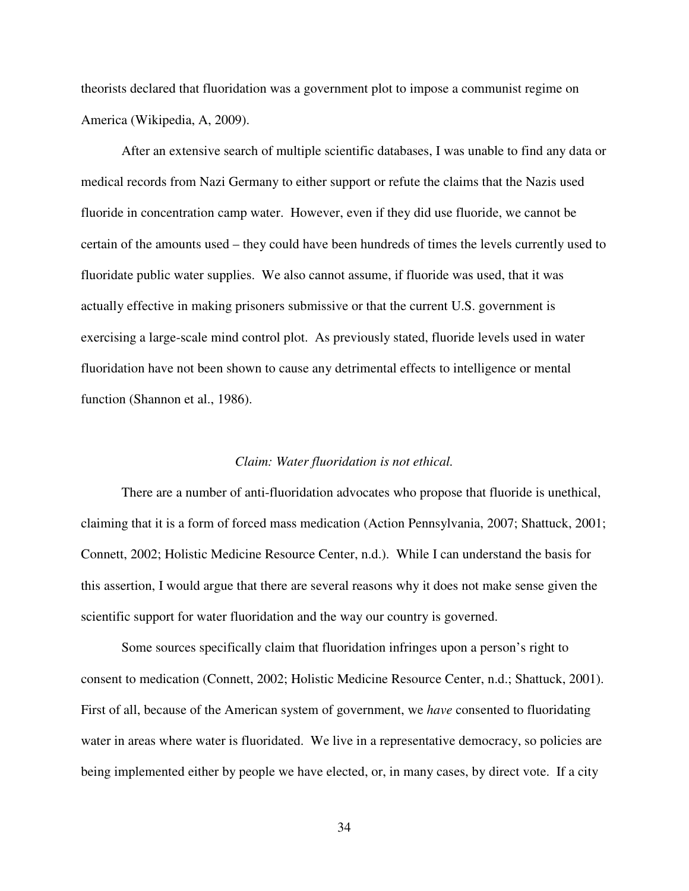theorists declared that fluoridation was a government plot to impose a communist regime on America (Wikipedia, A, 2009).

After an extensive search of multiple scientific databases, I was unable to find any data or medical records from Nazi Germany to either support or refute the claims that the Nazis used fluoride in concentration camp water. However, even if they did use fluoride, we cannot be certain of the amounts used – they could have been hundreds of times the levels currently used to fluoridate public water supplies. We also cannot assume, if fluoride was used, that it was actually effective in making prisoners submissive or that the current U.S. government is exercising a large-scale mind control plot. As previously stated, fluoride levels used in water fluoridation have not been shown to cause any detrimental effects to intelligence or mental function (Shannon et al., 1986).

*Claim: Water fluoridation is not ethical.*

There are a number of anti-fluoridation advocates who propose that fluoride is unethical, claiming that it is a form of forced mass medication (Action Pennsylvania, 2007; Shattuck, 2001; Connett, 2002; Holistic Medicine Resource Center, n.d.). While I can understand the basis for this assertion, I would argue that there are several reasons why it does not make sense given the scientific support for water fluoridation and the way our country is governed.

Some sources specifically claim that fluoridation infringes upon a person's right to consent to medication (Connett, 2002; Holistic Medicine Resource Center, n.d.; Shattuck, 2001). First of all, because of the American system of government, we *have* consented to fluoridating water in areas where water is fluoridated. We live in a representative democracy, so policies are being implemented either by people we have elected, or, in many cases, by direct vote. If a city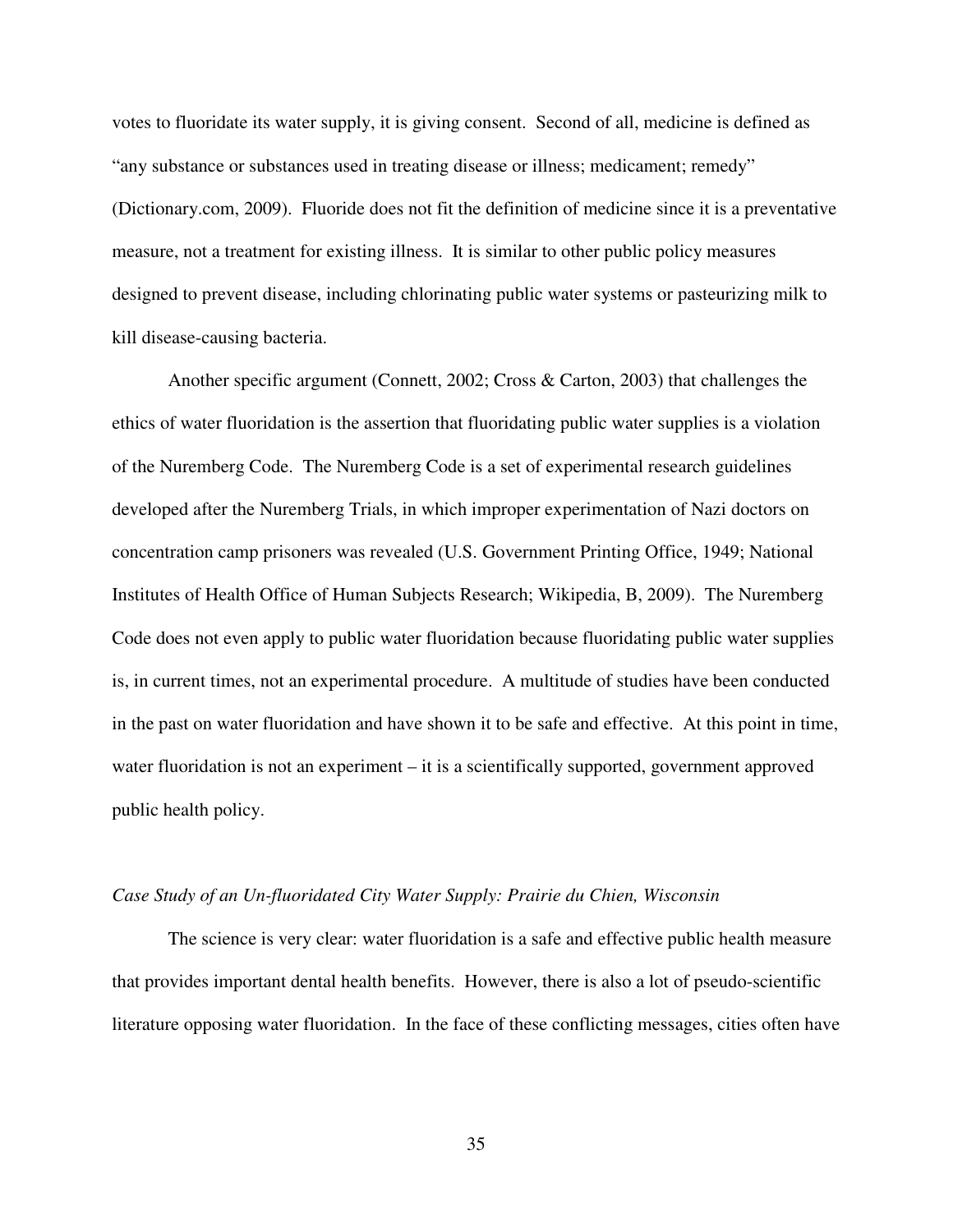votes to fluoridate its water supply, it is giving consent. Second of all, medicine is defined as "any substance or substances used in treating disease or illness; medicament; remedy" (Dictionary.com, 2009). Fluoride does not fit the definition of medicine since it is a preventative measure, not a treatment for existing illness. It is similar to other public policy measures designed to prevent disease, including chlorinating public water systems or pasteurizing milk to kill disease-causing bacteria.

Another specific argument (Connett, 2002; Cross & Carton, 2003) that challenges the ethics of water fluoridation is the assertion that fluoridating public water supplies is a violation of the Nuremberg Code. The Nuremberg Code is a set of experimental research guidelines developed after the Nuremberg Trials, in which improper experimentation of Nazi doctors on concentration camp prisoners was revealed (U.S. Government Printing Office, 1949; National Institutes of Health Office of Human Subjects Research; Wikipedia, B, 2009). The Nuremberg Code does not even apply to public water fluoridation because fluoridating public water supplies is, in current times, not an experimental procedure. A multitude of studies have been conducted in the past on water fluoridation and have shown it to be safe and effective. At this point in time, water fluoridation is not an experiment – it is a scientifically supported, government approved public health policy.

*Case Study of an Un-fluoridated City Water Supply: Prairie du Chien, Wisconsin*

The science is very clear: water fluoridation is a safe and effective public health measure that provides important dental health benefits. However, there is also a lot of pseudo-scientific literature opposing water fluoridation. In the face of these conflicting messages, cities often have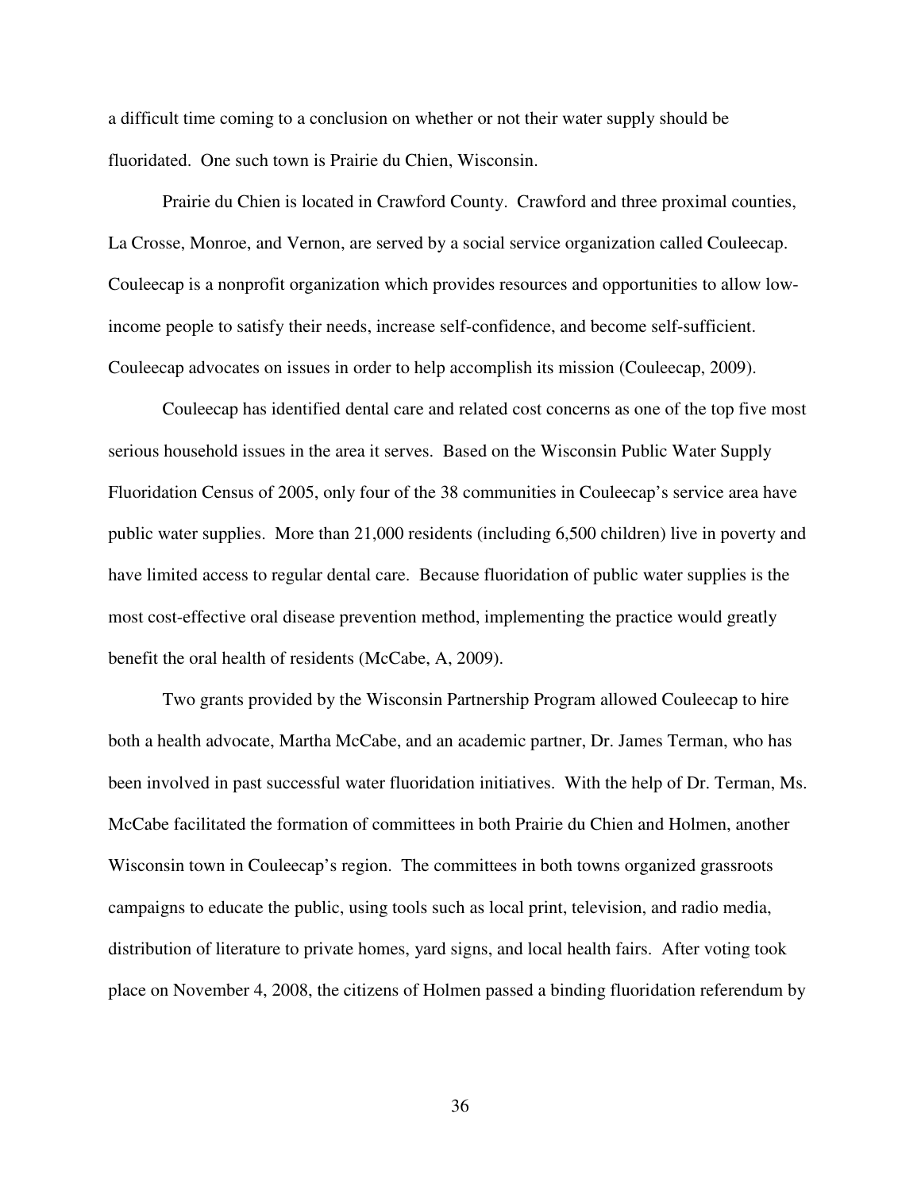a difficult time coming to a conclusion on whether or not their water supply should be fluoridated. One such town is Prairie du Chien, Wisconsin.

Prairie du Chien is located in Crawford County. Crawford and three proximal counties, La Crosse, Monroe, and Vernon, are served by a social service organization called Couleecap. Couleecap is a nonprofit organization which provides resources and opportunities to allow low-income people to satisfy their needs, increase self-confidence, and become self-sufficient. Couleecap advocates on issues in order to help accomplish its mission (Couleecap, 2009).

Couleecap has identified dental care and related cost concerns as one of the top five most serious household issues in the area it serves. Based on the Wisconsin Public Water Supply Fluoridation Census of 2005, only four of the 38 communities in Couleecap's service area have public water supplies. More than 21,000 residents (including 6,500 children) live in poverty and have limited access to regular dental care. Because fluoridation of public water supplies is the most cost-effective oral disease prevention method, implementing the practice would greatly benefit the oral health of residents (McCabe, A, 2009).

Two grants provided by the Wisconsin Partnership Program allowed Couleecap to hire both a health advocate, Martha McCabe, and an academic partner, Dr. James Terman, who has been involved in past successful water fluoridation initiatives. With the help of Dr. Terman, Ms. McCabe facilitated the formation of committees in both Prairie du Chien and Holmen, another Wisconsin town in Couleecap's region. The committees in both towns organized grassroots campaigns to educate the public, using tools such as local print, television, and radio media, distribution of literature to private homes, yard signs, and local health fairs. After voting took place on November 4, 2008, the citizens of Holmen passed a binding fluoridation referendum by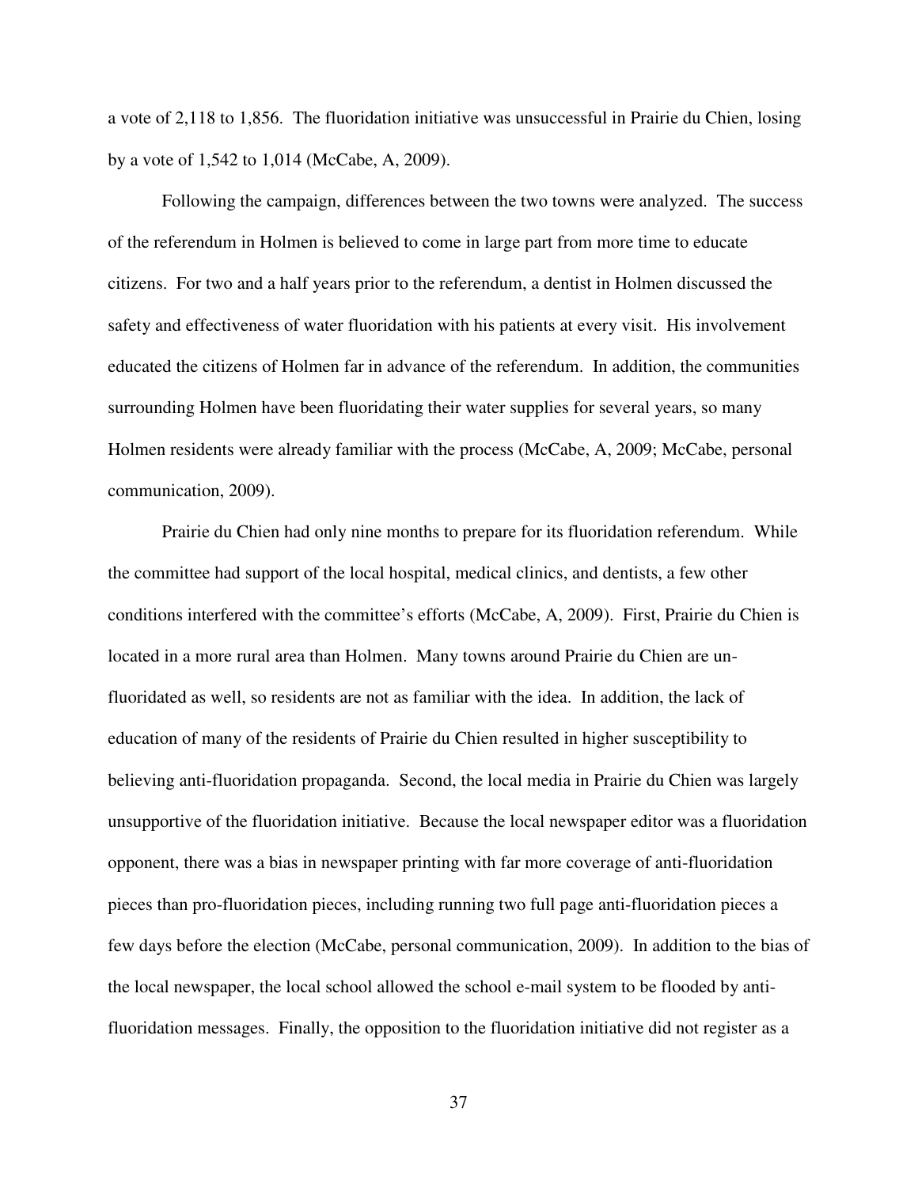a vote of 2,118 to 1,856. The fluoridation initiative was unsuccessful in Prairie du Chien, losing by a vote of 1,542 to 1,014 (McCabe, A, 2009).

Following the campaign, differences between the two towns were analyzed. The success of the referendum in Holmen is believed to come in large part from more time to educate citizens. For two and a half years prior to the referendum, a dentist in Holmen discussed the safety and effectiveness of water fluoridation with his patients at every visit. His involvement educated the citizens of Holmen far in advance of the referendum. In addition, the communities surrounding Holmen have been fluoridating their water supplies for several years, so many Holmen residents were already familiar with the process (McCabe, A, 2009; McCabe, personal communication, 2009).

Prairie du Chien had only nine months to prepare for its fluoridation referendum. While the committee had support of the local hospital, medical clinics, and dentists, a few other conditions interfered with the committee's efforts (McCabe, A, 2009). First, Prairie du Chien is located in a more rural area than Holmen. Many towns around Prairie du Chien are un-fluoridated as well, so residents are not as familiar with the idea. In addition, the lack of education of many of the residents of Prairie du Chien resulted in higher susceptibility to believing anti-fluoridation propaganda. Second, the local media in Prairie du Chien was largely unsupportive of the fluoridation initiative. Because the local newspaper editor was a fluoridation opponent, there was a bias in newspaper printing with far more coverage of anti-fluoridation pieces than pro-fluoridation pieces, including running two full page anti-fluoridation pieces a few days before the election (McCabe, personal communication, 2009). In addition to the bias of the local newspaper, the local school allowed the school e-mail system to be flooded by anti-fluoridation messages. Finally, the opposition to the fluoridation initiative did not register as a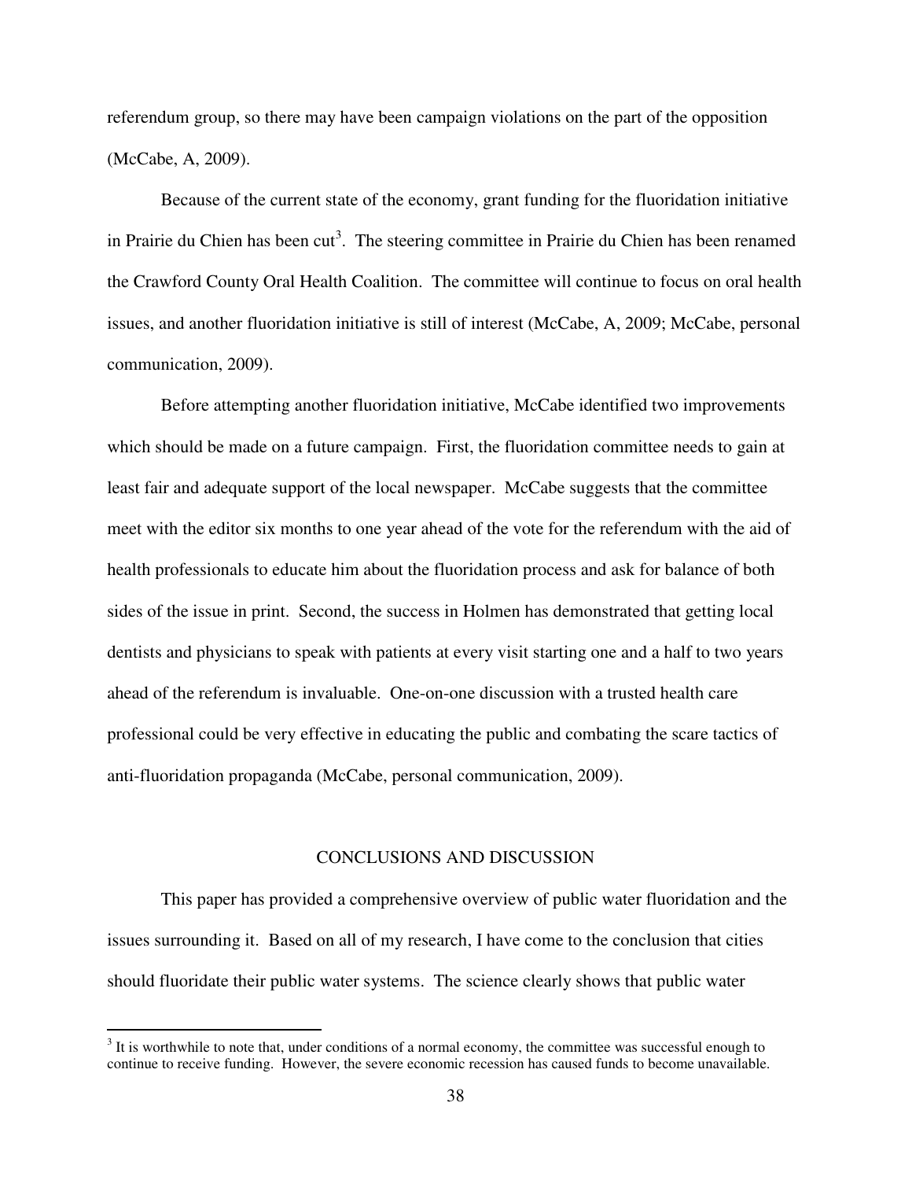referendum group, so there may have been campaign violations on the part of the opposition (McCabe, A, 2009).

Because of the current state of the economy, grant funding for the fluoridation initiative in Prairie du Chien has been cut[3]. The steering committee in Prairie du Chien has been renamed the Crawford County Oral Health Coalition. The committee will continue to focus on oral health issues, and another fluoridation initiative is still of interest (McCabe, A, 2009; McCabe, personal communication, 2009).

Before attempting another fluoridation initiative, McCabe identified two improvements which should be made on a future campaign. First, the fluoridation committee needs to gain at least fair and adequate support of the local newspaper. McCabe suggests that the committee meet with the editor six months to one year ahead of the vote for the referendum with the aid of health professionals to educate him about the fluoridation process and ask for balance of both sides of the issue in print. Second, the success in Holmen has demonstrated that getting local dentists and physicians to speak with patients at every visit starting one and a half to two years ahead of the referendum is invaluable. One-on-one discussion with a trusted health care professional could be very effective in educating the public and combating the scare tactics of anti-fluoridation propaganda (McCabe, personal communication, 2009).

## CONCLUSIONS AND DISCUSSION

This paper has provided a comprehensive overview of public water fluoridation and the issues surrounding it. Based on all of my research, I have come to the conclusion that cities should fluoridate their public water systems. The science clearly shows that public water

[3] It is worthwhile to note that, under conditions of a normal economy, the committee was successful enough to continue to receive funding. However, the severe economic recession has caused funds to become unavailable.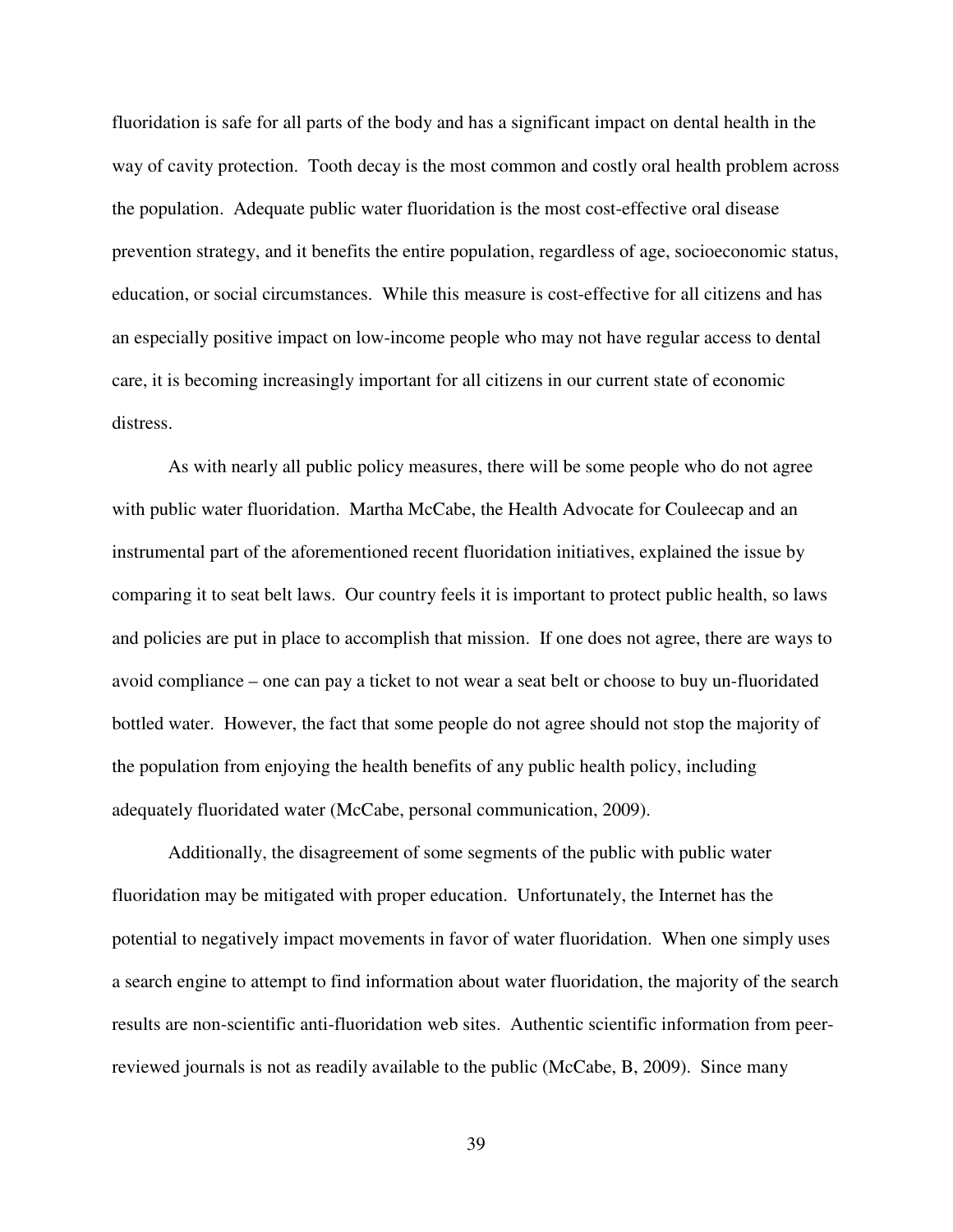fluoridation is safe for all parts of the body and has a significant impact on dental health in the way of cavity protection. Tooth decay is the most common and costly oral health problem across the population. Adequate public water fluoridation is the most cost-effective oral disease prevention strategy, and it benefits the entire population, regardless of age, socioeconomic status, education, or social circumstances. While this measure is cost-effective for all citizens and has an especially positive impact on low-income people who may not have regular access to dental care, it is becoming increasingly important for all citizens in our current state of economic distress.

As with nearly all public policy measures, there will be some people who do not agree with public water fluoridation. Martha McCabe, the Health Advocate for Couleecap and an instrumental part of the aforementioned recent fluoridation initiatives, explained the issue by comparing it to seat belt laws. Our country feels it is important to protect public health, so laws and policies are put in place to accomplish that mission. If one does not agree, there are ways to avoid compliance – one can pay a ticket to not wear a seat belt or choose to buy un-fluoridated bottled water. However, the fact that some people do not agree should not stop the majority of the population from enjoying the health benefits of any public health policy, including adequately fluoridated water (McCabe, personal communication, 2009).

Additionally, the disagreement of some segments of the public with public water fluoridation may be mitigated with proper education. Unfortunately, the Internet has the potential to negatively impact movements in favor of water fluoridation. When one simply uses a search engine to attempt to find information about water fluoridation, the majority of the search results are non-scientific anti-fluoridation web sites. Authentic scientific information from peer-reviewed journals is not as readily available to the public (McCabe, B, 2009). Since many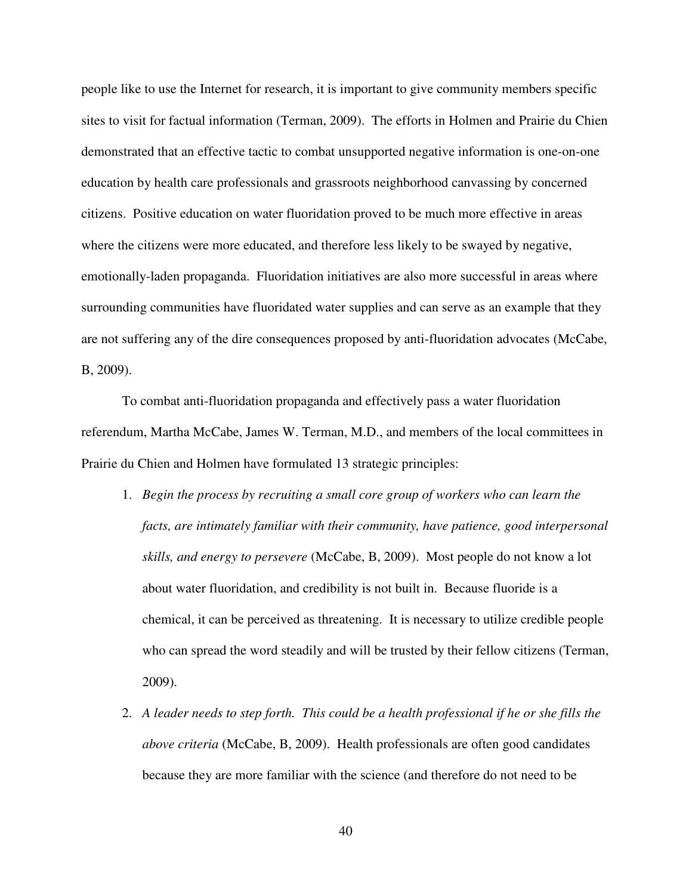people like to use the Internet for research, it is important to give community members specific sites to visit for factual information (Terman, 2009). The efforts in Holmen and Prairie du Chien demonstrated that an effective tactic to combat unsupported negative information is one-on-one education by health care professionals and grassroots neighborhood canvassing by concerned citizens. Positive education on water fluoridation proved to be much more effective in areas where the citizens were more educated, and therefore less likely to be swayed by negative, emotionally-laden propaganda. Fluoridation initiatives are also more successful in areas where surrounding communities have fluoridated water supplies and can serve as an example that they are not suffering any of the dire consequences proposed by anti-fluoridation advocates (McCabe, B, 2009).

To combat anti-fluoridation propaganda and effectively pass a water fluoridation referendum, Martha McCabe, James W. Terman, M.D., and members of the local committees in Prairie du Chien and Holmen have formulated 13 strategic principles:

1. *Begin the process by recruiting a small core group of workers who can learn the facts, are intimately familiar with their community, have patience, good interpersonal skills, and energy to persevere* (McCabe, B, 2009). Most people do not know a lot about water fluoridation, and credibility is not built in. Because fluoride is a chemical, it can be perceived as threatening. It is necessary to utilize credible people who can spread the word steadily and will be trusted by their fellow citizens (Terman, 2009).
2. *A leader needs to step forth. This could be a health professional if he or she fills the above criteria* (McCabe, B, 2009). Health professionals are often good candidates because they are more familiar with the science (and therefore do not need to be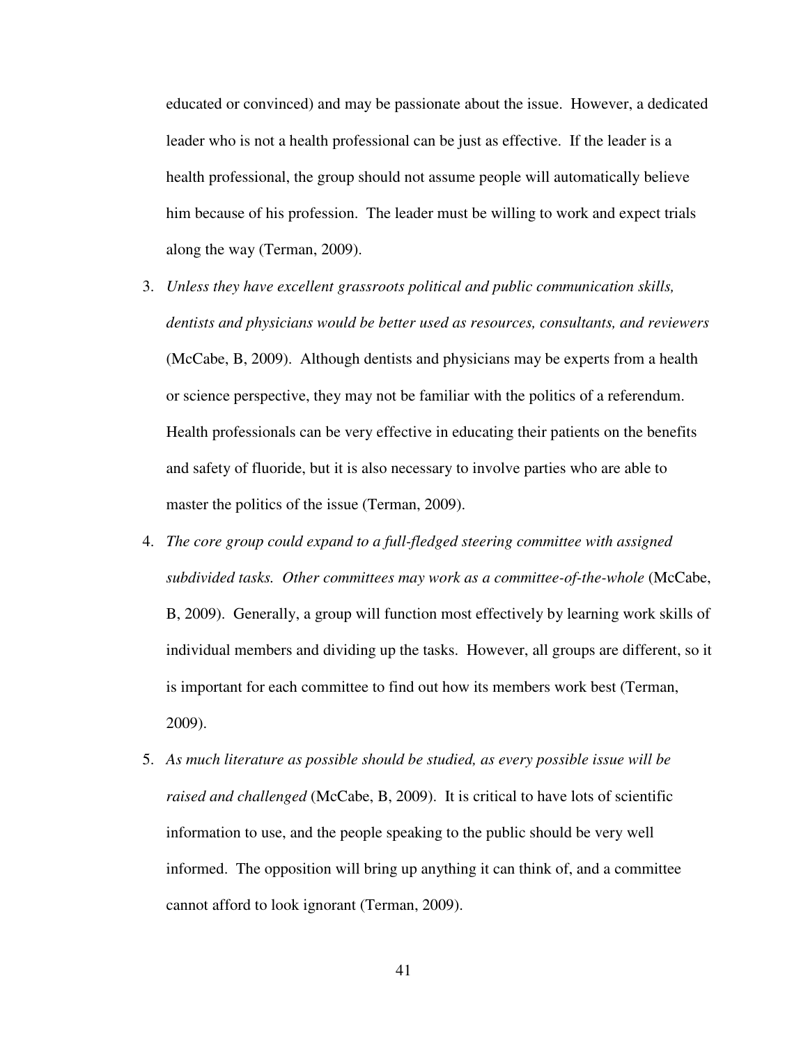educated or convinced) and may be passionate about the issue. However, a dedicated leader who is not a health professional can be just as effective. If the leader is a health professional, the group should not assume people will automatically believe him because of his profession. The leader must be willing to work and expect trials along the way (Terman, 2009).

3. *Unless they have excellent grassroots political and public communication skills, dentists and physicians would be better used as resources, consultants, and reviewers* (McCabe, B, 2009). Although dentists and physicians may be experts from a health or science perspective, they may not be familiar with the politics of a referendum. Health professionals can be very effective in educating their patients on the benefits and safety of fluoride, but it is also necessary to involve parties who are able to master the politics of the issue (Terman, 2009).
4. *The core group could expand to a full-fledged steering committee with assigned subdivided tasks. Other committees may work as a committee-of-the-whole* (McCabe, B, 2009). Generally, a group will function most effectively by learning work skills of individual members and dividing up the tasks. However, all groups are different, so it is important for each committee to find out how its members work best (Terman, 2009).
5. *As much literature as possible should be studied, as every possible issue will be raised and challenged* (McCabe, B, 2009). It is critical to have lots of scientific information to use, and the people speaking to the public should be very well informed. The opposition will bring up anything it can think of, and a committee cannot afford to look ignorant (Terman, 2009).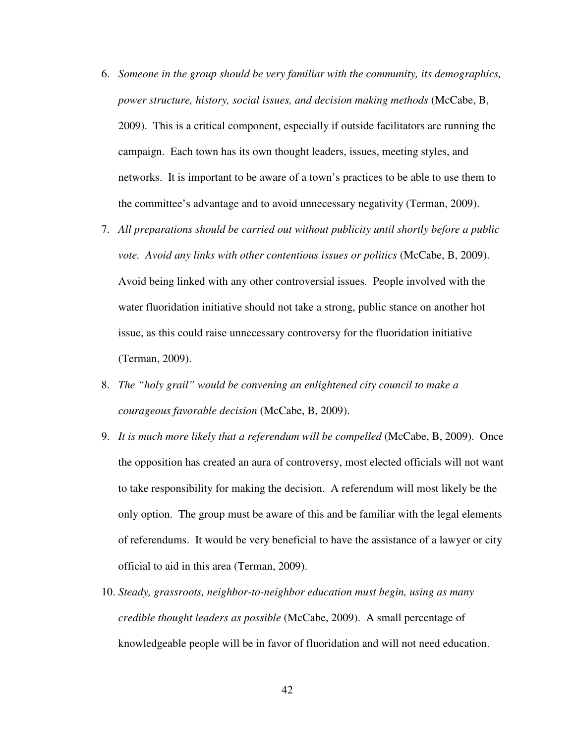6. *Someone in the group should be very familiar with the community, its demographics, power structure, history, social issues, and decision making methods* (McCabe, B, 2009). This is a critical component, especially if outside facilitators are running the campaign. Each town has its own thought leaders, issues, meeting styles, and networks. It is important to be aware of a town's practices to be able to use them to the committee's advantage and to avoid unnecessary negativity (Terman, 2009).
7. *All preparations should be carried out without publicity until shortly before a public vote. Avoid any links with other contentious issues or politics* (McCabe, B, 2009). Avoid being linked with any other controversial issues. People involved with the water fluoridation initiative should not take a strong, public stance on another hot issue, as this could raise unnecessary controversy for the fluoridation initiative (Terman, 2009).
8. *The "holy grail" would be convening an enlightened city council to make a courageous favorable decision* (McCabe, B, 2009).
9. *It is much more likely that a referendum will be compelled* (McCabe, B, 2009). Once the opposition has created an aura of controversy, most elected officials will not want to take responsibility for making the decision. A referendum will most likely be the only option. The group must be aware of this and be familiar with the legal elements of referendums. It would be very beneficial to have the assistance of a lawyer or city official to aid in this area (Terman, 2009).
10. *Steady, grassroots, neighbor-to-neighbor education must begin, using as many credible thought leaders as possible* (McCabe, 2009). A small percentage of knowledgeable people will be in favor of fluoridation and will not need education.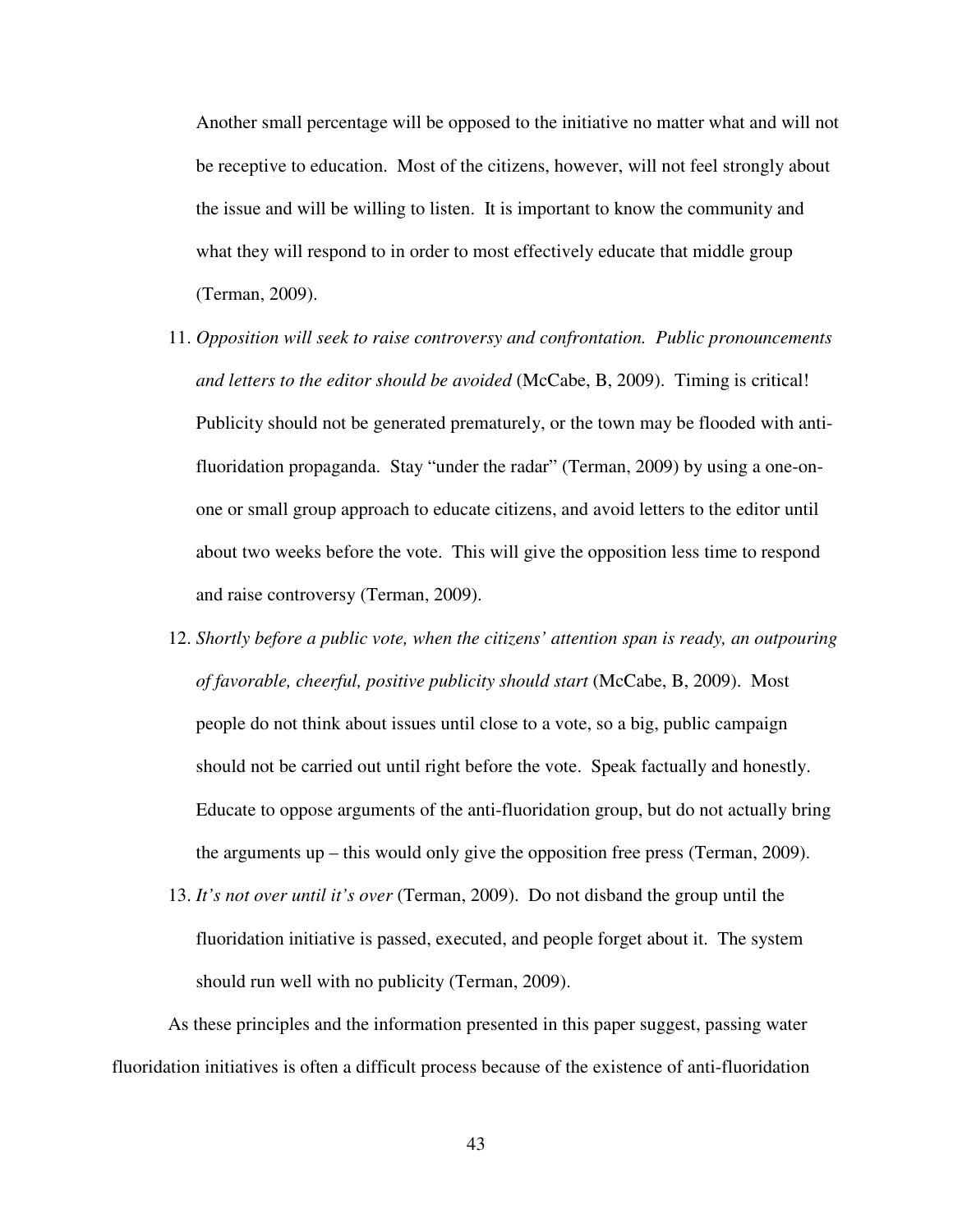Another small percentage will be opposed to the initiative no matter what and will not be receptive to education. Most of the citizens, however, will not feel strongly about the issue and will be willing to listen. It is important to know the community and what they will respond to in order to most effectively educate that middle group (Terman, 2009).

11. *Opposition will seek to raise controversy and confrontation. Public pronouncements and letters to the editor should be avoided* (McCabe, B, 2009). Timing is critical! Publicity should not be generated prematurely, or the town may be flooded with anti-fluoridation propaganda. Stay "under the radar" (Terman, 2009) by using a one-on-one or small group approach to educate citizens, and avoid letters to the editor until about two weeks before the vote. This will give the opposition less time to respond and raise controversy (Terman, 2009).
12. *Shortly before a public vote, when the citizens' attention span is ready, an outpouring of favorable, cheerful, positive publicity should start* (McCabe, B, 2009). Most people do not think about issues until close to a vote, so a big, public campaign should not be carried out until right before the vote. Speak factually and honestly. Educate to oppose arguments of the anti-fluoridation group, but do not actually bring the arguments up – this would only give the opposition free press (Terman, 2009).
13. *It's not over until it's over* (Terman, 2009). Do not disband the group until the fluoridation initiative is passed, executed, and people forget about it. The system should run well with no publicity (Terman, 2009).

As these principles and the information presented in this paper suggest, passing water fluoridation initiatives is often a difficult process because of the existence of anti-fluoridation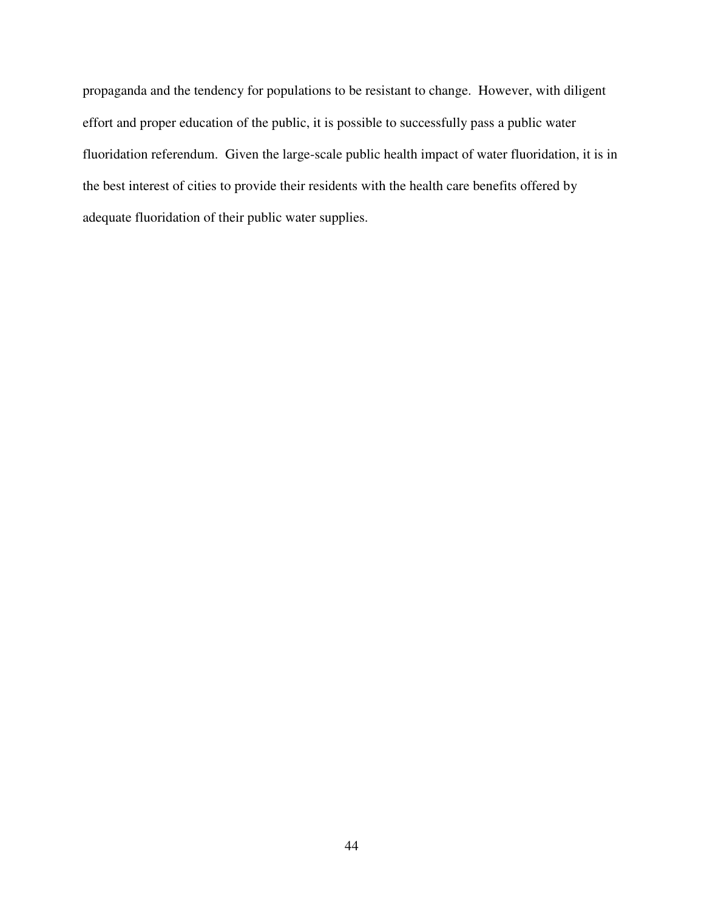propaganda and the tendency for populations to be resistant to change. However, with diligent effort and proper education of the public, it is possible to successfully pass a public water fluoridation referendum. Given the large-scale public health impact of water fluoridation, it is in the best interest of cities to provide their residents with the health care benefits offered by adequate fluoridation of their public water supplies.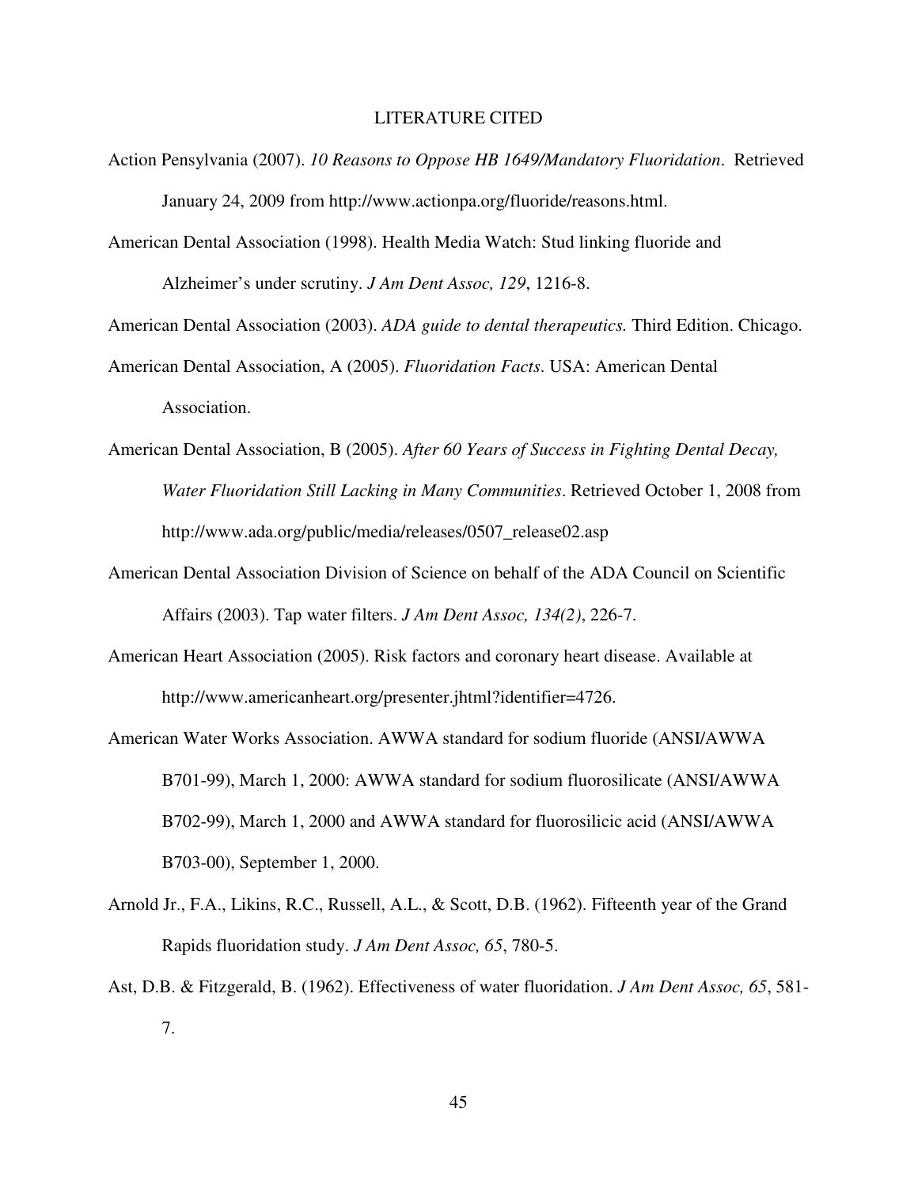# LITERATURE CITED

Action Pensylvania (2007). *10 Reasons to Oppose HB 1649/Mandatory Fluoridation*. Retrieved January 24, 2009 from http://www.actionpa.org/fluoride/reasons.html.

American Dental Association (1998). Health Media Watch: Stud linking fluoride and Alzheimer's under scrutiny. *J Am Dent Assoc, 129*, 1216-8.

American Dental Association (2003). *ADA guide to dental therapeutics.* Third Edition. Chicago.

American Dental Association, A (2005). *Fluoridation Facts*. USA: American Dental Association.

American Dental Association, B (2005). *After 60 Years of Success in Fighting Dental Decay, Water Fluoridation Still Lacking in Many Communities*. Retrieved October 1, 2008 from http://www.ada.org/public/media/releases/0507_release02.asp

American Dental Association Division of Science on behalf of the ADA Council on Scientific Affairs (2003). Tap water filters. *J Am Dent Assoc, 134(2)*, 226-7.

American Heart Association (2005). Risk factors and coronary heart disease. Available at http://www.americanheart.org/presenter.jhtml?identifier=4726.

American Water Works Association. AWWA standard for sodium fluoride (ANSI/AWWA B701-99), March 1, 2000: AWWA standard for sodium fluorosilicate (ANSI/AWWA B702-99), March 1, 2000 and AWWA standard for fluorosilicic acid (ANSI/AWWA B703-00), September 1, 2000.

Arnold Jr., F.A., Likins, R.C., Russell, A.L., & Scott, D.B. (1962). Fifteenth year of the Grand Rapids fluoridation study. *J Am Dent Assoc, 65*, 780-5.

Ast, D.B. & Fitzgerald, B. (1962). Effectiveness of water fluoridation. *J Am Dent Assoc, 65*, 581-7.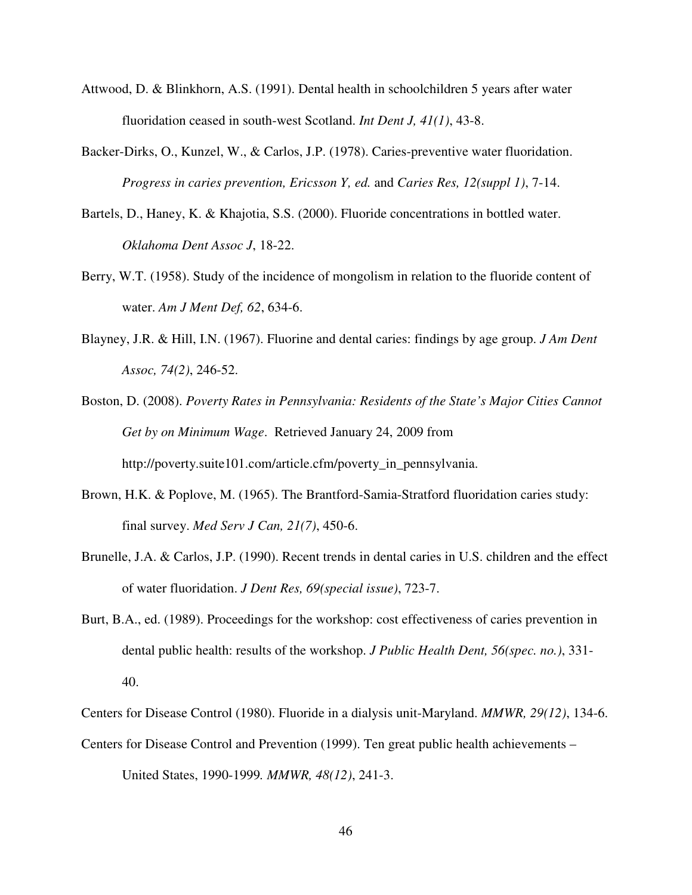Attwood, D. & Blinkhorn, A.S. (1991). Dental health in schoolchildren 5 years after water fluoridation ceased in south-west Scotland. *Int Dent J, 41(1)*, 43-8.

Backer-Dirks, O., Kunzel, W., & Carlos, J.P. (1978). Caries-preventive water fluoridation. *Progress in caries prevention, Ericsson Y, ed.* and *Caries Res, 12(suppl 1)*, 7-14.

Bartels, D., Haney, K. & Khajotia, S.S. (2000). Fluoride concentrations in bottled water. *Oklahoma Dent Assoc J*, 18-22.

Berry, W.T. (1958). Study of the incidence of mongolism in relation to the fluoride content of water. *Am J Ment Def, 62*, 634-6.

Blayney, J.R. & Hill, I.N. (1967). Fluorine and dental caries: findings by age group. *J Am Dent Assoc, 74(2)*, 246-52.

Boston, D. (2008). *Poverty Rates in Pennsylvania: Residents of the State's Major Cities Cannot Get by on Minimum Wage*. Retrieved January 24, 2009 from http://poverty.suite101.com/article.cfm/poverty_in_pennsylvania.

Brown, H.K. & Poplove, M. (1965). The Brantford-Samia-Stratford fluoridation caries study: final survey. *Med Serv J Can, 21(7)*, 450-6.

Brunelle, J.A. & Carlos, J.P. (1990). Recent trends in dental caries in U.S. children and the effect of water fluoridation. *J Dent Res, 69(special issue)*, 723-7.

Burt, B.A., ed. (1989). Proceedings for the workshop: cost effectiveness of caries prevention in dental public health: results of the workshop. *J Public Health Dent, 56(spec. no.)*, 331-40.

Centers for Disease Control (1980). Fluoride in a dialysis unit-Maryland. *MMWR, 29(12)*, 134-6.

Centers for Disease Control and Prevention (1999). Ten great public health achievements – United States, 1990-1999. *MMWR, 48(12)*, 241-3.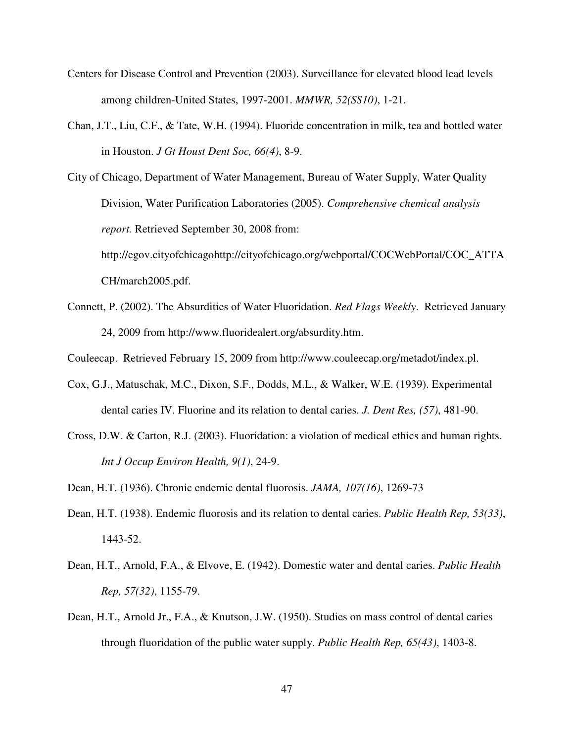Centers for Disease Control and Prevention (2003). Surveillance for elevated blood lead levels among children-United States, 1997-2001. *MMWR, 52(SS10)*, 1-21.

Chan, J.T., Liu, C.F., & Tate, W.H. (1994). Fluoride concentration in milk, tea and bottled water in Houston. *J Gt Houst Dent Soc, 66(4)*, 8-9.

City of Chicago, Department of Water Management, Bureau of Water Supply, Water Quality Division, Water Purification Laboratories (2005). *Comprehensive chemical analysis report.* Retrieved September 30, 2008 from: http://egov.cityofchicagohttp://cityofchicago.org/webportal/COCWebPortal/COC_ATTACH/march2005.pdf.

Connett, P. (2002). The Absurdities of Water Fluoridation. *Red Flags Weekly*. Retrieved January 24, 2009 from http://www.fluoridealert.org/absurdity.htm.

Couleecap. Retrieved February 15, 2009 from http://www.couleecap.org/metadot/index.pl.

Cox, G.J., Matuschak, M.C., Dixon, S.F., Dodds, M.L., & Walker, W.E. (1939). Experimental dental caries IV. Fluorine and its relation to dental caries. *J. Dent Res, (57)*, 481-90.

Cross, D.W. & Carton, R.J. (2003). Fluoridation: a violation of medical ethics and human rights. *Int J Occup Environ Health, 9(1)*, 24-9.

Dean, H.T. (1936). Chronic endemic dental fluorosis. *JAMA, 107(16)*, 1269-73

Dean, H.T. (1938). Endemic fluorosis and its relation to dental caries. *Public Health Rep, 53(33)*, 1443-52.

Dean, H.T., Arnold, F.A., & Elvove, E. (1942). Domestic water and dental caries. *Public Health Rep, 57(32)*, 1155-79.

Dean, H.T., Arnold Jr., F.A., & Knutson, J.W. (1950). Studies on mass control of dental caries through fluoridation of the public water supply. *Public Health Rep, 65(43)*, 1403-8.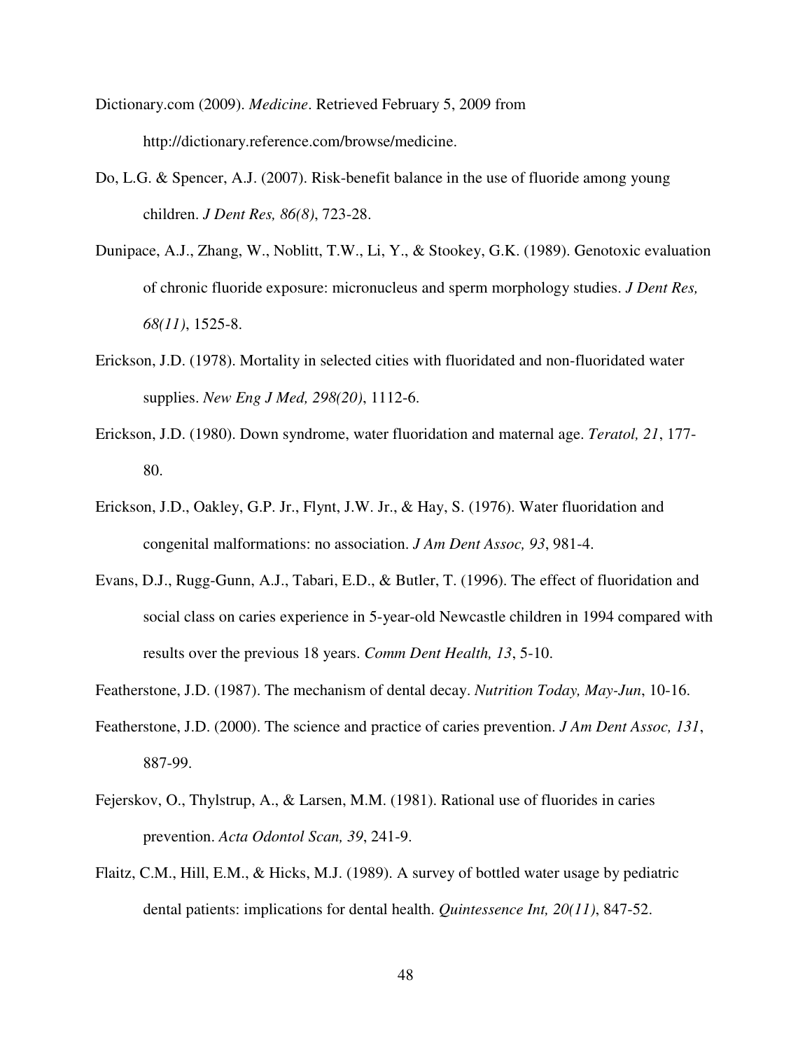Dictionary.com (2009). *Medicine*. Retrieved February 5, 2009 from http://dictionary.reference.com/browse/medicine.

Do, L.G. & Spencer, A.J. (2007). Risk-benefit balance in the use of fluoride among young children. *J Dent Res, 86(8)*, 723-28.

Dunipace, A.J., Zhang, W., Noblitt, T.W., Li, Y., & Stookey, G.K. (1989). Genotoxic evaluation of chronic fluoride exposure: micronucleus and sperm morphology studies. *J Dent Res, 68(11)*, 1525-8.

Erickson, J.D. (1978). Mortality in selected cities with fluoridated and non-fluoridated water supplies. *New Eng J Med, 298(20)*, 1112-6.

Erickson, J.D. (1980). Down syndrome, water fluoridation and maternal age. *Teratol, 21*, 177-80.

Erickson, J.D., Oakley, G.P. Jr., Flynt, J.W. Jr., & Hay, S. (1976). Water fluoridation and congenital malformations: no association. *J Am Dent Assoc, 93*, 981-4.

Evans, D.J., Rugg-Gunn, A.J., Tabari, E.D., & Butler, T. (1996). The effect of fluoridation and social class on caries experience in 5-year-old Newcastle children in 1994 compared with results over the previous 18 years. *Comm Dent Health, 13*, 5-10.

Featherstone, J.D. (1987). The mechanism of dental decay. *Nutrition Today, May-Jun*, 10-16.

Featherstone, J.D. (2000). The science and practice of caries prevention. *J Am Dent Assoc, 131*, 887-99.

Fejerskov, O., Thylstrup, A., & Larsen, M.M. (1981). Rational use of fluorides in caries prevention. *Acta Odontol Scan, 39*, 241-9.

Flaitz, C.M., Hill, E.M., & Hicks, M.J. (1989). A survey of bottled water usage by pediatric dental patients: implications for dental health. *Quintessence Int, 20(11)*, 847-52.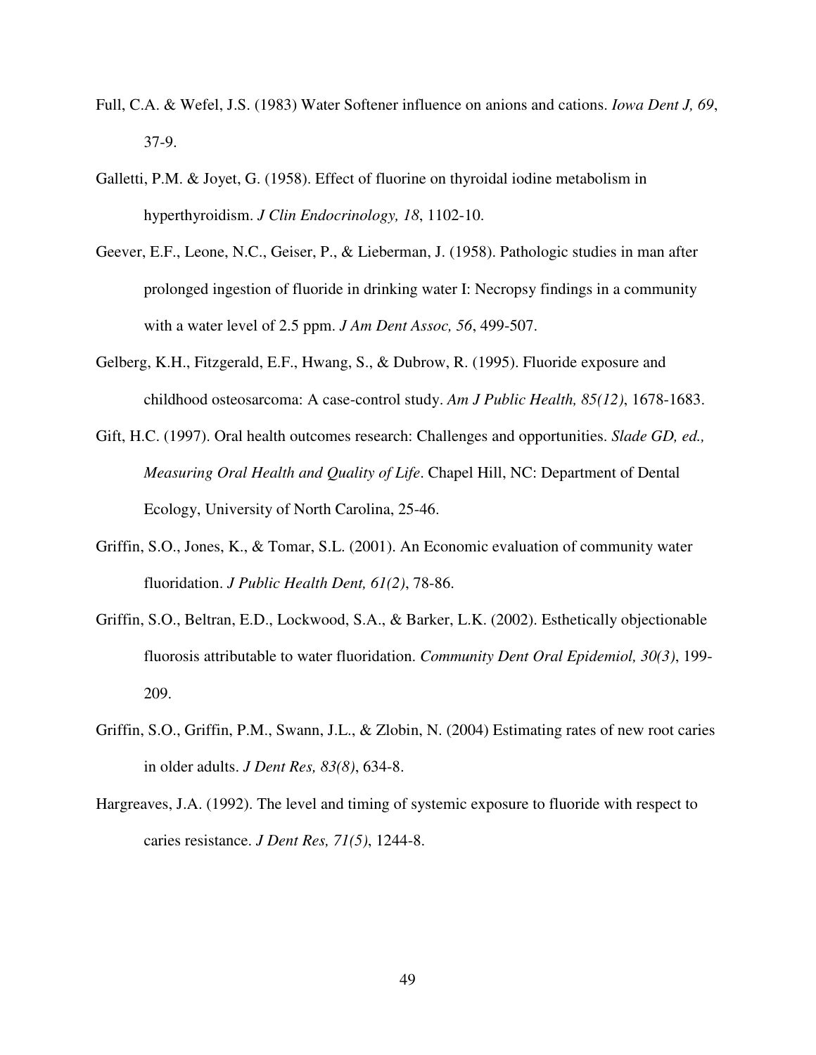Full, C.A. & Wefel, J.S. (1983) Water Softener influence on anions and cations. *Iowa Dent J, 69*, 37-9.

Galletti, P.M. & Joyet, G. (1958). Effect of fluorine on thyroidal iodine metabolism in hyperthyroidism. *J Clin Endocrinology, 18*, 1102-10.

Geever, E.F., Leone, N.C., Geiser, P., & Lieberman, J. (1958). Pathologic studies in man after prolonged ingestion of fluoride in drinking water I: Necropsy findings in a community with a water level of 2.5 ppm. *J Am Dent Assoc, 56*, 499-507.

Gelberg, K.H., Fitzgerald, E.F., Hwang, S., & Dubrow, R. (1995). Fluoride exposure and childhood osteosarcoma: A case-control study. *Am J Public Health, 85(12)*, 1678-1683.

Gift, H.C. (1997). Oral health outcomes research: Challenges and opportunities. *Slade GD, ed., Measuring Oral Health and Quality of Life*. Chapel Hill, NC: Department of Dental Ecology, University of North Carolina, 25-46.

Griffin, S.O., Jones, K., & Tomar, S.L. (2001). An Economic evaluation of community water fluoridation. *J Public Health Dent, 61(2)*, 78-86.

Griffin, S.O., Beltran, E.D., Lockwood, S.A., & Barker, L.K. (2002). Esthetically objectionable fluorosis attributable to water fluoridation. *Community Dent Oral Epidemiol, 30(3)*, 199-209.

Griffin, S.O., Griffin, P.M., Swann, J.L., & Zlobin, N. (2004) Estimating rates of new root caries in older adults. *J Dent Res, 83(8)*, 634-8.

Hargreaves, J.A. (1992). The level and timing of systemic exposure to fluoride with respect to caries resistance. *J Dent Res, 71(5)*, 1244-8.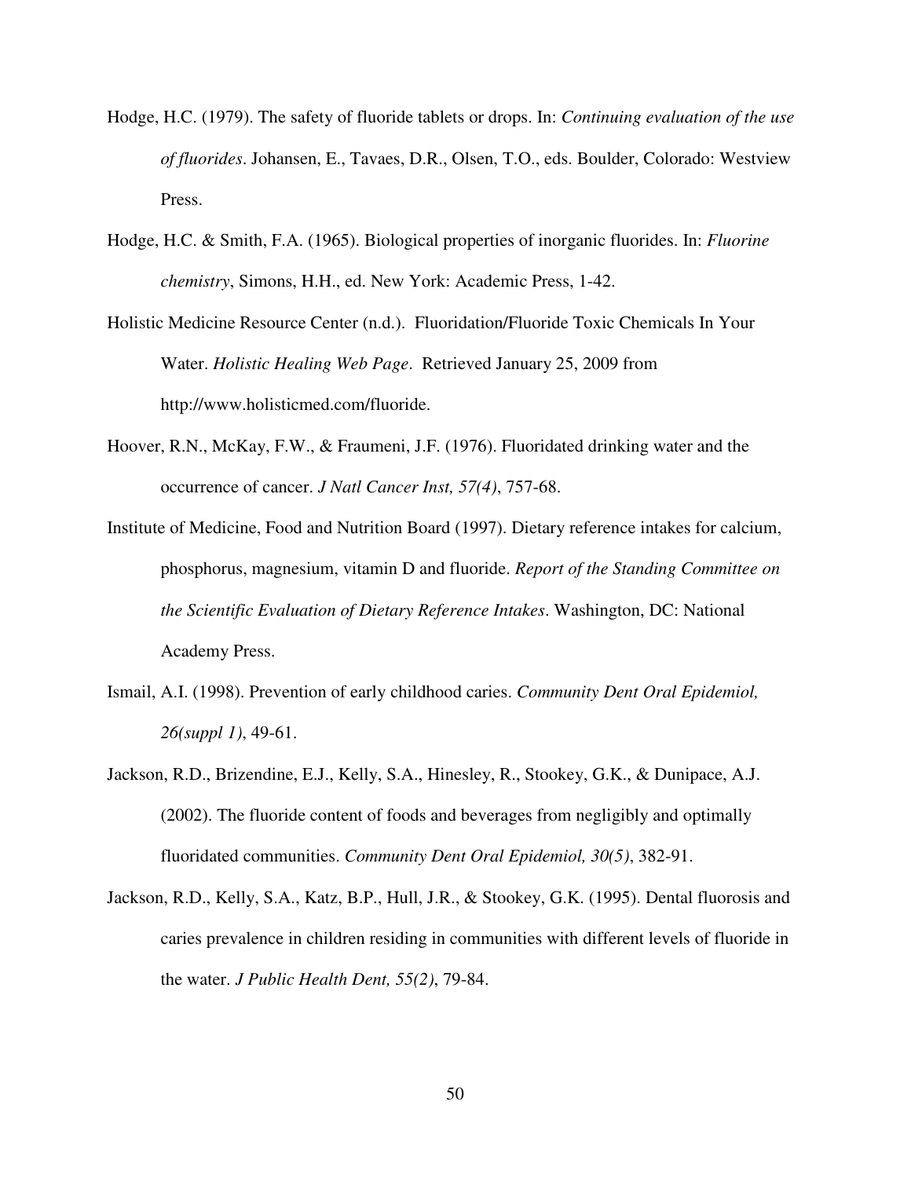Hodge, H.C. (1979). The safety of fluoride tablets or drops. In: *Continuing evaluation of the use of fluorides*. Johansen, E., Tavaes, D.R., Olsen, T.O., eds. Boulder, Colorado: Westview Press.

Hodge, H.C. & Smith, F.A. (1965). Biological properties of inorganic fluorides. In: *Fluorine chemistry*, Simons, H.H., ed. New York: Academic Press, 1-42.

Holistic Medicine Resource Center (n.d.). Fluoridation/Fluoride Toxic Chemicals In Your Water. *Holistic Healing Web Page*. Retrieved January 25, 2009 from http://www.holisticmed.com/fluoride.

Hoover, R.N., McKay, F.W., & Fraumeni, J.F. (1976). Fluoridated drinking water and the occurrence of cancer. *J Natl Cancer Inst, 57(4)*, 757-68.

Institute of Medicine, Food and Nutrition Board (1997). Dietary reference intakes for calcium, phosphorus, magnesium, vitamin D and fluoride. *Report of the Standing Committee on the Scientific Evaluation of Dietary Reference Intakes*. Washington, DC: National Academy Press.

Ismail, A.I. (1998). Prevention of early childhood caries. *Community Dent Oral Epidemiol, 26(suppl 1)*, 49-61.

Jackson, R.D., Brizendine, E.J., Kelly, S.A., Hinesley, R., Stookey, G.K., & Dunipace, A.J. (2002). The fluoride content of foods and beverages from negligibly and optimally fluoridated communities. *Community Dent Oral Epidemiol, 30(5)*, 382-91.

Jackson, R.D., Kelly, S.A., Katz, B.P., Hull, J.R., & Stookey, G.K. (1995). Dental fluorosis and caries prevalence in children residing in communities with different levels of fluoride in the water. *J Public Health Dent, 55(2)*, 79-84.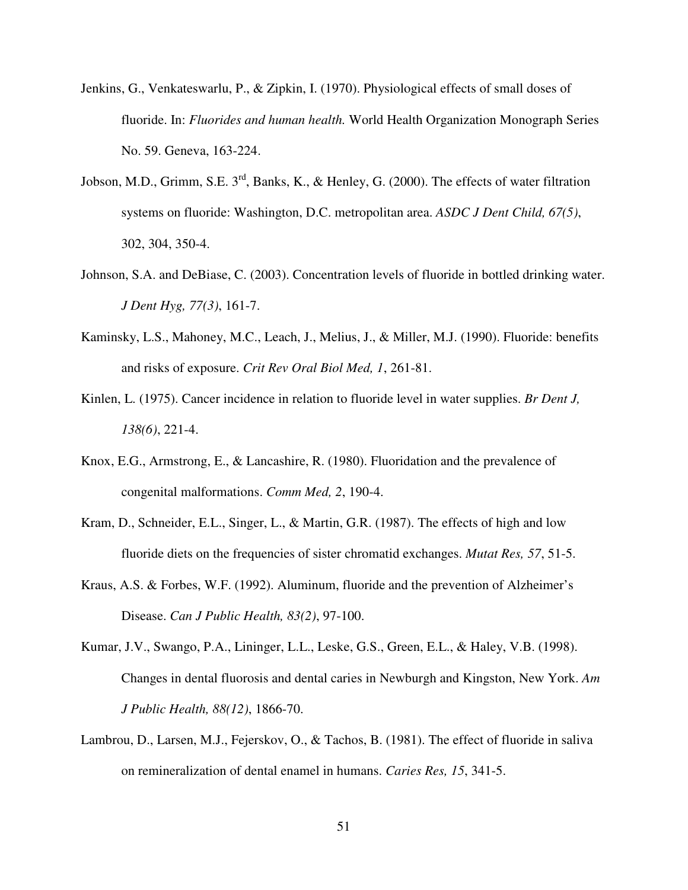Jenkins, G., Venkateswarlu, P., & Zipkin, I. (1970). Physiological effects of small doses of fluoride. In: *Fluorides and human health.* World Health Organization Monograph Series No. 59. Geneva, 163-224.

Jobson, M.D., Grimm, S.E. 3[rd], Banks, K., & Henley, G. (2000). The effects of water filtration systems on fluoride: Washington, D.C. metropolitan area. *ASDC J Dent Child, 67(5)*, 302, 304, 350-4.

Johnson, S.A. and DeBiase, C. (2003). Concentration levels of fluoride in bottled drinking water. *J Dent Hyg, 77(3)*, 161-7.

Kaminsky, L.S., Mahoney, M.C., Leach, J., Melius, J., & Miller, M.J. (1990). Fluoride: benefits and risks of exposure. *Crit Rev Oral Biol Med, 1*, 261-81.

Kinlen, L. (1975). Cancer incidence in relation to fluoride level in water supplies. *Br Dent J, 138(6)*, 221-4.

Knox, E.G., Armstrong, E., & Lancashire, R. (1980). Fluoridation and the prevalence of congenital malformations. *Comm Med, 2*, 190-4.

Kram, D., Schneider, E.L., Singer, L., & Martin, G.R. (1987). The effects of high and low fluoride diets on the frequencies of sister chromatid exchanges. *Mutat Res, 57*, 51-5.

Kraus, A.S. & Forbes, W.F. (1992). Aluminum, fluoride and the prevention of Alzheimer's Disease. *Can J Public Health, 83(2)*, 97-100.

Kumar, J.V., Swango, P.A., Lininger, L.L., Leske, G.S., Green, E.L., & Haley, V.B. (1998). Changes in dental fluorosis and dental caries in Newburgh and Kingston, New York. *Am J Public Health, 88(12)*, 1866-70.

Lambrou, D., Larsen, M.J., Fejerskov, O., & Tachos, B. (1981). The effect of fluoride in saliva on remineralization of dental enamel in humans. *Caries Res, 15*, 341-5.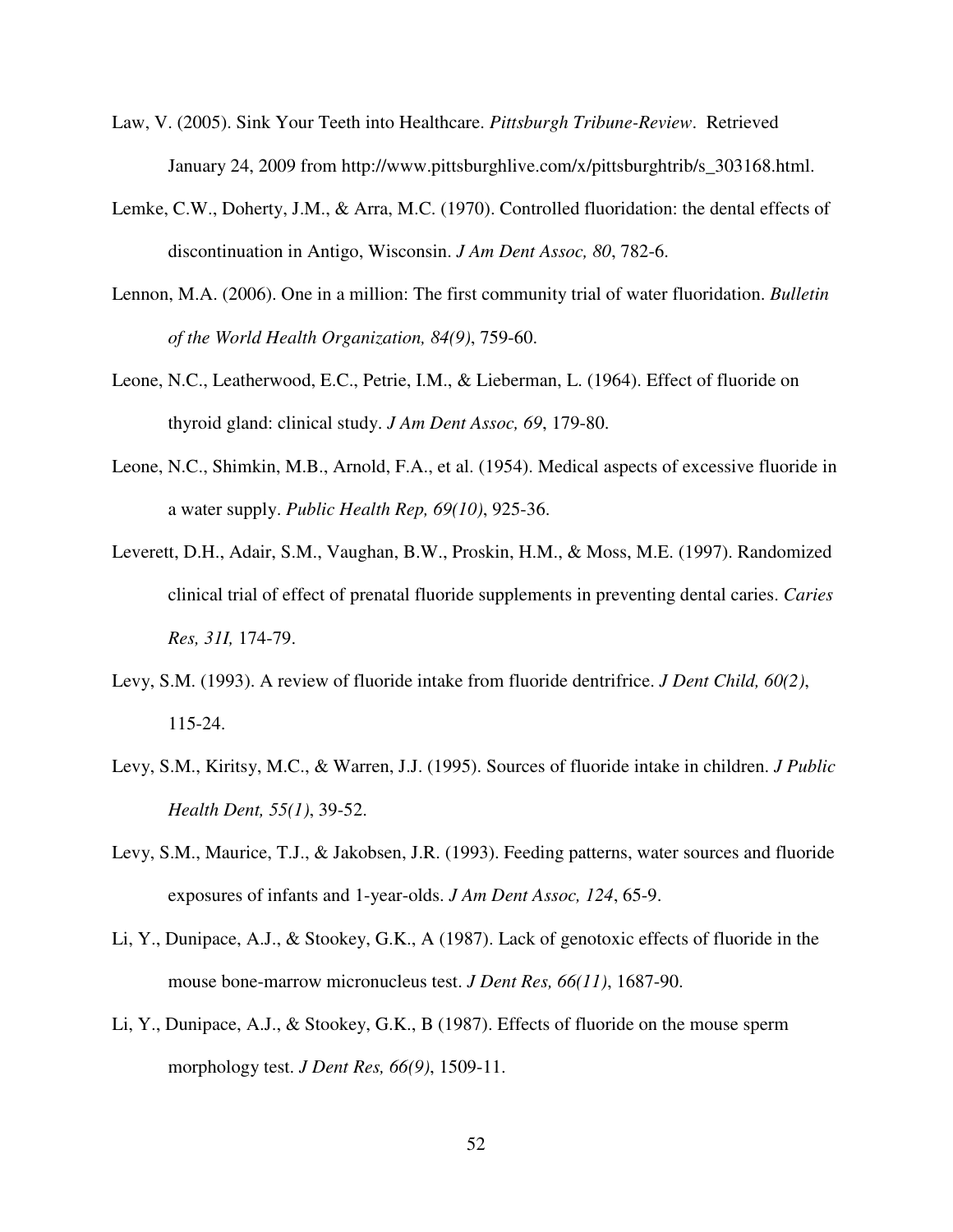Law, V. (2005). Sink Your Teeth into Healthcare. *Pittsburgh Tribune-Review*. Retrieved January 24, 2009 from http://www.pittsburghlive.com/x/pittsburghtrib/s_303168.html.

Lemke, C.W., Doherty, J.M., & Arra, M.C. (1970). Controlled fluoridation: the dental effects of discontinuation in Antigo, Wisconsin. *J Am Dent Assoc, 80*, 782-6.

Lennon, M.A. (2006). One in a million: The first community trial of water fluoridation. *Bulletin of the World Health Organization, 84(9)*, 759-60.

Leone, N.C., Leatherwood, E.C., Petrie, I.M., & Lieberman, L. (1964). Effect of fluoride on thyroid gland: clinical study. *J Am Dent Assoc, 69*, 179-80.

Leone, N.C., Shimkin, M.B., Arnold, F.A., et al. (1954). Medical aspects of excessive fluoride in a water supply. *Public Health Rep, 69(10)*, 925-36.

Leverett, D.H., Adair, S.M., Vaughan, B.W., Proskin, H.M., & Moss, M.E. (1997). Randomized clinical trial of effect of prenatal fluoride supplements in preventing dental caries. *Caries Res, 31I,* 174-79.

Levy, S.M. (1993). A review of fluoride intake from fluoride dentrifrice. *J Dent Child, 60(2)*, 115-24.

Levy, S.M., Kiritsy, M.C., & Warren, J.J. (1995). Sources of fluoride intake in children. *J Public Health Dent, 55(1)*, 39-52.

Levy, S.M., Maurice, T.J., & Jakobsen, J.R. (1993). Feeding patterns, water sources and fluoride exposures of infants and 1-year-olds. *J Am Dent Assoc, 124*, 65-9.

Li, Y., Dunipace, A.J., & Stookey, G.K., A (1987). Lack of genotoxic effects of fluoride in the mouse bone-marrow micronucleus test. *J Dent Res, 66(11)*, 1687-90.

Li, Y., Dunipace, A.J., & Stookey, G.K., B (1987). Effects of fluoride on the mouse sperm morphology test. *J Dent Res, 66(9)*, 1509-11.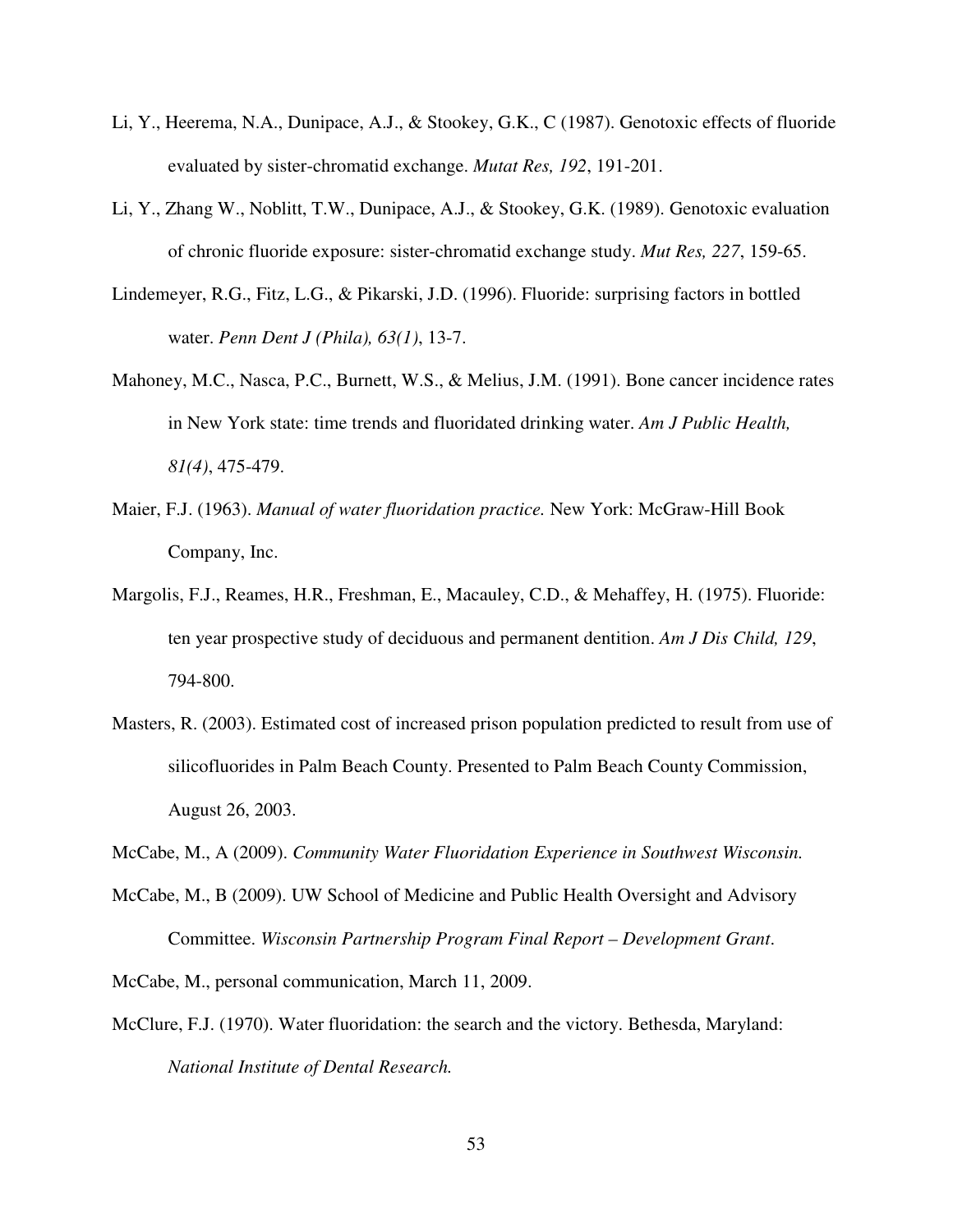Li, Y., Heerema, N.A., Dunipace, A.J., & Stookey, G.K., C (1987). Genotoxic effects of fluoride evaluated by sister-chromatid exchange. *Mutat Res, 192*, 191-201.

Li, Y., Zhang W., Noblitt, T.W., Dunipace, A.J., & Stookey, G.K. (1989). Genotoxic evaluation of chronic fluoride exposure: sister-chromatid exchange study. *Mut Res, 227*, 159-65.

Lindemeyer, R.G., Fitz, L.G., & Pikarski, J.D. (1996). Fluoride: surprising factors in bottled water. *Penn Dent J (Phila), 63(1)*, 13-7.

Mahoney, M.C., Nasca, P.C., Burnett, W.S., & Melius, J.M. (1991). Bone cancer incidence rates in New York state: time trends and fluoridated drinking water. *Am J Public Health, 81(4)*, 475-479.

Maier, F.J. (1963). *Manual of water fluoridation practice.* New York: McGraw-Hill Book Company, Inc.

Margolis, F.J., Reames, H.R., Freshman, E., Macauley, C.D., & Mehaffey, H. (1975). Fluoride: ten year prospective study of deciduous and permanent dentition. *Am J Dis Child, 129*, 794-800.

Masters, R. (2003). Estimated cost of increased prison population predicted to result from use of silicofluorides in Palm Beach County. Presented to Palm Beach County Commission, August 26, 2003.

McCabe, M., A (2009). *Community Water Fluoridation Experience in Southwest Wisconsin.*

McCabe, M., B (2009). UW School of Medicine and Public Health Oversight and Advisory Committee. *Wisconsin Partnership Program Final Report – Development Grant*.

McCabe, M., personal communication, March 11, 2009.

McClure, F.J. (1970). Water fluoridation: the search and the victory. Bethesda, Maryland: *National Institute of Dental Research.*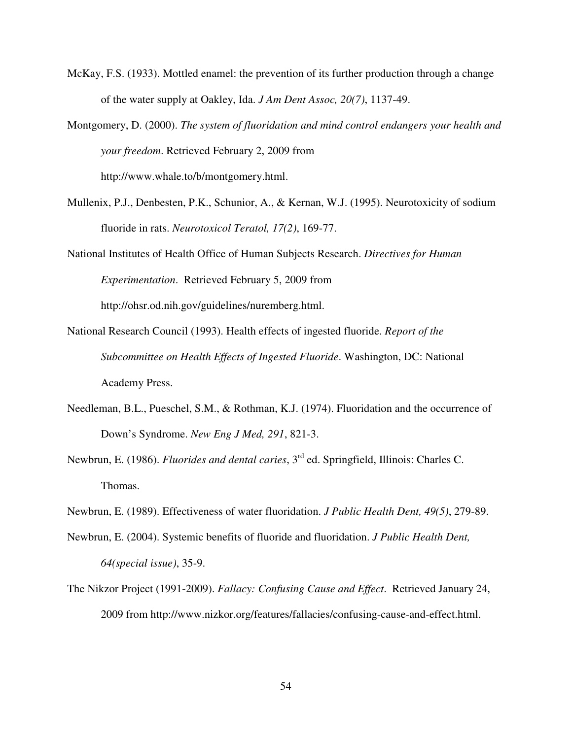McKay, F.S. (1933). Mottled enamel: the prevention of its further production through a change of the water supply at Oakley, Ida. *J Am Dent Assoc, 20(7)*, 1137-49.

Montgomery, D. (2000). *The system of fluoridation and mind control endangers your health and your freedom*. Retrieved February 2, 2009 from http://www.whale.to/b/montgomery.html.

Mullenix, P.J., Denbesten, P.K., Schunior, A., & Kernan, W.J. (1995). Neurotoxicity of sodium fluoride in rats. *Neurotoxicol Teratol, 17(2)*, 169-77.

National Institutes of Health Office of Human Subjects Research. *Directives for Human Experimentation*. Retrieved February 5, 2009 from http://ohsr.od.nih.gov/guidelines/nuremberg.html.

National Research Council (1993). Health effects of ingested fluoride. *Report of the Subcommittee on Health Effects of Ingested Fluoride*. Washington, DC: National Academy Press.

Needleman, B.L., Pueschel, S.M., & Rothman, K.J. (1974). Fluoridation and the occurrence of Down's Syndrome. *New Eng J Med, 291*, 821-3.

Newbrun, E. (1986). *Fluorides and dental caries*, 3rd ed. Springfield, Illinois: Charles C. Thomas.

Newbrun, E. (1989). Effectiveness of water fluoridation. *J Public Health Dent, 49(5)*, 279-89.

Newbrun, E. (2004). Systemic benefits of fluoride and fluoridation. *J Public Health Dent, 64(special issue)*, 35-9.

The Nikzor Project (1991-2009). *Fallacy: Confusing Cause and Effect*. Retrieved January 24, 2009 from http://www.nizkor.org/features/fallacies/confusing-cause-and-effect.html.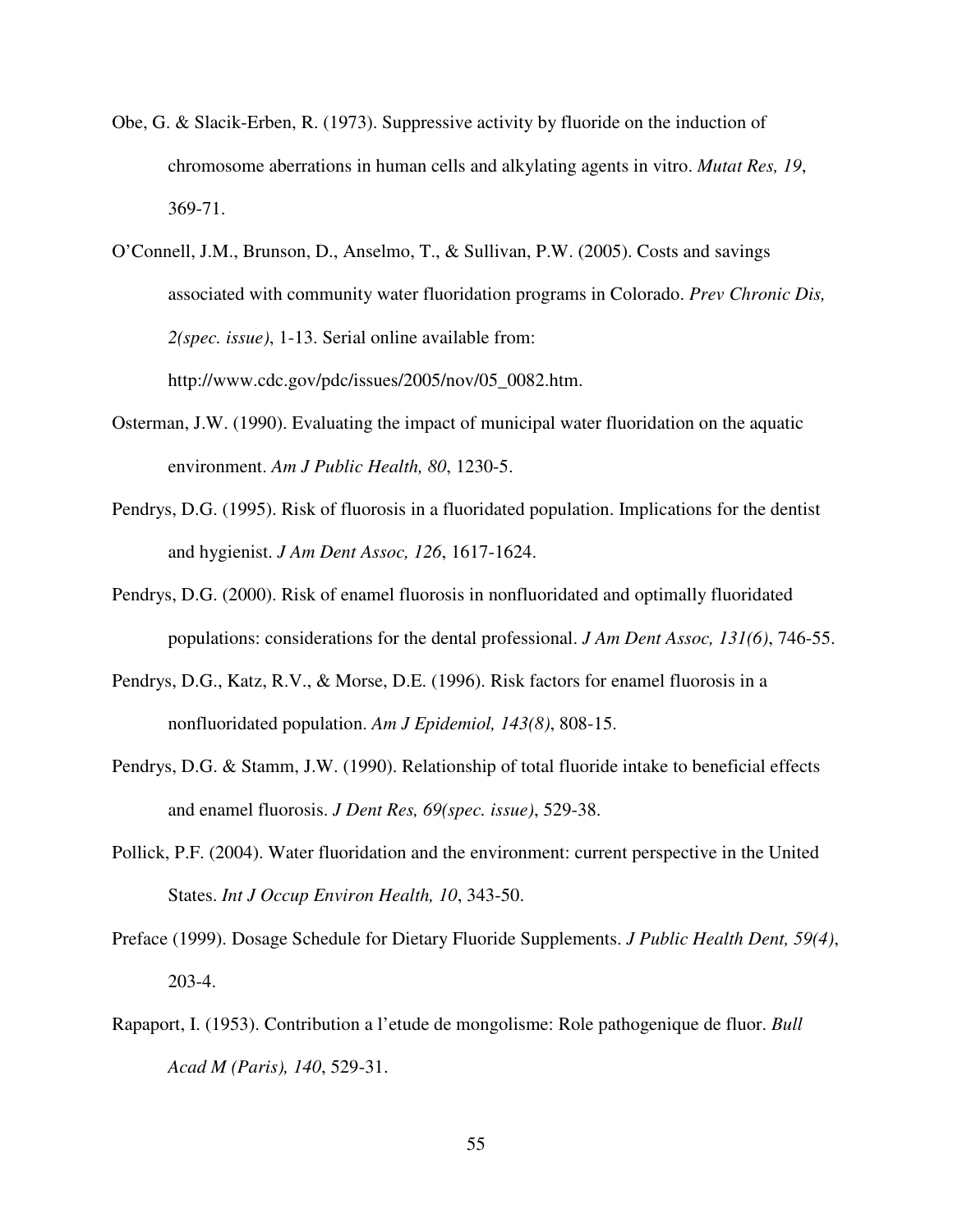Obe, G. & Slacik-Erben, R. (1973). Suppressive activity by fluoride on the induction of chromosome aberrations in human cells and alkylating agents in vitro. *Mutat Res, 19*, 369-71.

O'Connell, J.M., Brunson, D., Anselmo, T., & Sullivan, P.W. (2005). Costs and savings associated with community water fluoridation programs in Colorado. *Prev Chronic Dis, 2(spec. issue)*, 1-13. Serial online available from: http://www.cdc.gov/pdc/issues/2005/nov/05_0082.htm.

Osterman, J.W. (1990). Evaluating the impact of municipal water fluoridation on the aquatic environment. *Am J Public Health, 80*, 1230-5.

Pendrys, D.G. (1995). Risk of fluorosis in a fluoridated population. Implications for the dentist and hygienist. *J Am Dent Assoc, 126*, 1617-1624.

Pendrys, D.G. (2000). Risk of enamel fluorosis in nonfluoridated and optimally fluoridated populations: considerations for the dental professional. *J Am Dent Assoc, 131(6)*, 746-55.

Pendrys, D.G., Katz, R.V., & Morse, D.E. (1996). Risk factors for enamel fluorosis in a nonfluoridated population. *Am J Epidemiol, 143(8)*, 808-15.

Pendrys, D.G. & Stamm, J.W. (1990). Relationship of total fluoride intake to beneficial effects and enamel fluorosis. *J Dent Res, 69(spec. issue)*, 529-38.

Pollick, P.F. (2004). Water fluoridation and the environment: current perspective in the United States. *Int J Occup Environ Health, 10*, 343-50.

Preface (1999). Dosage Schedule for Dietary Fluoride Supplements. *J Public Health Dent, 59(4)*, 203-4.

Rapaport, I. (1953). Contribution a l'etude de mongolisme: Role pathogenique de fluor. *Bull Acad M (Paris), 140*, 529-31.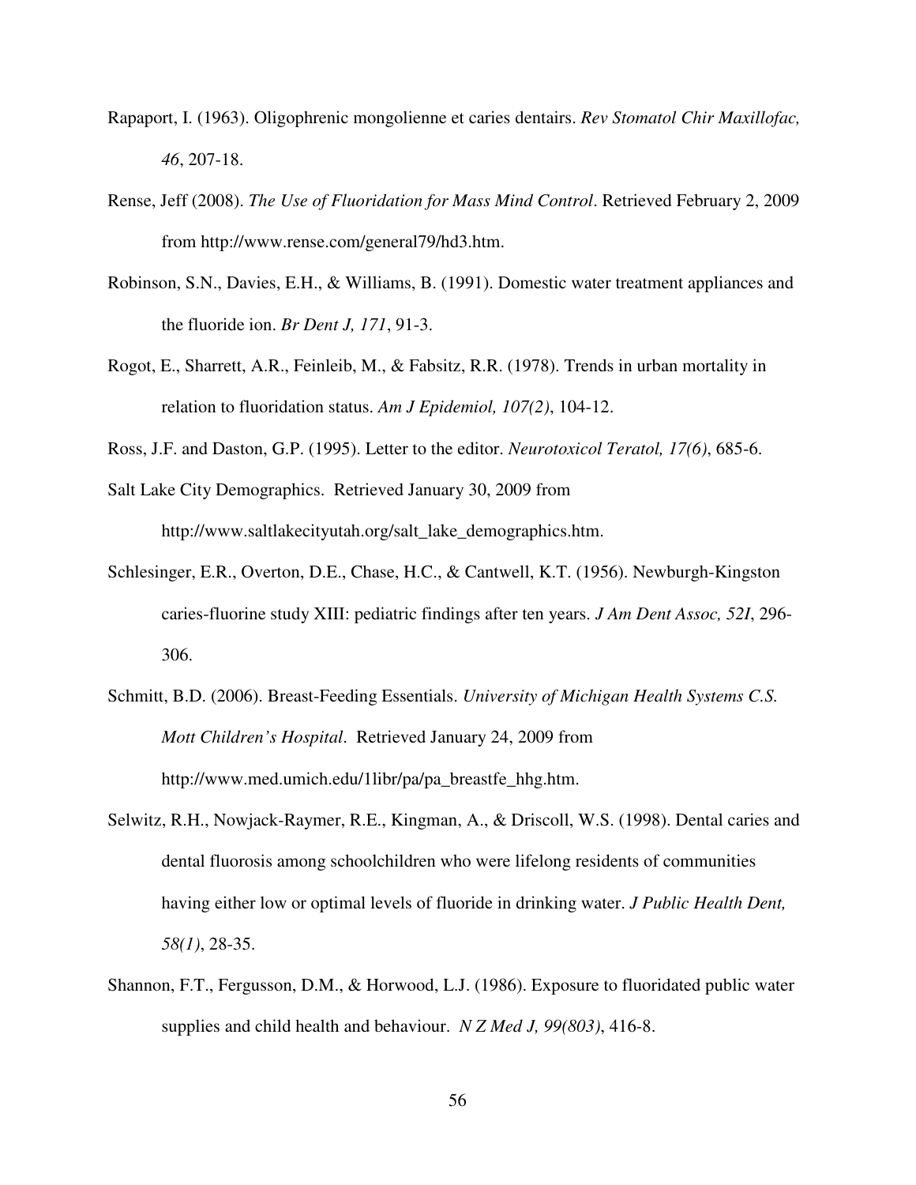Rapaport, I. (1963). Oligophrenic mongolienne et caries dentairs. *Rev Stomatol Chir Maxillofac, 46*, 207-18.

Rense, Jeff (2008). *The Use of Fluoridation for Mass Mind Control*. Retrieved February 2, 2009 from http://www.rense.com/general79/hd3.htm.

Robinson, S.N., Davies, E.H., & Williams, B. (1991). Domestic water treatment appliances and the fluoride ion. *Br Dent J, 171*, 91-3.

Rogot, E., Sharrett, A.R., Feinleib, M., & Fabsitz, R.R. (1978). Trends in urban mortality in relation to fluoridation status. *Am J Epidemiol, 107(2)*, 104-12.

Ross, J.F. and Daston, G.P. (1995). Letter to the editor. *Neurotoxicol Teratol, 17(6)*, 685-6.

Salt Lake City Demographics. Retrieved January 30, 2009 from http://www.saltlakecityutah.org/salt_lake_demographics.htm.

Schlesinger, E.R., Overton, D.E., Chase, H.C., & Cantwell, K.T. (1956). Newburgh-Kingston caries-fluorine study XIII: pediatric findings after ten years. *J Am Dent Assoc, 52I*, 296-306.

Schmitt, B.D. (2006). Breast-Feeding Essentials. *University of Michigan Health Systems C.S. Mott Children's Hospital*. Retrieved January 24, 2009 from http://www.med.umich.edu/1libr/pa/pa_breastfe_hhg.htm.

Selwitz, R.H., Nowjack-Raymer, R.E., Kingman, A., & Driscoll, W.S. (1998). Dental caries and dental fluorosis among schoolchildren who were lifelong residents of communities having either low or optimal levels of fluoride in drinking water. *J Public Health Dent, 58(1)*, 28-35.

Shannon, F.T., Fergusson, D.M., & Horwood, L.J. (1986). Exposure to fluoridated public water supplies and child health and behaviour. *N Z Med J, 99(803)*, 416-8.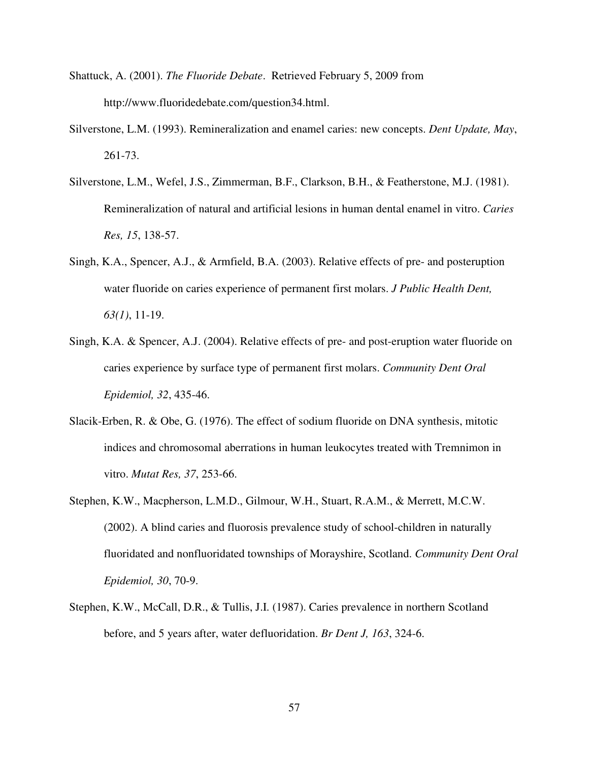Shattuck, A. (2001). *The Fluoride Debate*. Retrieved February 5, 2009 from http://www.fluoridedebate.com/question34.html.

Silverstone, L.M. (1993). Remineralization and enamel caries: new concepts. *Dent Update, May*, 261-73.

Silverstone, L.M., Wefel, J.S., Zimmerman, B.F., Clarkson, B.H., & Featherstone, M.J. (1981). Remineralization of natural and artificial lesions in human dental enamel in vitro. *Caries Res, 15*, 138-57.

Singh, K.A., Spencer, A.J., & Armfield, B.A. (2003). Relative effects of pre- and posteruption water fluoride on caries experience of permanent first molars. *J Public Health Dent, 63(1)*, 11-19.

Singh, K.A. & Spencer, A.J. (2004). Relative effects of pre- and post-eruption water fluoride on caries experience by surface type of permanent first molars. *Community Dent Oral Epidemiol, 32*, 435-46.

Slacik-Erben, R. & Obe, G. (1976). The effect of sodium fluoride on DNA synthesis, mitotic indices and chromosomal aberrations in human leukocytes treated with Tremnimon in vitro. *Mutat Res, 37*, 253-66.

Stephen, K.W., Macpherson, L.M.D., Gilmour, W.H., Stuart, R.A.M., & Merrett, M.C.W. (2002). A blind caries and fluorosis prevalence study of school-children in naturally fluoridated and nonfluoridated townships of Morayshire, Scotland. *Community Dent Oral Epidemiol, 30*, 70-9.

Stephen, K.W., McCall, D.R., & Tullis, J.I. (1987). Caries prevalence in northern Scotland before, and 5 years after, water defluoridation. *Br Dent J, 163*, 324-6.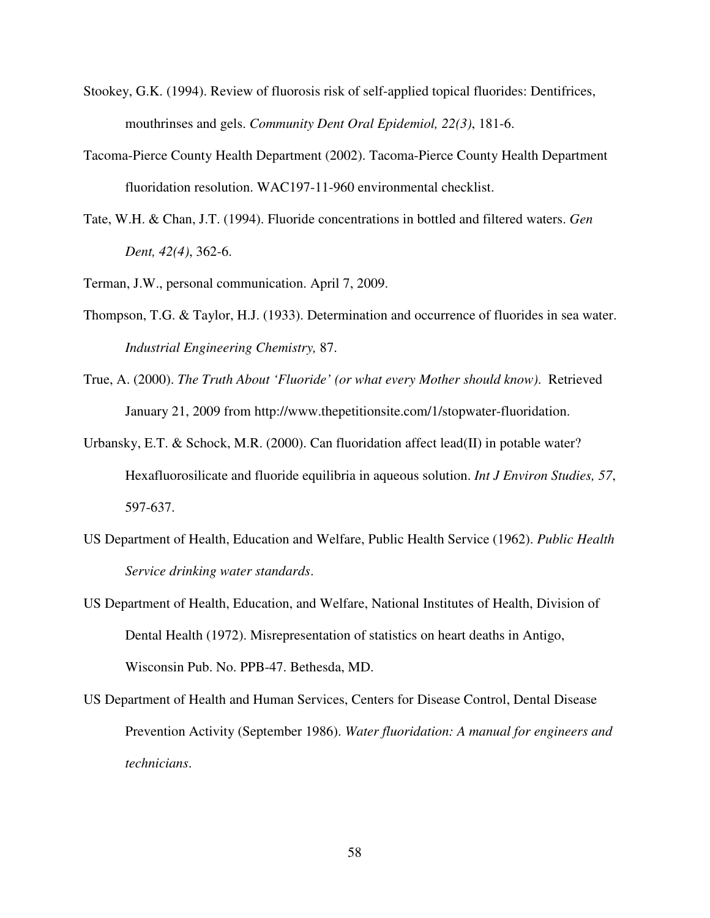Stookey, G.K. (1994). Review of fluorosis risk of self-applied topical fluorides: Dentifrices, mouthrinses and gels. *Community Dent Oral Epidemiol, 22(3)*, 181-6.

Tacoma-Pierce County Health Department (2002). Tacoma-Pierce County Health Department fluoridation resolution. WAC197-11-960 environmental checklist.

Tate, W.H. & Chan, J.T. (1994). Fluoride concentrations in bottled and filtered waters. *Gen Dent, 42(4)*, 362-6.

Terman, J.W., personal communication. April 7, 2009.

Thompson, T.G. & Taylor, H.J. (1933). Determination and occurrence of fluorides in sea water. *Industrial Engineering Chemistry,* 87.

True, A. (2000). *The Truth About 'Fluoride' (or what every Mother should know).* Retrieved January 21, 2009 from http://www.thepetitionsite.com/1/stopwater-fluoridation.

Urbansky, E.T. & Schock, M.R. (2000). Can fluoridation affect lead(II) in potable water? Hexafluorosilicate and fluoride equilibria in aqueous solution. *Int J Environ Studies, 57*, 597-637.

US Department of Health, Education and Welfare, Public Health Service (1962). *Public Health Service drinking water standards*.

US Department of Health, Education, and Welfare, National Institutes of Health, Division of Dental Health (1972). Misrepresentation of statistics on heart deaths in Antigo, Wisconsin Pub. No. PPB-47. Bethesda, MD.

US Department of Health and Human Services, Centers for Disease Control, Dental Disease Prevention Activity (September 1986). *Water fluoridation: A manual for engineers and technicians*.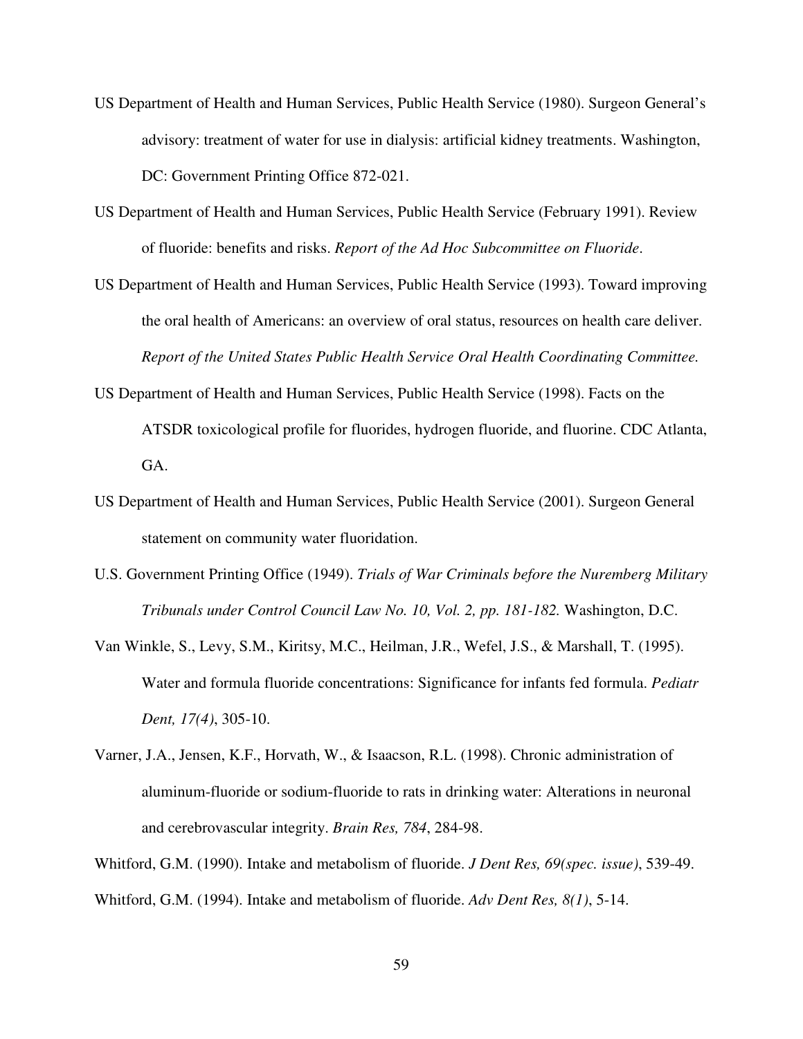US Department of Health and Human Services, Public Health Service (1980). Surgeon General's advisory: treatment of water for use in dialysis: artificial kidney treatments. Washington, DC: Government Printing Office 872-021.

US Department of Health and Human Services, Public Health Service (February 1991). Review of fluoride: benefits and risks. *Report of the Ad Hoc Subcommittee on Fluoride*.

US Department of Health and Human Services, Public Health Service (1993). Toward improving the oral health of Americans: an overview of oral status, resources on health care deliver. *Report of the United States Public Health Service Oral Health Coordinating Committee.*

US Department of Health and Human Services, Public Health Service (1998). Facts on the ATSDR toxicological profile for fluorides, hydrogen fluoride, and fluorine. CDC Atlanta, GA.

US Department of Health and Human Services, Public Health Service (2001). Surgeon General statement on community water fluoridation.

U.S. Government Printing Office (1949). *Trials of War Criminals before the Nuremberg Military Tribunals under Control Council Law No. 10, Vol. 2, pp. 181-182.* Washington, D.C.

Van Winkle, S., Levy, S.M., Kiritsy, M.C., Heilman, J.R., Wefel, J.S., & Marshall, T. (1995). Water and formula fluoride concentrations: Significance for infants fed formula. *Pediatr Dent, 17(4)*, 305-10.

Varner, J.A., Jensen, K.F., Horvath, W., & Isaacson, R.L. (1998). Chronic administration of aluminum-fluoride or sodium-fluoride to rats in drinking water: Alterations in neuronal and cerebrovascular integrity. *Brain Res, 784*, 284-98.

Whitford, G.M. (1990). Intake and metabolism of fluoride. *J Dent Res, 69(spec. issue)*, 539-49.

Whitford, G.M. (1994). Intake and metabolism of fluoride. *Adv Dent Res, 8(1)*, 5-14.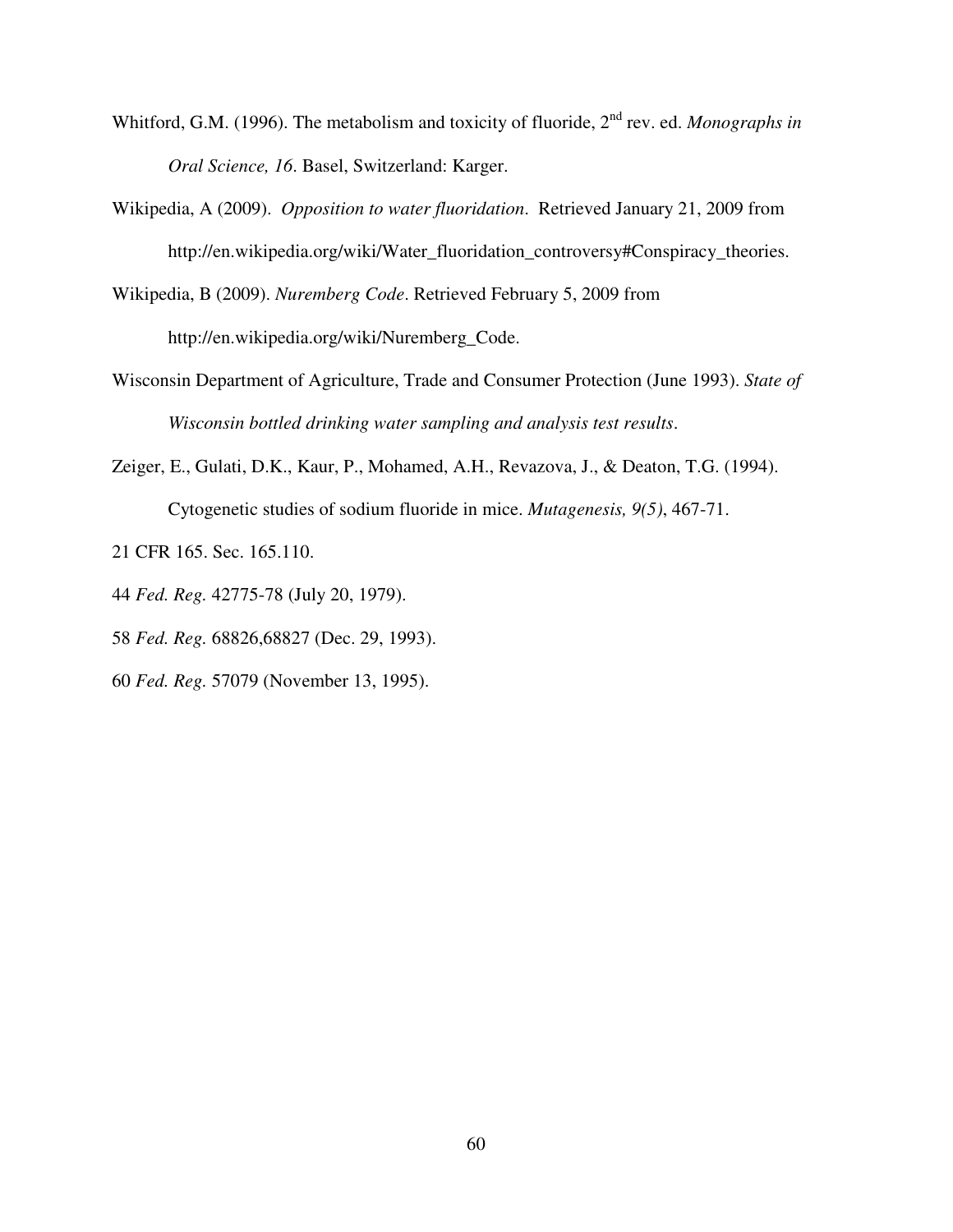Whitford, G.M. (1996). The metabolism and toxicity of fluoride, 2nd rev. ed. *Monographs in Oral Science, 16*. Basel, Switzerland: Karger.

Wikipedia, A (2009). *Opposition to water fluoridation*. Retrieved January 21, 2009 from http://en.wikipedia.org/wiki/Water_fluoridation_controversy#Conspiracy_theories.

Wikipedia, B (2009). *Nuremberg Code*. Retrieved February 5, 2009 from http://en.wikipedia.org/wiki/Nuremberg_Code.

Wisconsin Department of Agriculture, Trade and Consumer Protection (June 1993). *State of Wisconsin bottled drinking water sampling and analysis test results*.

Zeiger, E., Gulati, D.K., Kaur, P., Mohamed, A.H., Revazova, J., & Deaton, T.G. (1994). Cytogenetic studies of sodium fluoride in mice. *Mutagenesis, 9(5)*, 467-71.

21 CFR 165. Sec. 165.110.

44 *Fed. Reg.* 42775-78 (July 20, 1979).

58 *Fed. Reg.* 68826,68827 (Dec. 29, 1993).

60 *Fed. Reg.* 57079 (November 13, 1995).